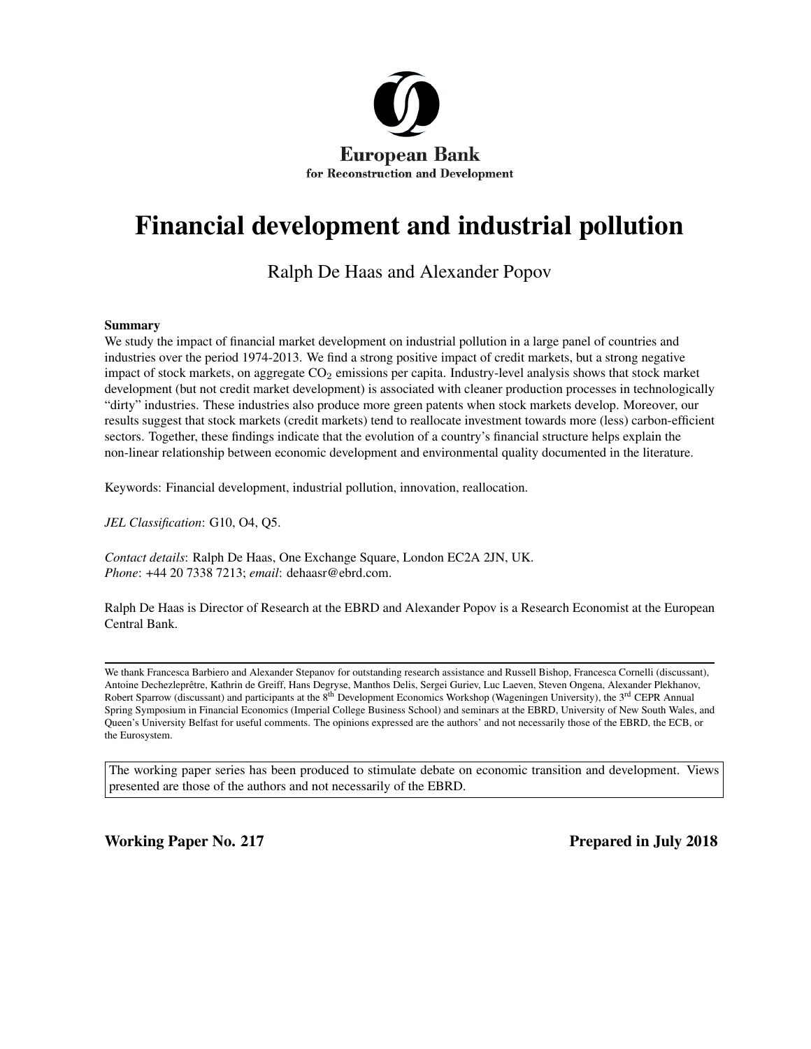European Bank
for Reconstruction and Development

# Financial development and industrial pollution

Ralph De Haas and Alexander Popov

**Summary**

We study the impact of financial market development on industrial pollution in a large panel of countries and industries over the period 1974-2013. We find a strong positive impact of credit markets, but a strong negative impact of stock markets, on aggregate $CO_2$ emissions per capita. Industry-level analysis shows that stock market development (but not credit market development) is associated with cleaner production processes in technologically "dirty" industries. These industries also produce more green patents when stock markets develop. Moreover, our results suggest that stock markets (credit markets) tend to reallocate investment towards more (less) carbon-efficient sectors. Together, these findings indicate that the evolution of a country's financial structure helps explain the non-linear relationship between economic development and environmental quality documented in the literature.

Keywords: Financial development, industrial pollution, innovation, reallocation.

*JEL Classification*: G10, O4, Q5.

*Contact details*: Ralph De Haas, One Exchange Square, London EC2A 2JN, UK.
*Phone*: +44 20 7338 7213; *email*: dehaasr@ebrd.com.

Ralph De Haas is Director of Research at the EBRD and Alexander Popov is a Research Economist at the European Central Bank.

---

We thank Francesca Barbiero and Alexander Stepanov for outstanding research assistance and Russell Bishop, Francesca Cornelli (discussant), Antoine Dechezleprêtre, Kathrin de Greiff, Hans Degryse, Manthos Delis, Sergei Guriev, Luc Laeven, Steven Ongena, Alexander Plekhanov, Robert Sparrow (discussant) and participants at the 8th Development Economics Workshop (Wageningen University), the 3rd CEPR Annual Spring Symposium in Financial Economics (Imperial College Business School) and seminars at the EBRD, University of New South Wales, and Queen's University Belfast for useful comments. The opinions expressed are the authors' and not necessarily those of the EBRD, the ECB, or the Eurosystem.

The working paper series has been produced to stimulate debate on economic transition and development. Views presented are those of the authors and not necessarily of the EBRD.

**Working Paper No. 217** **Prepared in July 2018**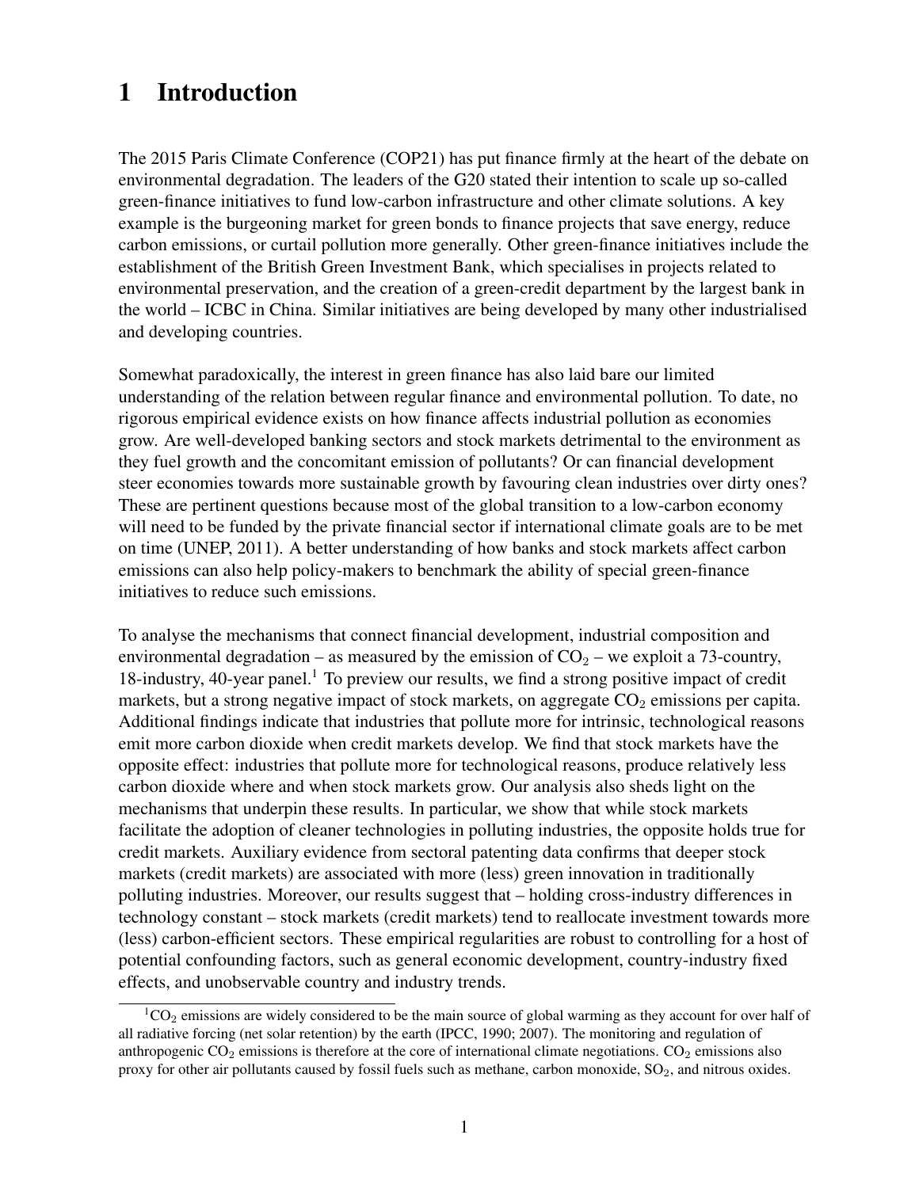# 1 Introduction

The 2015 Paris Climate Conference (COP21) has put finance firmly at the heart of the debate on environmental degradation. The leaders of the G20 stated their intention to scale up so-called green-finance initiatives to fund low-carbon infrastructure and other climate solutions. A key example is the burgeoning market for green bonds to finance projects that save energy, reduce carbon emissions, or curtail pollution more generally. Other green-finance initiatives include the establishment of the British Green Investment Bank, which specialises in projects related to environmental preservation, and the creation of a green-credit department by the largest bank in the world – ICBC in China. Similar initiatives are being developed by many other industrialised and developing countries.

Somewhat paradoxically, the interest in green finance has also laid bare our limited understanding of the relation between regular finance and environmental pollution. To date, no rigorous empirical evidence exists on how finance affects industrial pollution as economies grow. Are well-developed banking sectors and stock markets detrimental to the environment as they fuel growth and the concomitant emission of pollutants? Or can financial development steer economies towards more sustainable growth by favouring clean industries over dirty ones? These are pertinent questions because most of the global transition to a low-carbon economy will need to be funded by the private financial sector if international climate goals are to be met on time (UNEP, 2011). A better understanding of how banks and stock markets affect carbon emissions can also help policy-makers to benchmark the ability of special green-finance initiatives to reduce such emissions.

To analyse the mechanisms that connect financial development, industrial composition and environmental degradation – as measured by the emission of $CO_2$ – we exploit a 73-country, 18-industry, 40-year panel.[1] To preview our results, we find a strong positive impact of credit markets, but a strong negative impact of stock markets, on aggregate $CO_2$ emissions per capita. Additional findings indicate that industries that pollute more for intrinsic, technological reasons emit more carbon dioxide when credit markets develop. We find that stock markets have the opposite effect: industries that pollute more for technological reasons, produce relatively less carbon dioxide where and when stock markets grow. Our analysis also sheds light on the mechanisms that underpin these results. In particular, we show that while stock markets facilitate the adoption of cleaner technologies in polluting industries, the opposite holds true for credit markets. Auxiliary evidence from sectoral patenting data confirms that deeper stock markets (credit markets) are associated with more (less) green innovation in traditionally polluting industries. Moreover, our results suggest that – holding cross-industry differences in technology constant – stock markets (credit markets) tend to reallocate investment towards more (less) carbon-efficient sectors. These empirical regularities are robust to controlling for a host of potential confounding factors, such as general economic development, country-industry fixed effects, and unobservable country and industry trends.

[1] $CO_2$ emissions are widely considered to be the main source of global warming as they account for over half of all radiative forcing (net solar retention) by the earth (IPCC, 1990; 2007). The monitoring and regulation of anthropogenic $CO_2$ emissions is therefore at the core of international climate negotiations. $CO_2$ emissions also proxy for other air pollutants caused by fossil fuels such as methane, carbon monoxide, $SO_2$, and nitrous oxides.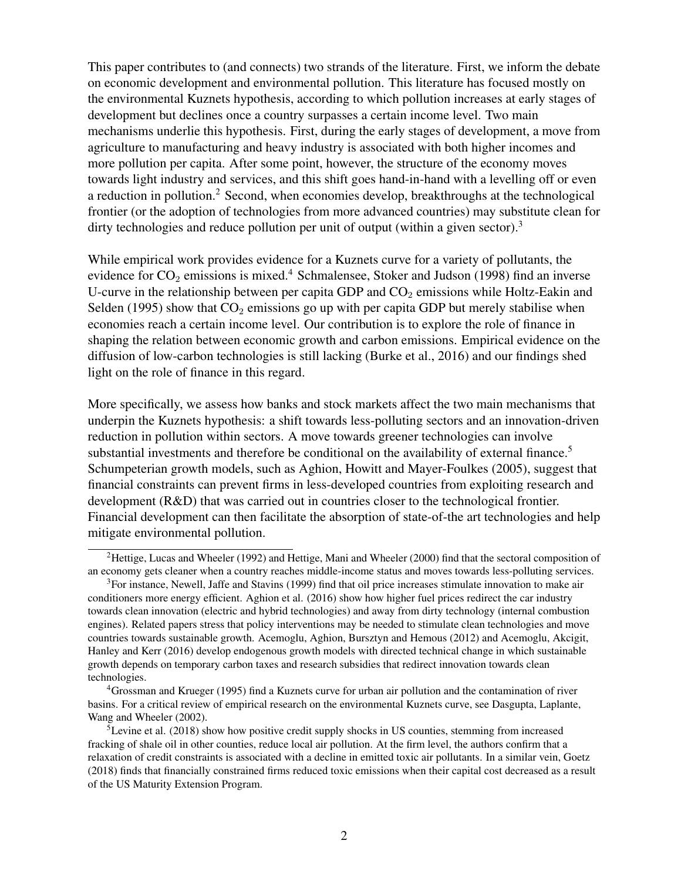This paper contributes to (and connects) two strands of the literature. First, we inform the debate on economic development and environmental pollution. This literature has focused mostly on the environmental Kuznets hypothesis, according to which pollution increases at early stages of development but declines once a country surpasses a certain income level. Two main mechanisms underlie this hypothesis. First, during the early stages of development, a move from agriculture to manufacturing and heavy industry is associated with both higher incomes and more pollution per capita. After some point, however, the structure of the economy moves towards light industry and services, and this shift goes hand-in-hand with a levelling off or even a reduction in pollution.[2] Second, when economies develop, breakthroughs at the technological frontier (or the adoption of technologies from more advanced countries) may substitute clean for dirty technologies and reduce pollution per unit of output (within a given sector).[3]

While empirical work provides evidence for a Kuznets curve for a variety of pollutants, the evidence for $CO_2$ emissions is mixed.[4] Schmalensee, Stoker and Judson (1998) find an inverse U-curve in the relationship between per capita GDP and $CO_2$ emissions while Holtz-Eakin and Selden (1995) show that $CO_2$ emissions go up with per capita GDP but merely stabilise when economies reach a certain income level. Our contribution is to explore the role of finance in shaping the relation between economic growth and carbon emissions. Empirical evidence on the diffusion of low-carbon technologies is still lacking (Burke et al., 2016) and our findings shed light on the role of finance in this regard.

More specifically, we assess how banks and stock markets affect the two main mechanisms that underpin the Kuznets hypothesis: a shift towards less-polluting sectors and an innovation-driven reduction in pollution within sectors. A move towards greener technologies can involve substantial investments and therefore be conditional on the availability of external finance.[5] Schumpeterian growth models, such as Aghion, Howitt and Mayer-Foulkes (2005), suggest that financial constraints can prevent firms in less-developed countries from exploiting research and development (R&D) that was carried out in countries closer to the technological frontier. Financial development can then facilitate the absorption of state-of-the art technologies and help mitigate environmental pollution.

[2] Hettige, Lucas and Wheeler (1992) and Hettige, Mani and Wheeler (2000) find that the sectoral composition of an economy gets cleaner when a country reaches middle-income status and moves towards less-polluting services.

[3] For instance, Newell, Jaffe and Stavins (1999) find that oil price increases stimulate innovation to make air conditioners more energy efficient. Aghion et al. (2016) show how higher fuel prices redirect the car industry towards clean innovation (electric and hybrid technologies) and away from dirty technology (internal combustion engines). Related papers stress that policy interventions may be needed to stimulate clean technologies and move countries towards sustainable growth. Acemoglu, Aghion, Bursztyn and Hemous (2012) and Acemoglu, Akcigit, Hanley and Kerr (2016) develop endogenous growth models with directed technical change in which sustainable growth depends on temporary carbon taxes and research subsidies that redirect innovation towards clean technologies.

[4] Grossman and Krueger (1995) find a Kuznets curve for urban air pollution and the contamination of river basins. For a critical review of empirical research on the environmental Kuznets curve, see Dasgupta, Laplante, Wang and Wheeler (2002).

[5] Levine et al. (2018) show how positive credit supply shocks in US counties, stemming from increased fracking of shale oil in other counties, reduce local air pollution. At the firm level, the authors confirm that a relaxation of credit constraints is associated with a decline in emitted toxic air pollutants. In a similar vein, Goetz (2018) finds that financially constrained firms reduced toxic emissions when their capital cost decreased as a result of the US Maturity Extension Program.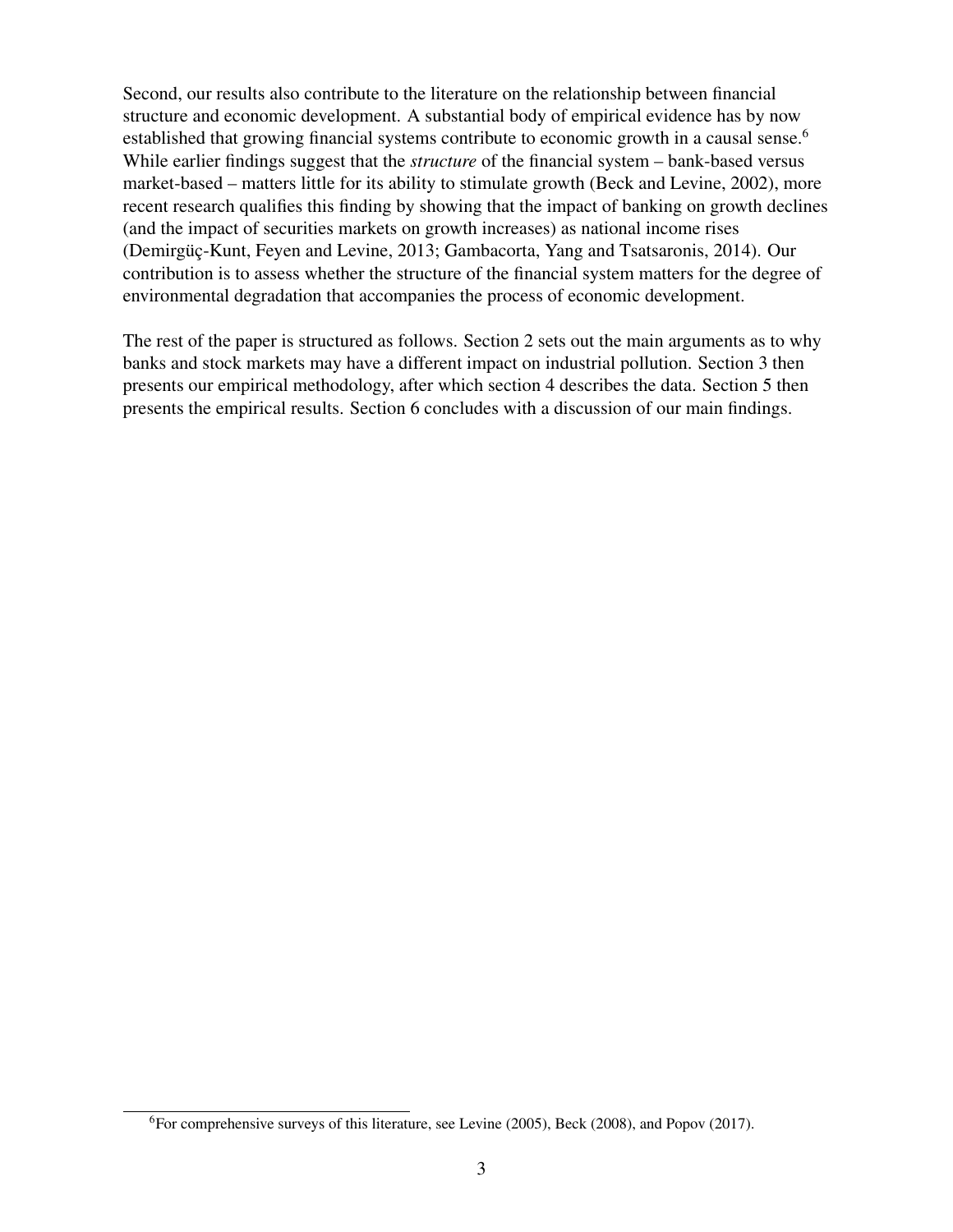Second, our results also contribute to the literature on the relationship between financial structure and economic development. A substantial body of empirical evidence has by now established that growing financial systems contribute to economic growth in a causal sense.[6] While earlier findings suggest that the *structure* of the financial system – bank-based versus market-based – matters little for its ability to stimulate growth (Beck and Levine, 2002), more recent research qualifies this finding by showing that the impact of banking on growth declines (and the impact of securities markets on growth increases) as national income rises (Demirgüç-Kunt, Feyen and Levine, 2013; Gambacorta, Yang and Tsatsaronis, 2014). Our contribution is to assess whether the structure of the financial system matters for the degree of environmental degradation that accompanies the process of economic development.

The rest of the paper is structured as follows. Section 2 sets out the main arguments as to why banks and stock markets may have a different impact on industrial pollution. Section 3 then presents our empirical methodology, after which section 4 describes the data. Section 5 then presents the empirical results. Section 6 concludes with a discussion of our main findings.

[6] For comprehensive surveys of this literature, see Levine (2005), Beck (2008), and Popov (2017).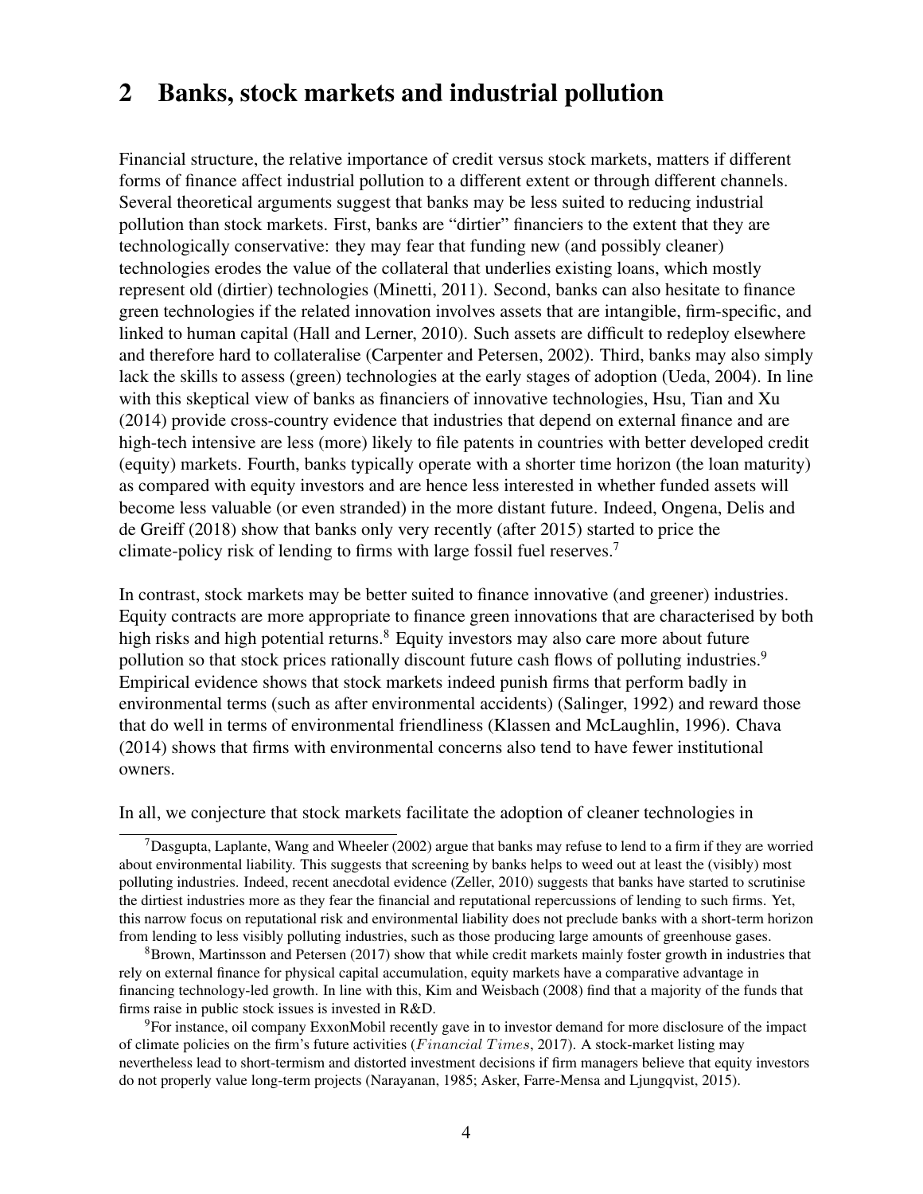## 2 Banks, stock markets and industrial pollution

Financial structure, the relative importance of credit versus stock markets, matters if different forms of finance affect industrial pollution to a different extent or through different channels. Several theoretical arguments suggest that banks may be less suited to reducing industrial pollution than stock markets. First, banks are "dirtier" financiers to the extent that they are technologically conservative: they may fear that funding new (and possibly cleaner) technologies erodes the value of the collateral that underlies existing loans, which mostly represent old (dirtier) technologies (Minetti, 2011). Second, banks can also hesitate to finance green technologies if the related innovation involves assets that are intangible, firm-specific, and linked to human capital (Hall and Lerner, 2010). Such assets are difficult to redeploy elsewhere and therefore hard to collateralise (Carpenter and Petersen, 2002). Third, banks may also simply lack the skills to assess (green) technologies at the early stages of adoption (Ueda, 2004). In line with this skeptical view of banks as financiers of innovative technologies, Hsu, Tian and Xu (2014) provide cross-country evidence that industries that depend on external finance and are high-tech intensive are less (more) likely to file patents in countries with better developed credit (equity) markets. Fourth, banks typically operate with a shorter time horizon (the loan maturity) as compared with equity investors and are hence less interested in whether funded assets will become less valuable (or even stranded) in the more distant future. Indeed, Ongena, Delis and de Greiff (2018) show that banks only very recently (after 2015) started to price the climate-policy risk of lending to firms with large fossil fuel reserves.[7]

In contrast, stock markets may be better suited to finance innovative (and greener) industries. Equity contracts are more appropriate to finance green innovations that are characterised by both high risks and high potential returns.[8] Equity investors may also care more about future pollution so that stock prices rationally discount future cash flows of polluting industries.[9] Empirical evidence shows that stock markets indeed punish firms that perform badly in environmental terms (such as after environmental accidents) (Salinger, 1992) and reward those that do well in terms of environmental friendliness (Klassen and McLaughlin, 1996). Chava (2014) shows that firms with environmental concerns also tend to have fewer institutional owners.

In all, we conjecture that stock markets facilitate the adoption of cleaner technologies in

[7] Dasgupta, Laplante, Wang and Wheeler (2002) argue that banks may refuse to lend to a firm if they are worried about environmental liability. This suggests that screening by banks helps to weed out at least the (visibly) most polluting industries. Indeed, recent anecdotal evidence (Zeller, 2010) suggests that banks have started to scrutinise the dirtiest industries more as they fear the financial and reputational repercussions of lending to such firms. Yet, this narrow focus on reputational risk and environmental liability does not preclude banks with a short-term horizon from lending to less visibly polluting industries, such as those producing large amounts of greenhouse gases.

[8] Brown, Martinsson and Petersen (2017) show that while credit markets mainly foster growth in industries that rely on external finance for physical capital accumulation, equity markets have a comparative advantage in financing technology-led growth. In line with this, Kim and Weisbach (2008) find that a majority of the funds that firms raise in public stock issues is invested in R&D.

[9] For instance, oil company ExxonMobil recently gave in to investor demand for more disclosure of the impact of climate policies on the firm's future activities (*Financial Times*, 2017). A stock-market listing may nevertheless lead to short-termism and distorted investment decisions if firm managers believe that equity investors do not properly value long-term projects (Narayanan, 1985; Asker, Farre-Mensa and Ljungqvist, 2015).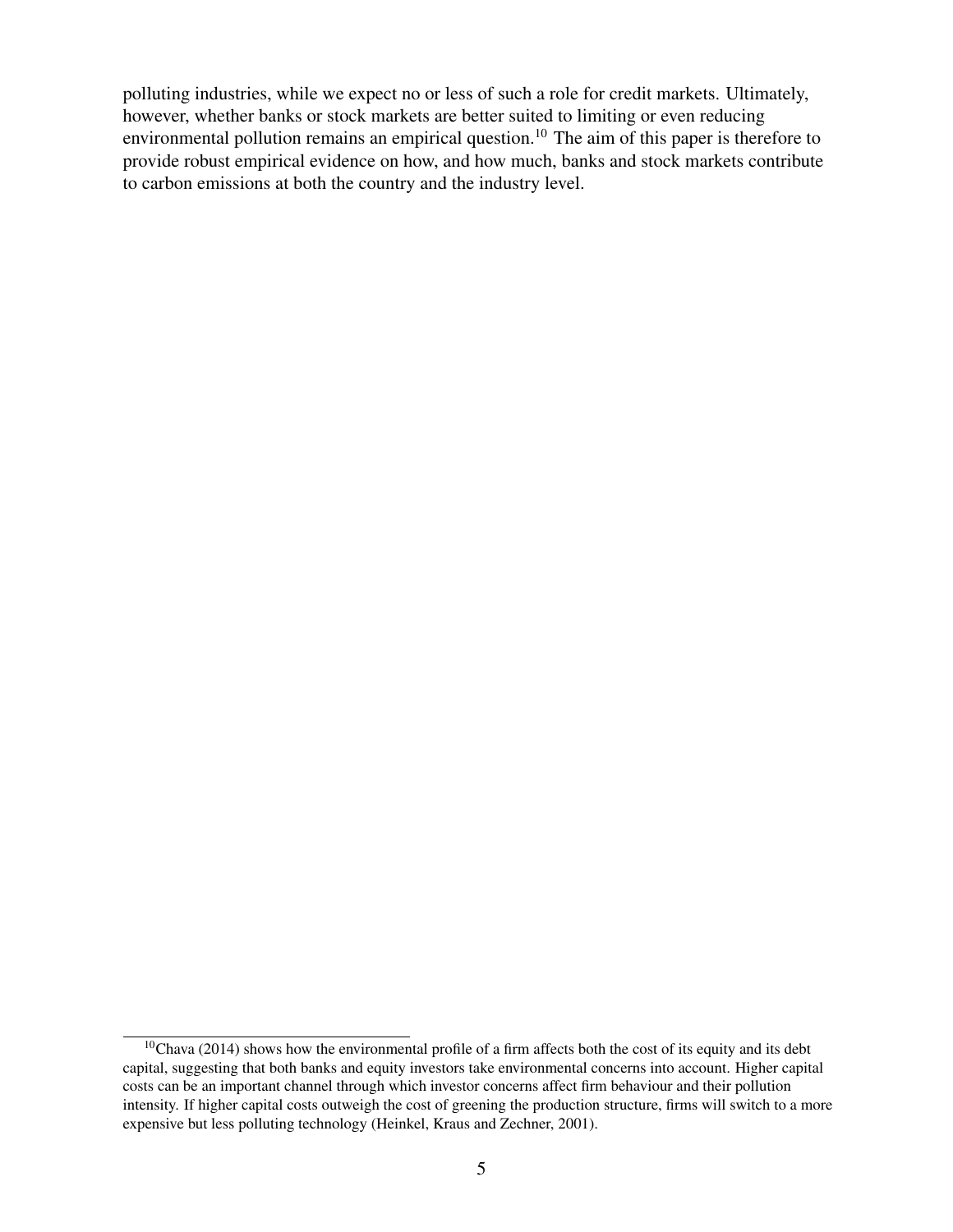polluting industries, while we expect no or less of such a role for credit markets. Ultimately, however, whether banks or stock markets are better suited to limiting or even reducing environmental pollution remains an empirical question.[10] The aim of this paper is therefore to provide robust empirical evidence on how, and how much, banks and stock markets contribute to carbon emissions at both the country and the industry level.

[10] Chava (2014) shows how the environmental profile of a firm affects both the cost of its equity and its debt capital, suggesting that both banks and equity investors take environmental concerns into account. Higher capital costs can be an important channel through which investor concerns affect firm behaviour and their pollution intensity. If higher capital costs outweigh the cost of greening the production structure, firms will switch to a more expensive but less polluting technology (Heinkel, Kraus and Zechner, 2001).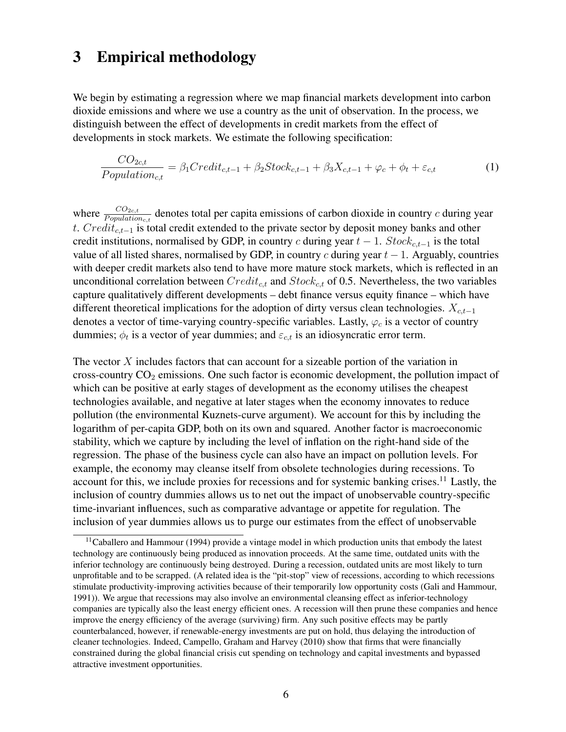# 3 Empirical methodology

We begin by estimating a regression where we map financial markets development into carbon dioxide emissions and where we use a country as the unit of observation. In the process, we distinguish between the effect of developments in credit markets from the effect of developments in stock markets. We estimate the following specification:

$$\frac{CO_{2c,t}}{Population_{c,t}} = \beta_1 Credit_{c,t-1} + \beta_2 Stock_{c,t-1} + \beta_3 X_{c,t-1} + \varphi_c + \phi_t + \varepsilon_{c,t} \tag{1}$$

where $\frac{CO_{2c,t}}{Population_{c,t}}$ denotes total per capita emissions of carbon dioxide in country $c$ during year $t$. $Credit_{c,t-1}$ is total credit extended to the private sector by deposit money banks and other credit institutions, normalised by GDP, in country $c$ during year $t-1$. $Stock_{c,t-1}$ is the total value of all listed shares, normalised by GDP, in country $c$ during year $t-1$. Arguably, countries with deeper credit markets also tend to have more mature stock markets, which is reflected in an unconditional correlation between $Credit_{c,t}$ and $Stock_{c,t}$ of 0.5. Nevertheless, the two variables capture qualitatively different developments – debt finance versus equity finance – which have different theoretical implications for the adoption of dirty versus clean technologies. $X_{c,t-1}$ denotes a vector of time-varying country-specific variables. Lastly, $\varphi_c$ is a vector of country dummies; $\phi_t$ is a vector of year dummies; and $\varepsilon_{c,t}$ is an idiosyncratic error term.

The vector $X$ includes factors that can account for a sizeable portion of the variation in cross-country $CO_2$ emissions. One such factor is economic development, the pollution impact of which can be positive at early stages of development as the economy utilises the cheapest technologies available, and negative at later stages when the economy innovates to reduce pollution (the environmental Kuznets-curve argument). We account for this by including the logarithm of per-capita GDP, both on its own and squared. Another factor is macroeconomic stability, which we capture by including the level of inflation on the right-hand side of the regression. The phase of the business cycle can also have an impact on pollution levels. For example, the economy may cleanse itself from obsolete technologies during recessions. To account for this, we include proxies for recessions and for systemic banking crises.[11] Lastly, the inclusion of country dummies allows us to net out the impact of unobservable country-specific time-invariant influences, such as comparative advantage or appetite for regulation. The inclusion of year dummies allows us to purge our estimates from the effect of unobservable

[11] Caballero and Hammour (1994) provide a vintage model in which production units that embody the latest technology are continuously being produced as innovation proceeds. At the same time, outdated units with the inferior technology are continuously being destroyed. During a recession, outdated units are most likely to turn unprofitable and to be scrapped. (A related idea is the "pit-stop" view of recessions, according to which recessions stimulate productivity-improving activities because of their temporarily low opportunity costs (Gali and Hammour, 1991)). We argue that recessions may also involve an environmental cleansing effect as inferior-technology companies are typically also the least energy efficient ones. A recession will then prune these companies and hence improve the energy efficiency of the average (surviving) firm. Any such positive effects may be partly counterbalanced, however, if renewable-energy investments are put on hold, thus delaying the introduction of cleaner technologies. Indeed, Campello, Graham and Harvey (2010) show that firms that were financially constrained during the global financial crisis cut spending on technology and capital investments and bypassed attractive investment opportunities.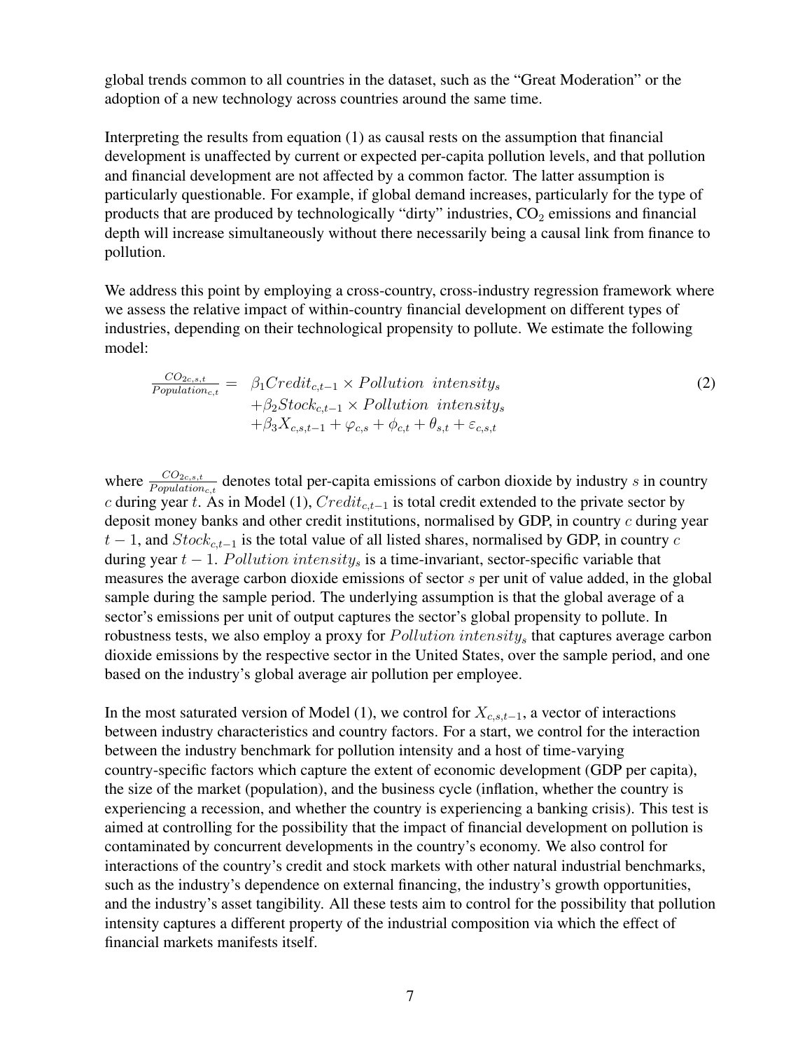global trends common to all countries in the dataset, such as the "Great Moderation" or the adoption of a new technology across countries around the same time.

Interpreting the results from equation (1) as causal rests on the assumption that financial development is unaffected by current or expected per-capita pollution levels, and that pollution and financial development are not affected by a common factor. The latter assumption is particularly questionable. For example, if global demand increases, particularly for the type of products that are produced by technologically "dirty" industries, $CO_2$ emissions and financial depth will increase simultaneously without there necessarily being a causal link from finance to pollution.

We address this point by employing a cross-country, cross-industry regression framework where we assess the relative impact of within-country financial development on different types of industries, depending on their technological propensity to pollute. We estimate the following model:

$$
\begin{aligned}
\frac{CO_{2c,s,t}}{Population_{c,t}} = \; & \beta_1 Credit_{c,t-1} \times Pollution \;\; intensity_s \\
& + \beta_2 Stock_{c,t-1} \times Pollution \;\; intensity_s \\
& + \beta_3 X_{c,s,t-1} + \varphi_{c,s} + \phi_{c,t} + \theta_{s,t} + \varepsilon_{c,s,t}
\end{aligned}
\tag{2}
$$

where $\frac{CO_{2c,s,t}}{Population_{c,t}}$ denotes total per-capita emissions of carbon dioxide by industry $s$ in country $c$ during year $t$. As in Model (1), $Credit_{c,t-1}$ is total credit extended to the private sector by deposit money banks and other credit institutions, normalised by GDP, in country $c$ during year $t-1$, and $Stock_{c,t-1}$ is the total value of all listed shares, normalised by GDP, in country $c$ during year $t-1$. $Pollution \; intensity_s$ is a time-invariant, sector-specific variable that measures the average carbon dioxide emissions of sector $s$ per unit of value added, in the global sample during the sample period. The underlying assumption is that the global average of a sector's emissions per unit of output captures the sector's global propensity to pollute. In robustness tests, we also employ a proxy for $Pollution \; intensity_s$ that captures average carbon dioxide emissions by the respective sector in the United States, over the sample period, and one based on the industry's global average air pollution per employee.

In the most saturated version of Model (1), we control for $X_{c,s,t-1}$, a vector of interactions between industry characteristics and country factors. For a start, we control for the interaction between the industry benchmark for pollution intensity and a host of time-varying country-specific factors which capture the extent of economic development (GDP per capita), the size of the market (population), and the business cycle (inflation, whether the country is experiencing a recession, and whether the country is experiencing a banking crisis). This test is aimed at controlling for the possibility that the impact of financial development on pollution is contaminated by concurrent developments in the country's economy. We also control for interactions of the country's credit and stock markets with other natural industrial benchmarks, such as the industry's dependence on external financing, the industry's growth opportunities, and the industry's asset tangibility. All these tests aim to control for the possibility that pollution intensity captures a different property of the industrial composition via which the effect of financial markets manifests itself.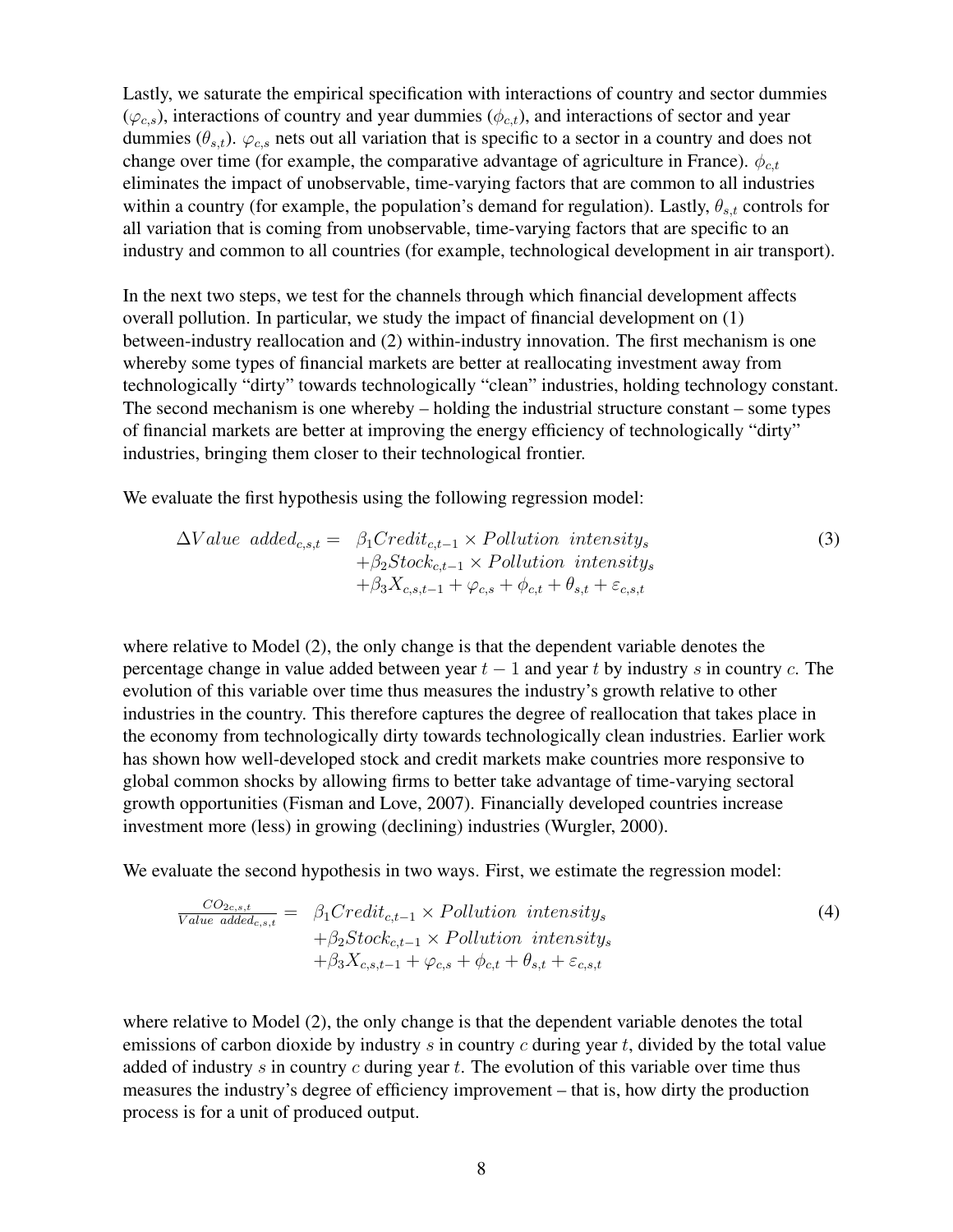Lastly, we saturate the empirical specification with interactions of country and sector dummies ($\varphi_{c,s}$), interactions of country and year dummies ($\phi_{c,t}$), and interactions of sector and year dummies ($\theta_{s,t}$). $\varphi_{c,s}$ nets out all variation that is specific to a sector in a country and does not change over time (for example, the comparative advantage of agriculture in France). $\phi_{c,t}$ eliminates the impact of unobservable, time-varying factors that are common to all industries within a country (for example, the population's demand for regulation). Lastly, $\theta_{s,t}$ controls for all variation that is coming from unobservable, time-varying factors that are specific to an industry and common to all countries (for example, technological development in air transport).

In the next two steps, we test for the channels through which financial development affects overall pollution. In particular, we study the impact of financial development on (1) between-industry reallocation and (2) within-industry innovation. The first mechanism is one whereby some types of financial markets are better at reallocating investment away from technologically "dirty" towards technologically "clean" industries, holding technology constant. The second mechanism is one whereby – holding the industrial structure constant – some types of financial markets are better at improving the energy efficiency of technologically "dirty" industries, bringing them closer to their technological frontier.

We evaluate the first hypothesis using the following regression model:

$$\begin{aligned} \Delta Value\ \ added_{c,s,t} = \ & \beta_1 Credit_{c,t-1} \times Pollution\ \ intensity_s \\ & + \beta_2 Stock_{c,t-1} \times Pollution\ \ intensity_s \\ & + \beta_3 X_{c,s,t-1} + \varphi_{c,s} + \phi_{c,t} + \theta_{s,t} + \varepsilon_{c,s,t} \end{aligned} \tag{3}$$

where relative to Model (2), the only change is that the dependent variable denotes the percentage change in value added between year $t-1$ and year $t$ by industry $s$ in country $c$. The evolution of this variable over time thus measures the industry's growth relative to other industries in the country. This therefore captures the degree of reallocation that takes place in the economy from technologically dirty towards technologically clean industries. Earlier work has shown how well-developed stock and credit markets make countries more responsive to global common shocks by allowing firms to better take advantage of time-varying sectoral growth opportunities (Fisman and Love, 2007). Financially developed countries increase investment more (less) in growing (declining) industries (Wurgler, 2000).

We evaluate the second hypothesis in two ways. First, we estimate the regression model:

$$\begin{aligned} \frac{CO_{2c,s,t}}{Value\ \ added_{c,s,t}} = \ & \beta_1 Credit_{c,t-1} \times Pollution\ \ intensity_s \\ & + \beta_2 Stock_{c,t-1} \times Pollution\ \ intensity_s \\ & + \beta_3 X_{c,s,t-1} + \varphi_{c,s} + \phi_{c,t} + \theta_{s,t} + \varepsilon_{c,s,t} \end{aligned} \tag{4}$$

where relative to Model (2), the only change is that the dependent variable denotes the total emissions of carbon dioxide by industry $s$ in country $c$ during year $t$, divided by the total value added of industry $s$ in country $c$ during year $t$. The evolution of this variable over time thus measures the industry's degree of efficiency improvement – that is, how dirty the production process is for a unit of produced output.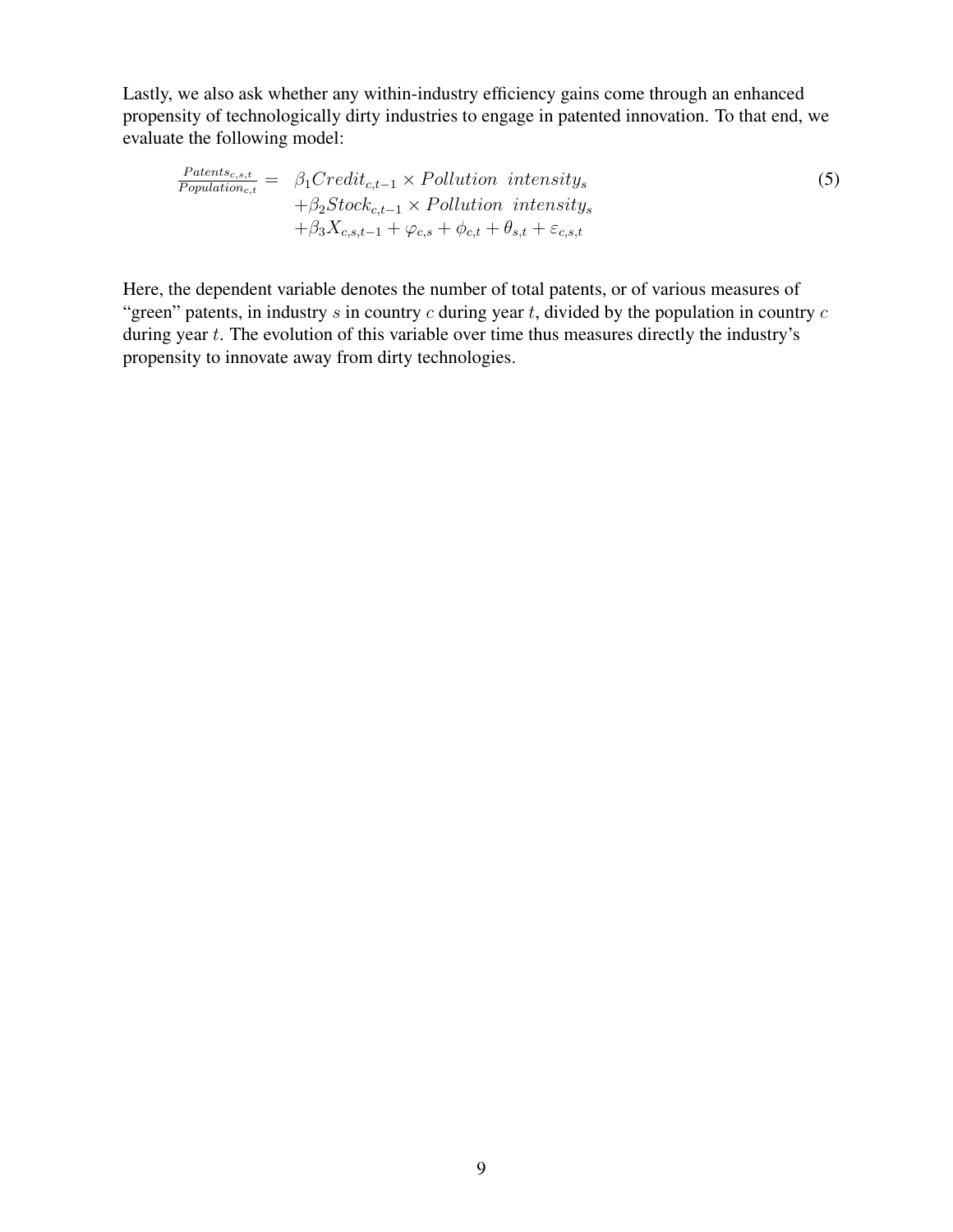Lastly, we also ask whether any within-industry efficiency gains come through an enhanced propensity of technologically dirty industries to engage in patented innovation. To that end, we evaluate the following model:

$$
\begin{aligned}
\frac{Patents_{c,s,t}}{Population_{c,t}} = \; & \beta_1 Credit_{c,t-1} \times Pollution\ \ intensity_s \\
& + \beta_2 Stock_{c,t-1} \times Pollution\ \ intensity_s \\
& + \beta_3 X_{c,s,t-1} + \varphi_{c,s} + \phi_{c,t} + \theta_{s,t} + \varepsilon_{c,s,t}
\end{aligned} \tag{5}
$$

Here, the dependent variable denotes the number of total patents, or of various measures of "green" patents, in industry $s$ in country $c$ during year $t$, divided by the population in country $c$ during year $t$. The evolution of this variable over time thus measures directly the industry's propensity to innovate away from dirty technologies.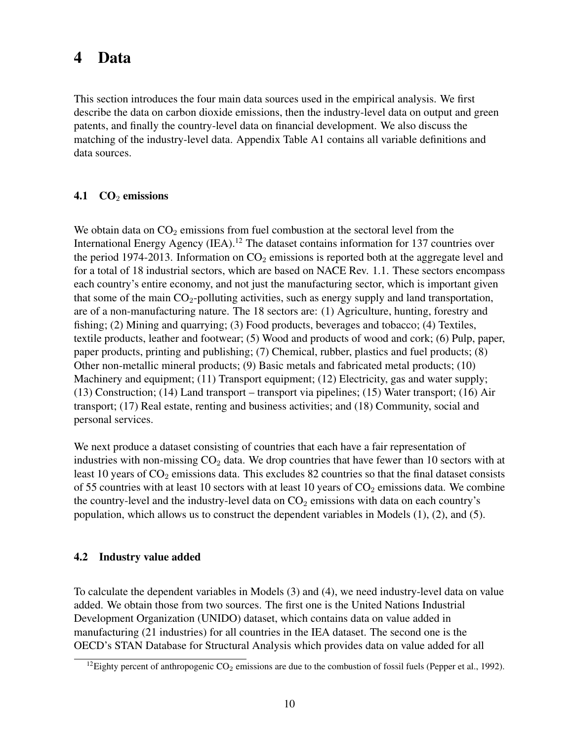# 4 Data

This section introduces the four main data sources used in the empirical analysis. We first describe the data on carbon dioxide emissions, then the industry-level data on output and green patents, and finally the country-level data on financial development. We also discuss the matching of the industry-level data. Appendix Table A1 contains all variable definitions and data sources.

## 4.1 $CO_2$ emissions

We obtain data on $CO_2$ emissions from fuel combustion at the sectoral level from the International Energy Agency (IEA).[12] The dataset contains information for 137 countries over the period 1974-2013. Information on $CO_2$ emissions is reported both at the aggregate level and for a total of 18 industrial sectors, which are based on NACE Rev. 1.1. These sectors encompass each country's entire economy, and not just the manufacturing sector, which is important given that some of the main $CO_2$-polluting activities, such as energy supply and land transportation, are of a non-manufacturing nature. The 18 sectors are: (1) Agriculture, hunting, forestry and fishing; (2) Mining and quarrying; (3) Food products, beverages and tobacco; (4) Textiles, textile products, leather and footwear; (5) Wood and products of wood and cork; (6) Pulp, paper, paper products, printing and publishing; (7) Chemical, rubber, plastics and fuel products; (8) Other non-metallic mineral products; (9) Basic metals and fabricated metal products; (10) Machinery and equipment; (11) Transport equipment; (12) Electricity, gas and water supply; (13) Construction; (14) Land transport – transport via pipelines; (15) Water transport; (16) Air transport; (17) Real estate, renting and business activities; and (18) Community, social and personal services.

We next produce a dataset consisting of countries that each have a fair representation of industries with non-missing $CO_2$ data. We drop countries that have fewer than 10 sectors with at least 10 years of $CO_2$ emissions data. This excludes 82 countries so that the final dataset consists of 55 countries with at least 10 sectors with at least 10 years of $CO_2$ emissions data. We combine the country-level and the industry-level data on $CO_2$ emissions with data on each country's population, which allows us to construct the dependent variables in Models (1), (2), and (5).

## 4.2 Industry value added

To calculate the dependent variables in Models (3) and (4), we need industry-level data on value added. We obtain those from two sources. The first one is the United Nations Industrial Development Organization (UNIDO) dataset, which contains data on value added in manufacturing (21 industries) for all countries in the IEA dataset. The second one is the OECD's STAN Database for Structural Analysis which provides data on value added for all

[12] Eighty percent of anthropogenic $CO_2$ emissions are due to the combustion of fossil fuels (Pepper et al., 1992).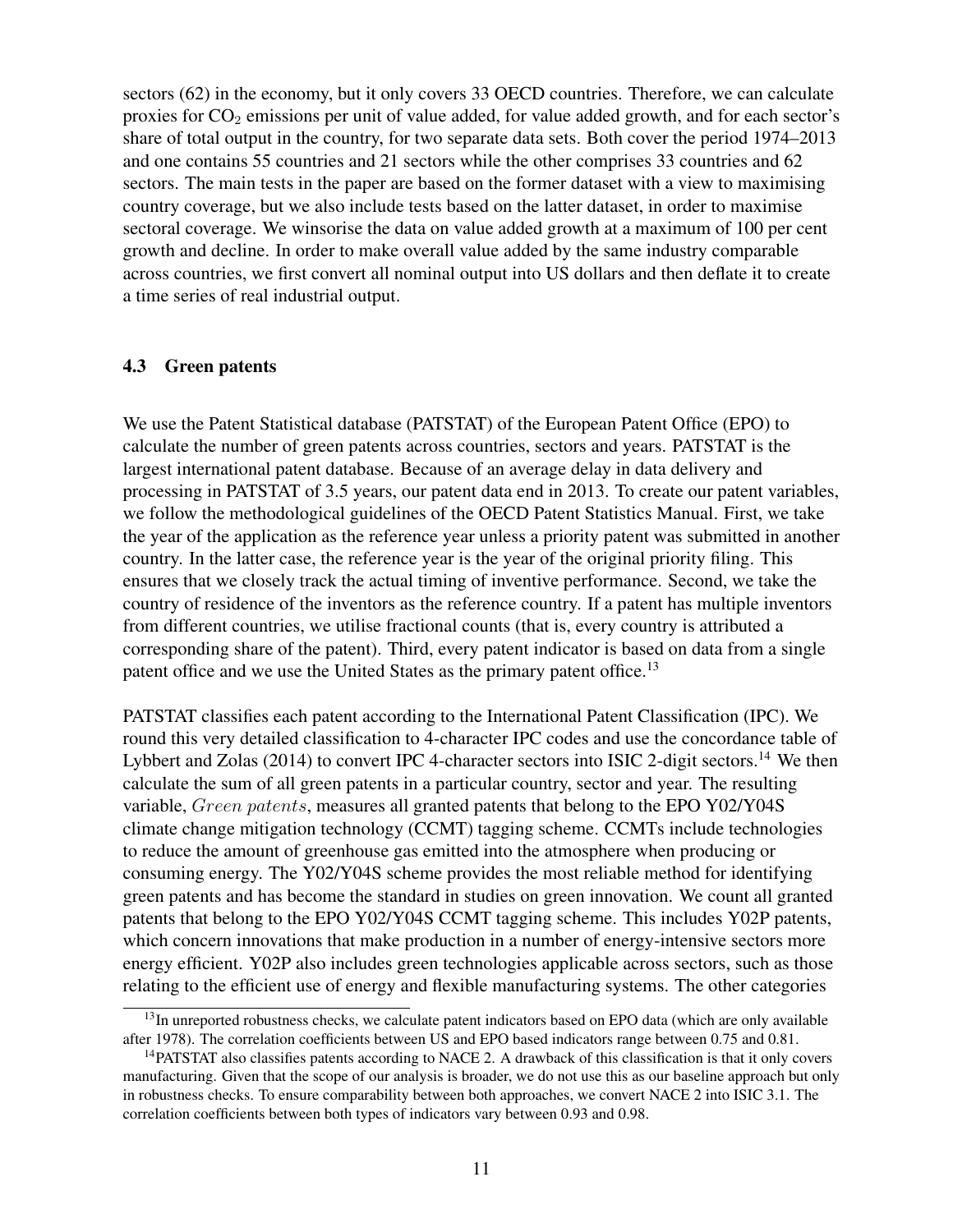sectors (62) in the economy, but it only covers 33 OECD countries. Therefore, we can calculate proxies for $CO_2$ emissions per unit of value added, for value added growth, and for each sector's share of total output in the country, for two separate data sets. Both cover the period 1974–2013 and one contains 55 countries and 21 sectors while the other comprises 33 countries and 62 sectors. The main tests in the paper are based on the former dataset with a view to maximising country coverage, but we also include tests based on the latter dataset, in order to maximise sectoral coverage. We winsorise the data on value added growth at a maximum of 100 per cent growth and decline. In order to make overall value added by the same industry comparable across countries, we first convert all nominal output into US dollars and then deflate it to create a time series of real industrial output.

### 4.3 Green patents

We use the Patent Statistical database (PATSTAT) of the European Patent Office (EPO) to calculate the number of green patents across countries, sectors and years. PATSTAT is the largest international patent database. Because of an average delay in data delivery and processing in PATSTAT of 3.5 years, our patent data end in 2013. To create our patent variables, we follow the methodological guidelines of the OECD Patent Statistics Manual. First, we take the year of the application as the reference year unless a priority patent was submitted in another country. In the latter case, the reference year is the year of the original priority filing. This ensures that we closely track the actual timing of inventive performance. Second, we take the country of residence of the inventors as the reference country. If a patent has multiple inventors from different countries, we utilise fractional counts (that is, every country is attributed a corresponding share of the patent). Third, every patent indicator is based on data from a single patent office and we use the United States as the primary patent office.[13]

PATSTAT classifies each patent according to the International Patent Classification (IPC). We round this very detailed classification to 4-character IPC codes and use the concordance table of Lybbert and Zolas (2014) to convert IPC 4-character sectors into ISIC 2-digit sectors.[14] We then calculate the sum of all green patents in a particular country, sector and year. The resulting variable, $Green\ patents$, measures all granted patents that belong to the EPO Y02/Y04S climate change mitigation technology (CCMT) tagging scheme. CCMTs include technologies to reduce the amount of greenhouse gas emitted into the atmosphere when producing or consuming energy. The Y02/Y04S scheme provides the most reliable method for identifying green patents and has become the standard in studies on green innovation. We count all granted patents that belong to the EPO Y02/Y04S CCMT tagging scheme. This includes Y02P patents, which concern innovations that make production in a number of energy-intensive sectors more energy efficient. Y02P also includes green technologies applicable across sectors, such as those relating to the efficient use of energy and flexible manufacturing systems. The other categories

[13] In unreported robustness checks, we calculate patent indicators based on EPO data (which are only available after 1978). The correlation coefficients between US and EPO based indicators range between 0.75 and 0.81.

[14] PATSTAT also classifies patents according to NACE 2. A drawback of this classification is that it only covers manufacturing. Given that the scope of our analysis is broader, we do not use this as our baseline approach but only in robustness checks. To ensure comparability between both approaches, we convert NACE 2 into ISIC 3.1. The correlation coefficients between both types of indicators vary between 0.93 and 0.98.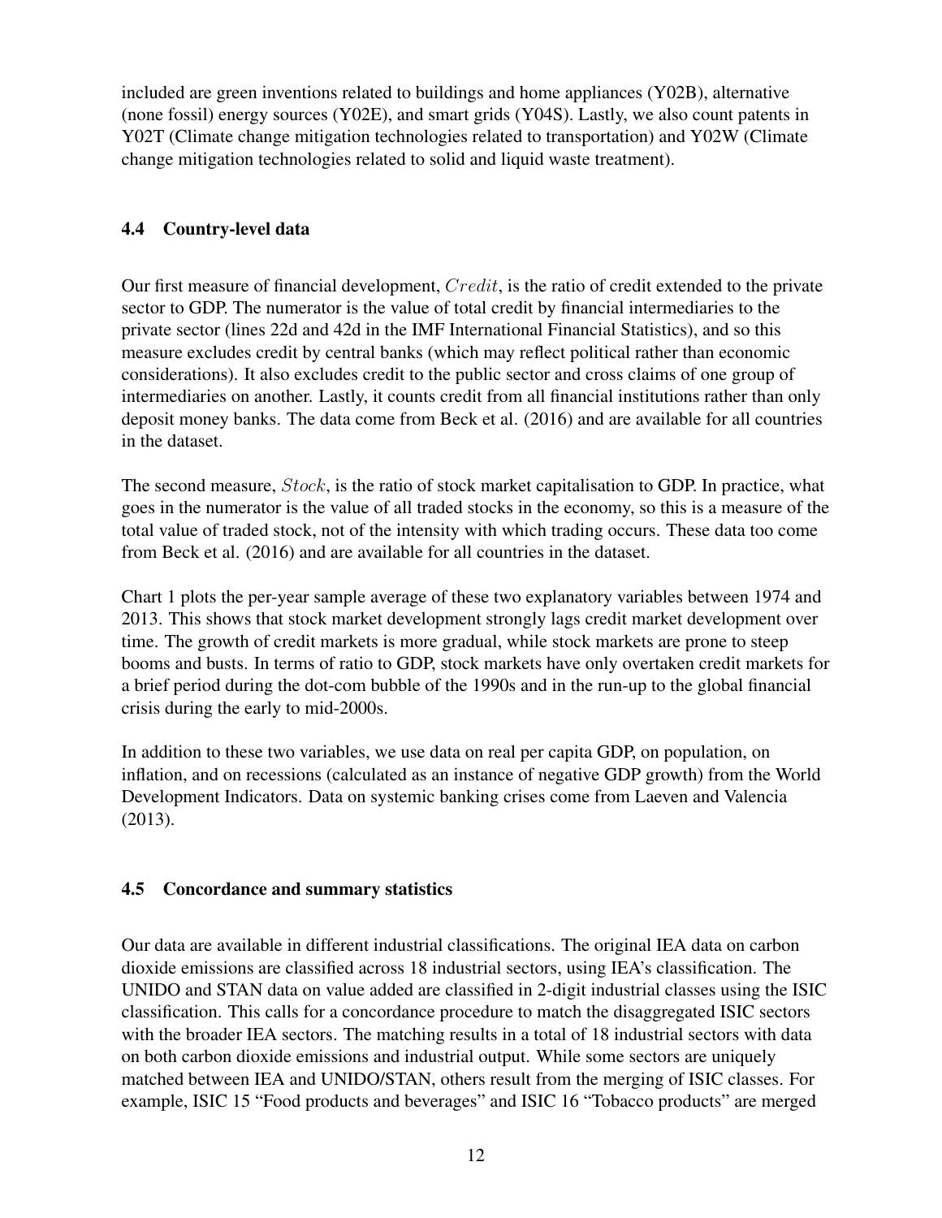included are green inventions related to buildings and home appliances (Y02B), alternative (none fossil) energy sources (Y02E), and smart grids (Y04S). Lastly, we also count patents in Y02T (Climate change mitigation technologies related to transportation) and Y02W (Climate change mitigation technologies related to solid and liquid waste treatment).

### 4.4 Country-level data

Our first measure of financial development, $Credit$, is the ratio of credit extended to the private sector to GDP. The numerator is the value of total credit by financial intermediaries to the private sector (lines 22d and 42d in the IMF International Financial Statistics), and so this measure excludes credit by central banks (which may reflect political rather than economic considerations). It also excludes credit to the public sector and cross claims of one group of intermediaries on another. Lastly, it counts credit from all financial institutions rather than only deposit money banks. The data come from Beck et al. (2016) and are available for all countries in the dataset.

The second measure, $Stock$, is the ratio of stock market capitalisation to GDP. In practice, what goes in the numerator is the value of all traded stocks in the economy, so this is a measure of the total value of traded stock, not of the intensity with which trading occurs. These data too come from Beck et al. (2016) and are available for all countries in the dataset.

Chart 1 plots the per-year sample average of these two explanatory variables between 1974 and 2013. This shows that stock market development strongly lags credit market development over time. The growth of credit markets is more gradual, while stock markets are prone to steep booms and busts. In terms of ratio to GDP, stock markets have only overtaken credit markets for a brief period during the dot-com bubble of the 1990s and in the run-up to the global financial crisis during the early to mid-2000s.

In addition to these two variables, we use data on real per capita GDP, on population, on inflation, and on recessions (calculated as an instance of negative GDP growth) from the World Development Indicators. Data on systemic banking crises come from Laeven and Valencia (2013).

### 4.5 Concordance and summary statistics

Our data are available in different industrial classifications. The original IEA data on carbon dioxide emissions are classified across 18 industrial sectors, using IEA's classification. The UNIDO and STAN data on value added are classified in 2-digit industrial classes using the ISIC classification. This calls for a concordance procedure to match the disaggregated ISIC sectors with the broader IEA sectors. The matching results in a total of 18 industrial sectors with data on both carbon dioxide emissions and industrial output. While some sectors are uniquely matched between IEA and UNIDO/STAN, others result from the merging of ISIC classes. For example, ISIC 15 "Food products and beverages" and ISIC 16 "Tobacco products" are merged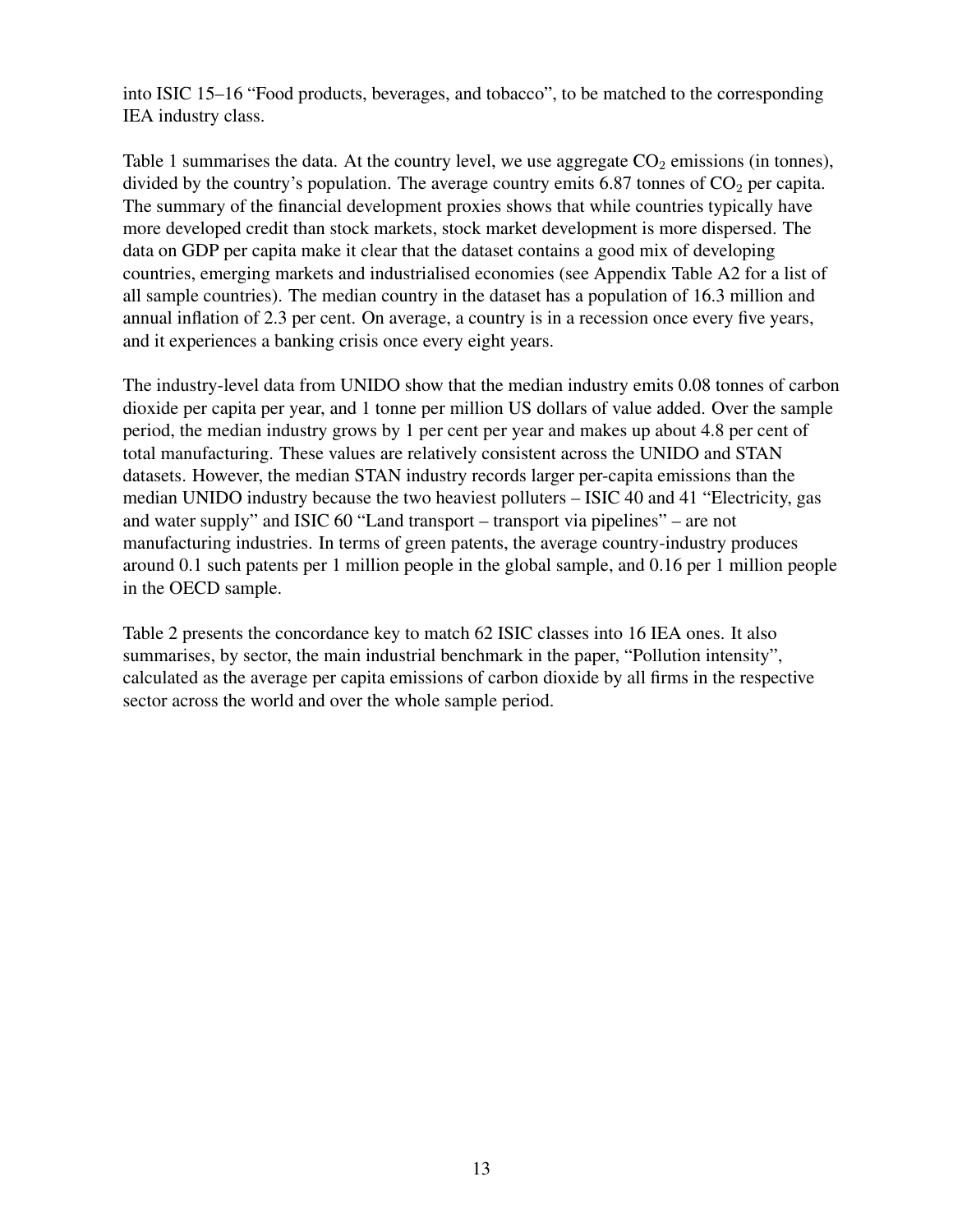into ISIC 15–16 “Food products, beverages, and tobacco”, to be matched to the corresponding IEA industry class.

Table 1 summarises the data. At the country level, we use aggregate $CO_2$ emissions (in tonnes), divided by the country’s population. The average country emits 6.87 tonnes of $CO_2$ per capita. The summary of the financial development proxies shows that while countries typically have more developed credit than stock markets, stock market development is more dispersed. The data on GDP per capita make it clear that the dataset contains a good mix of developing countries, emerging markets and industrialised economies (see Appendix Table A2 for a list of all sample countries). The median country in the dataset has a population of 16.3 million and annual inflation of 2.3 per cent. On average, a country is in a recession once every five years, and it experiences a banking crisis once every eight years.

The industry-level data from UNIDO show that the median industry emits 0.08 tonnes of carbon dioxide per capita per year, and 1 tonne per million US dollars of value added. Over the sample period, the median industry grows by 1 per cent per year and makes up about 4.8 per cent of total manufacturing. These values are relatively consistent across the UNIDO and STAN datasets. However, the median STAN industry records larger per-capita emissions than the median UNIDO industry because the two heaviest polluters – ISIC 40 and 41 “Electricity, gas and water supply” and ISIC 60 “Land transport – transport via pipelines” – are not manufacturing industries. In terms of green patents, the average country-industry produces around 0.1 such patents per 1 million people in the global sample, and 0.16 per 1 million people in the OECD sample.

Table 2 presents the concordance key to match 62 ISIC classes into 16 IEA ones. It also summarises, by sector, the main industrial benchmark in the paper, “Pollution intensity”, calculated as the average per capita emissions of carbon dioxide by all firms in the respective sector across the world and over the whole sample period.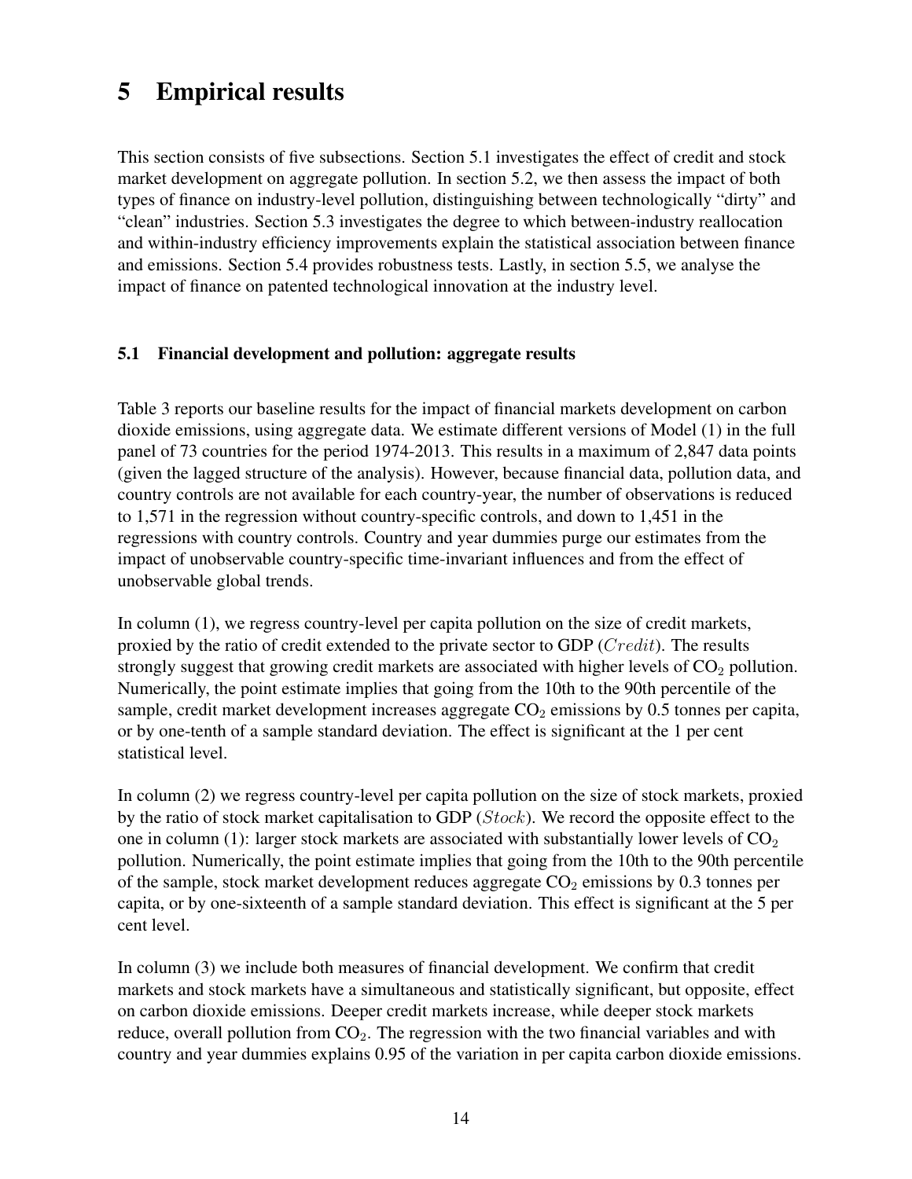# 5 Empirical results

This section consists of five subsections. Section 5.1 investigates the effect of credit and stock market development on aggregate pollution. In section 5.2, we then assess the impact of both types of finance on industry-level pollution, distinguishing between technologically "dirty" and "clean" industries. Section 5.3 investigates the degree to which between-industry reallocation and within-industry efficiency improvements explain the statistical association between finance and emissions. Section 5.4 provides robustness tests. Lastly, in section 5.5, we analyse the impact of finance on patented technological innovation at the industry level.

### 5.1 Financial development and pollution: aggregate results

Table 3 reports our baseline results for the impact of financial markets development on carbon dioxide emissions, using aggregate data. We estimate different versions of Model (1) in the full panel of 73 countries for the period 1974-2013. This results in a maximum of 2,847 data points (given the lagged structure of the analysis). However, because financial data, pollution data, and country controls are not available for each country-year, the number of observations is reduced to 1,571 in the regression without country-specific controls, and down to 1,451 in the regressions with country controls. Country and year dummies purge our estimates from the impact of unobservable country-specific time-invariant influences and from the effect of unobservable global trends.

In column (1), we regress country-level per capita pollution on the size of credit markets, proxied by the ratio of credit extended to the private sector to GDP ($Credit$). The results strongly suggest that growing credit markets are associated with higher levels of $CO_2$ pollution. Numerically, the point estimate implies that going from the 10th to the 90th percentile of the sample, credit market development increases aggregate $CO_2$ emissions by 0.5 tonnes per capita, or by one-tenth of a sample standard deviation. The effect is significant at the 1 per cent statistical level.

In column (2) we regress country-level per capita pollution on the size of stock markets, proxied by the ratio of stock market capitalisation to GDP ($Stock$). We record the opposite effect to the one in column (1): larger stock markets are associated with substantially lower levels of $CO_2$ pollution. Numerically, the point estimate implies that going from the 10th to the 90th percentile of the sample, stock market development reduces aggregate $CO_2$ emissions by 0.3 tonnes per capita, or by one-sixteenth of a sample standard deviation. This effect is significant at the 5 per cent level.

In column (3) we include both measures of financial development. We confirm that credit markets and stock markets have a simultaneous and statistically significant, but opposite, effect on carbon dioxide emissions. Deeper credit markets increase, while deeper stock markets reduce, overall pollution from $CO_2$. The regression with the two financial variables and with country and year dummies explains 0.95 of the variation in per capita carbon dioxide emissions.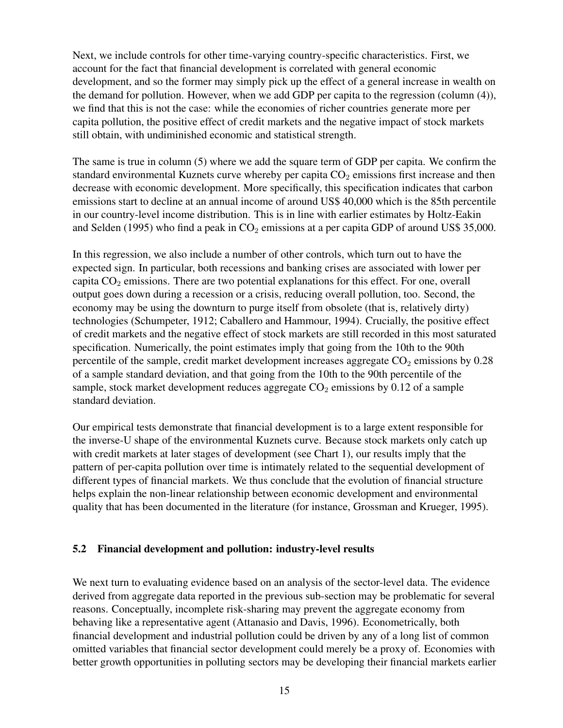Next, we include controls for other time-varying country-specific characteristics. First, we account for the fact that financial development is correlated with general economic development, and so the former may simply pick up the effect of a general increase in wealth on the demand for pollution. However, when we add GDP per capita to the regression (column (4)), we find that this is not the case: while the economies of richer countries generate more per capita pollution, the positive effect of credit markets and the negative impact of stock markets still obtain, with undiminished economic and statistical strength.

The same is true in column (5) where we add the square term of GDP per capita. We confirm the standard environmental Kuznets curve whereby per capita $CO_2$ emissions first increase and then decrease with economic development. More specifically, this specification indicates that carbon emissions start to decline at an annual income of around US$ 40,000 which is the 85th percentile in our country-level income distribution. This is in line with earlier estimates by Holtz-Eakin and Selden (1995) who find a peak in $CO_2$ emissions at a per capita GDP of around US$ 35,000.

In this regression, we also include a number of other controls, which turn out to have the expected sign. In particular, both recessions and banking crises are associated with lower per capita $CO_2$ emissions. There are two potential explanations for this effect. For one, overall output goes down during a recession or a crisis, reducing overall pollution, too. Second, the economy may be using the downturn to purge itself from obsolete (that is, relatively dirty) technologies (Schumpeter, 1912; Caballero and Hammour, 1994). Crucially, the positive effect of credit markets and the negative effect of stock markets are still recorded in this most saturated specification. Numerically, the point estimates imply that going from the 10th to the 90th percentile of the sample, credit market development increases aggregate $CO_2$ emissions by 0.28 of a sample standard deviation, and that going from the 10th to the 90th percentile of the sample, stock market development reduces aggregate $CO_2$ emissions by 0.12 of a sample standard deviation.

Our empirical tests demonstrate that financial development is to a large extent responsible for the inverse-U shape of the environmental Kuznets curve. Because stock markets only catch up with credit markets at later stages of development (see Chart 1), our results imply that the pattern of per-capita pollution over time is intimately related to the sequential development of different types of financial markets. We thus conclude that the evolution of financial structure helps explain the non-linear relationship between economic development and environmental quality that has been documented in the literature (for instance, Grossman and Krueger, 1995).

### 5.2 Financial development and pollution: industry-level results

We next turn to evaluating evidence based on an analysis of the sector-level data. The evidence derived from aggregate data reported in the previous sub-section may be problematic for several reasons. Conceptually, incomplete risk-sharing may prevent the aggregate economy from behaving like a representative agent (Attanasio and Davis, 1996). Econometrically, both financial development and industrial pollution could be driven by any of a long list of common omitted variables that financial sector development could merely be a proxy of. Economies with better growth opportunities in polluting sectors may be developing their financial markets earlier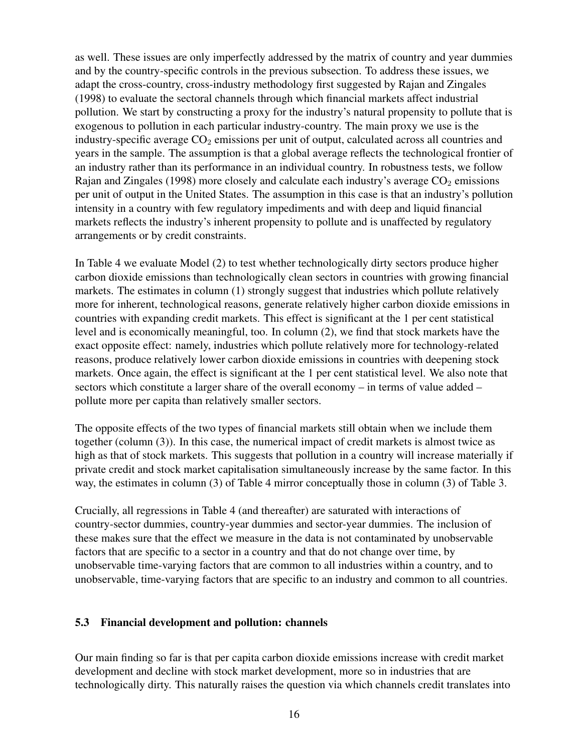as well. These issues are only imperfectly addressed by the matrix of country and year dummies and by the country-specific controls in the previous subsection. To address these issues, we adapt the cross-country, cross-industry methodology first suggested by Rajan and Zingales (1998) to evaluate the sectoral channels through which financial markets affect industrial pollution. We start by constructing a proxy for the industry's natural propensity to pollute that is exogenous to pollution in each particular industry-country. The main proxy we use is the industry-specific average $CO_2$ emissions per unit of output, calculated across all countries and years in the sample. The assumption is that a global average reflects the technological frontier of an industry rather than its performance in an individual country. In robustness tests, we follow Rajan and Zingales (1998) more closely and calculate each industry's average $CO_2$ emissions per unit of output in the United States. The assumption in this case is that an industry's pollution intensity in a country with few regulatory impediments and with deep and liquid financial markets reflects the industry's inherent propensity to pollute and is unaffected by regulatory arrangements or by credit constraints.

In Table 4 we evaluate Model (2) to test whether technologically dirty sectors produce higher carbon dioxide emissions than technologically clean sectors in countries with growing financial markets. The estimates in column (1) strongly suggest that industries which pollute relatively more for inherent, technological reasons, generate relatively higher carbon dioxide emissions in countries with expanding credit markets. This effect is significant at the 1 per cent statistical level and is economically meaningful, too. In column (2), we find that stock markets have the exact opposite effect: namely, industries which pollute relatively more for technology-related reasons, produce relatively lower carbon dioxide emissions in countries with deepening stock markets. Once again, the effect is significant at the 1 per cent statistical level. We also note that sectors which constitute a larger share of the overall economy – in terms of value added – pollute more per capita than relatively smaller sectors.

The opposite effects of the two types of financial markets still obtain when we include them together (column (3)). In this case, the numerical impact of credit markets is almost twice as high as that of stock markets. This suggests that pollution in a country will increase materially if private credit and stock market capitalisation simultaneously increase by the same factor. In this way, the estimates in column (3) of Table 4 mirror conceptually those in column (3) of Table 3.

Crucially, all regressions in Table 4 (and thereafter) are saturated with interactions of country-sector dummies, country-year dummies and sector-year dummies. The inclusion of these makes sure that the effect we measure in the data is not contaminated by unobservable factors that are specific to a sector in a country and that do not change over time, by unobservable time-varying factors that are common to all industries within a country, and to unobservable, time-varying factors that are specific to an industry and common to all countries.

### 5.3 Financial development and pollution: channels

Our main finding so far is that per capita carbon dioxide emissions increase with credit market development and decline with stock market development, more so in industries that are technologically dirty. This naturally raises the question via which channels credit translates into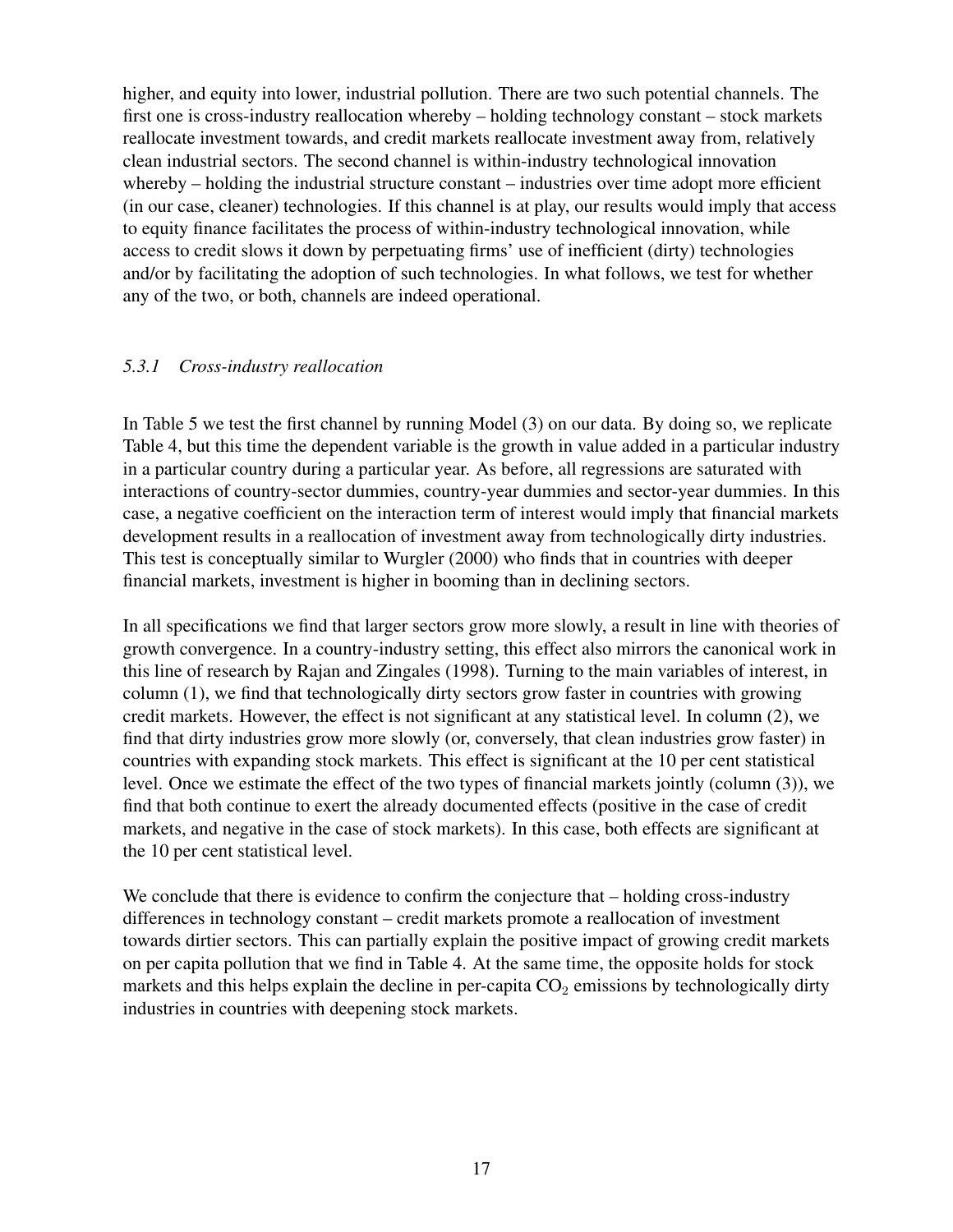higher, and equity into lower, industrial pollution. There are two such potential channels. The first one is cross-industry reallocation whereby – holding technology constant – stock markets reallocate investment towards, and credit markets reallocate investment away from, relatively clean industrial sectors. The second channel is within-industry technological innovation whereby – holding the industrial structure constant – industries over time adopt more efficient (in our case, cleaner) technologies. If this channel is at play, our results would imply that access to equity finance facilitates the process of within-industry technological innovation, while access to credit slows it down by perpetuating firms' use of inefficient (dirty) technologies and/or by facilitating the adoption of such technologies. In what follows, we test for whether any of the two, or both, channels are indeed operational.

### *5.3.1 Cross-industry reallocation*

In Table 5 we test the first channel by running Model (3) on our data. By doing so, we replicate Table 4, but this time the dependent variable is the growth in value added in a particular industry in a particular country during a particular year. As before, all regressions are saturated with interactions of country-sector dummies, country-year dummies and sector-year dummies. In this case, a negative coefficient on the interaction term of interest would imply that financial markets development results in a reallocation of investment away from technologically dirty industries. This test is conceptually similar to Wurgler (2000) who finds that in countries with deeper financial markets, investment is higher in booming than in declining sectors.

In all specifications we find that larger sectors grow more slowly, a result in line with theories of growth convergence. In a country-industry setting, this effect also mirrors the canonical work in this line of research by Rajan and Zingales (1998). Turning to the main variables of interest, in column (1), we find that technologically dirty sectors grow faster in countries with growing credit markets. However, the effect is not significant at any statistical level. In column (2), we find that dirty industries grow more slowly (or, conversely, that clean industries grow faster) in countries with expanding stock markets. This effect is significant at the 10 per cent statistical level. Once we estimate the effect of the two types of financial markets jointly (column (3)), we find that both continue to exert the already documented effects (positive in the case of credit markets, and negative in the case of stock markets). In this case, both effects are significant at the 10 per cent statistical level.

We conclude that there is evidence to confirm the conjecture that – holding cross-industry differences in technology constant – credit markets promote a reallocation of investment towards dirtier sectors. This can partially explain the positive impact of growing credit markets on per capita pollution that we find in Table 4. At the same time, the opposite holds for stock markets and this helps explain the decline in per-capita $CO_2$ emissions by technologically dirty industries in countries with deepening stock markets.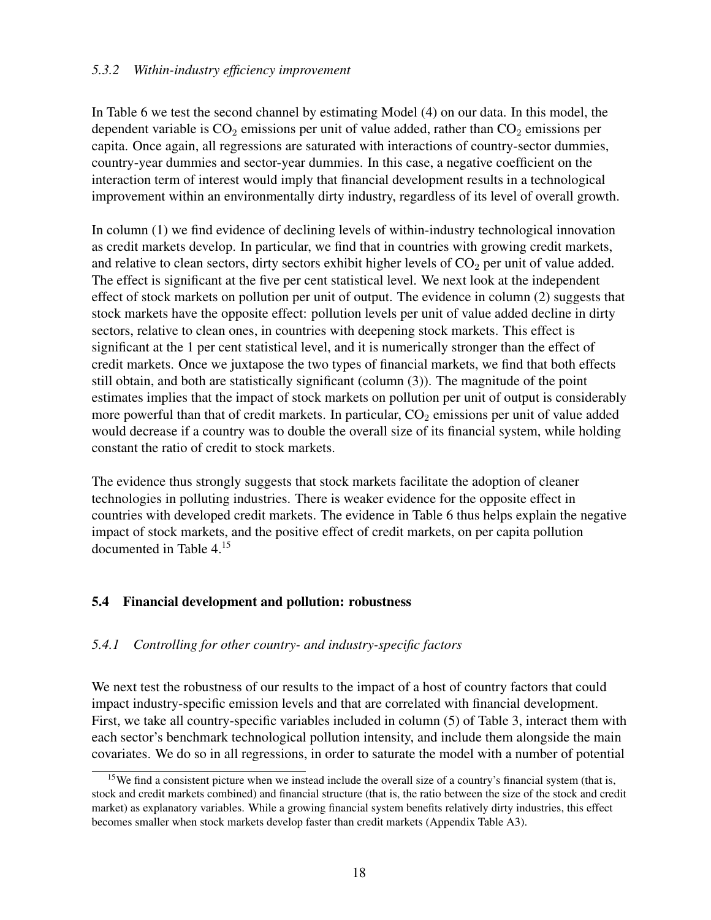#### *5.3.2 Within-industry efficiency improvement*

In Table 6 we test the second channel by estimating Model (4) on our data. In this model, the dependent variable is $CO_2$ emissions per unit of value added, rather than $CO_2$ emissions per capita. Once again, all regressions are saturated with interactions of country-sector dummies, country-year dummies and sector-year dummies. In this case, a negative coefficient on the interaction term of interest would imply that financial development results in a technological improvement within an environmentally dirty industry, regardless of its level of overall growth.

In column (1) we find evidence of declining levels of within-industry technological innovation as credit markets develop. In particular, we find that in countries with growing credit markets, and relative to clean sectors, dirty sectors exhibit higher levels of $CO_2$ per unit of value added. The effect is significant at the five per cent statistical level. We next look at the independent effect of stock markets on pollution per unit of output. The evidence in column (2) suggests that stock markets have the opposite effect: pollution levels per unit of value added decline in dirty sectors, relative to clean ones, in countries with deepening stock markets. This effect is significant at the 1 per cent statistical level, and it is numerically stronger than the effect of credit markets. Once we juxtapose the two types of financial markets, we find that both effects still obtain, and both are statistically significant (column (3)). The magnitude of the point estimates implies that the impact of stock markets on pollution per unit of output is considerably more powerful than that of credit markets. In particular, $CO_2$ emissions per unit of value added would decrease if a country was to double the overall size of its financial system, while holding constant the ratio of credit to stock markets.

The evidence thus strongly suggests that stock markets facilitate the adoption of cleaner technologies in polluting industries. There is weaker evidence for the opposite effect in countries with developed credit markets. The evidence in Table 6 thus helps explain the negative impact of stock markets, and the positive effect of credit markets, on per capita pollution documented in Table 4.[15]

### 5.4 Financial development and pollution: robustness

#### *5.4.1 Controlling for other country- and industry-specific factors*

We next test the robustness of our results to the impact of a host of country factors that could impact industry-specific emission levels and that are correlated with financial development. First, we take all country-specific variables included in column (5) of Table 3, interact them with each sector's benchmark technological pollution intensity, and include them alongside the main covariates. We do so in all regressions, in order to saturate the model with a number of potential

---

[15] We find a consistent picture when we instead include the overall size of a country's financial system (that is, stock and credit markets combined) and financial structure (that is, the ratio between the size of the stock and credit market) as explanatory variables. While a growing financial system benefits relatively dirty industries, this effect becomes smaller when stock markets develop faster than credit markets (Appendix Table A3).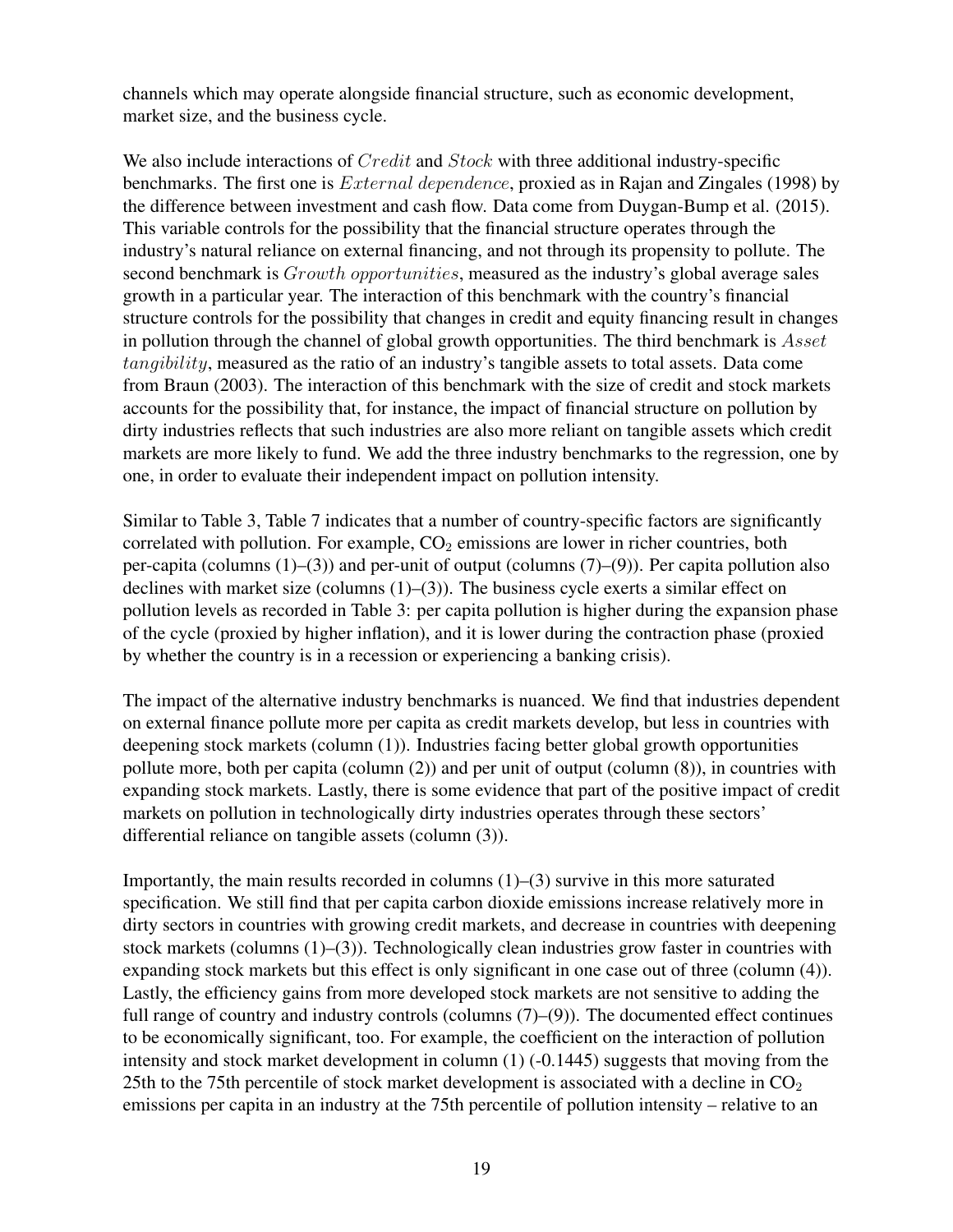channels which may operate alongside financial structure, such as economic development, market size, and the business cycle.

We also include interactions of $Credit$ and $Stock$ with three additional industry-specific benchmarks. The first one is $External\ dependence$, proxied as in Rajan and Zingales (1998) by the difference between investment and cash flow. Data come from Duygan-Bump et al. (2015). This variable controls for the possibility that the financial structure operates through the industry's natural reliance on external financing, and not through its propensity to pollute. The second benchmark is $Growth\ opportunities$, measured as the industry's global average sales growth in a particular year. The interaction of this benchmark with the country's financial structure controls for the possibility that changes in credit and equity financing result in changes in pollution through the channel of global growth opportunities. The third benchmark is $Asset\ tangibility$, measured as the ratio of an industry's tangible assets to total assets. Data come from Braun (2003). The interaction of this benchmark with the size of credit and stock markets accounts for the possibility that, for instance, the impact of financial structure on pollution by dirty industries reflects that such industries are also more reliant on tangible assets which credit markets are more likely to fund. We add the three industry benchmarks to the regression, one by one, in order to evaluate their independent impact on pollution intensity.

Similar to Table 3, Table 7 indicates that a number of country-specific factors are significantly correlated with pollution. For example, $CO_2$ emissions are lower in richer countries, both per-capita (columns (1)–(3)) and per-unit of output (columns (7)–(9)). Per capita pollution also declines with market size (columns (1)–(3)). The business cycle exerts a similar effect on pollution levels as recorded in Table 3: per capita pollution is higher during the expansion phase of the cycle (proxied by higher inflation), and it is lower during the contraction phase (proxied by whether the country is in a recession or experiencing a banking crisis).

The impact of the alternative industry benchmarks is nuanced. We find that industries dependent on external finance pollute more per capita as credit markets develop, but less in countries with deepening stock markets (column (1)). Industries facing better global growth opportunities pollute more, both per capita (column (2)) and per unit of output (column (8)), in countries with expanding stock markets. Lastly, there is some evidence that part of the positive impact of credit markets on pollution in technologically dirty industries operates through these sectors' differential reliance on tangible assets (column (3)).

Importantly, the main results recorded in columns (1)–(3) survive in this more saturated specification. We still find that per capita carbon dioxide emissions increase relatively more in dirty sectors in countries with growing credit markets, and decrease in countries with deepening stock markets (columns (1)–(3)). Technologically clean industries grow faster in countries with expanding stock markets but this effect is only significant in one case out of three (column (4)). Lastly, the efficiency gains from more developed stock markets are not sensitive to adding the full range of country and industry controls (columns (7)–(9)). The documented effect continues to be economically significant, too. For example, the coefficient on the interaction of pollution intensity and stock market development in column (1) (-0.1445) suggests that moving from the 25th to the 75th percentile of stock market development is associated with a decline in $CO_2$ emissions per capita in an industry at the 75th percentile of pollution intensity – relative to an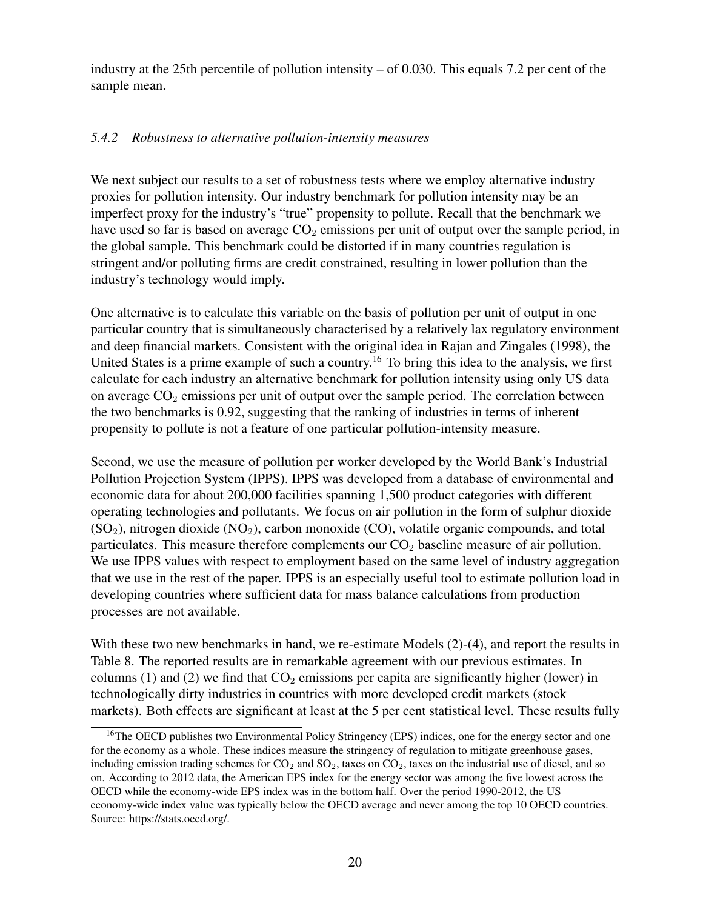industry at the 25th percentile of pollution intensity – of 0.030. This equals 7.2 per cent of the sample mean.

#### *5.4.2 Robustness to alternative pollution-intensity measures*

We next subject our results to a set of robustness tests where we employ alternative industry proxies for pollution intensity. Our industry benchmark for pollution intensity may be an imperfect proxy for the industry's "true" propensity to pollute. Recall that the benchmark we have used so far is based on average $CO_2$ emissions per unit of output over the sample period, in the global sample. This benchmark could be distorted if in many countries regulation is stringent and/or polluting firms are credit constrained, resulting in lower pollution than the industry's technology would imply.

One alternative is to calculate this variable on the basis of pollution per unit of output in one particular country that is simultaneously characterised by a relatively lax regulatory environment and deep financial markets. Consistent with the original idea in Rajan and Zingales (1998), the United States is a prime example of such a country.[16] To bring this idea to the analysis, we first calculate for each industry an alternative benchmark for pollution intensity using only US data on average $CO_2$ emissions per unit of output over the sample period. The correlation between the two benchmarks is 0.92, suggesting that the ranking of industries in terms of inherent propensity to pollute is not a feature of one particular pollution-intensity measure.

Second, we use the measure of pollution per worker developed by the World Bank's Industrial Pollution Projection System (IPPS). IPPS was developed from a database of environmental and economic data for about 200,000 facilities spanning 1,500 product categories with different operating technologies and pollutants. We focus on air pollution in the form of sulphur dioxide ($SO_2$), nitrogen dioxide ($NO_2$), carbon monoxide (CO), volatile organic compounds, and total particulates. This measure therefore complements our $CO_2$ baseline measure of air pollution. We use IPPS values with respect to employment based on the same level of industry aggregation that we use in the rest of the paper. IPPS is an especially useful tool to estimate pollution load in developing countries where sufficient data for mass balance calculations from production processes are not available.

With these two new benchmarks in hand, we re-estimate Models (2)-(4), and report the results in Table 8. The reported results are in remarkable agreement with our previous estimates. In columns (1) and (2) we find that $CO_2$ emissions per capita are significantly higher (lower) in technologically dirty industries in countries with more developed credit markets (stock markets). Both effects are significant at least at the 5 per cent statistical level. These results fully

[16] The OECD publishes two Environmental Policy Stringency (EPS) indices, one for the energy sector and one for the economy as a whole. These indices measure the stringency of regulation to mitigate greenhouse gases, including emission trading schemes for $CO_2$ and $SO_2$, taxes on $CO_2$, taxes on the industrial use of diesel, and so on. According to 2012 data, the American EPS index for the energy sector was among the five lowest across the OECD while the economy-wide EPS index was in the bottom half. Over the period 1990-2012, the US economy-wide index value was typically below the OECD average and never among the top 10 OECD countries. Source: https://stats.oecd.org/.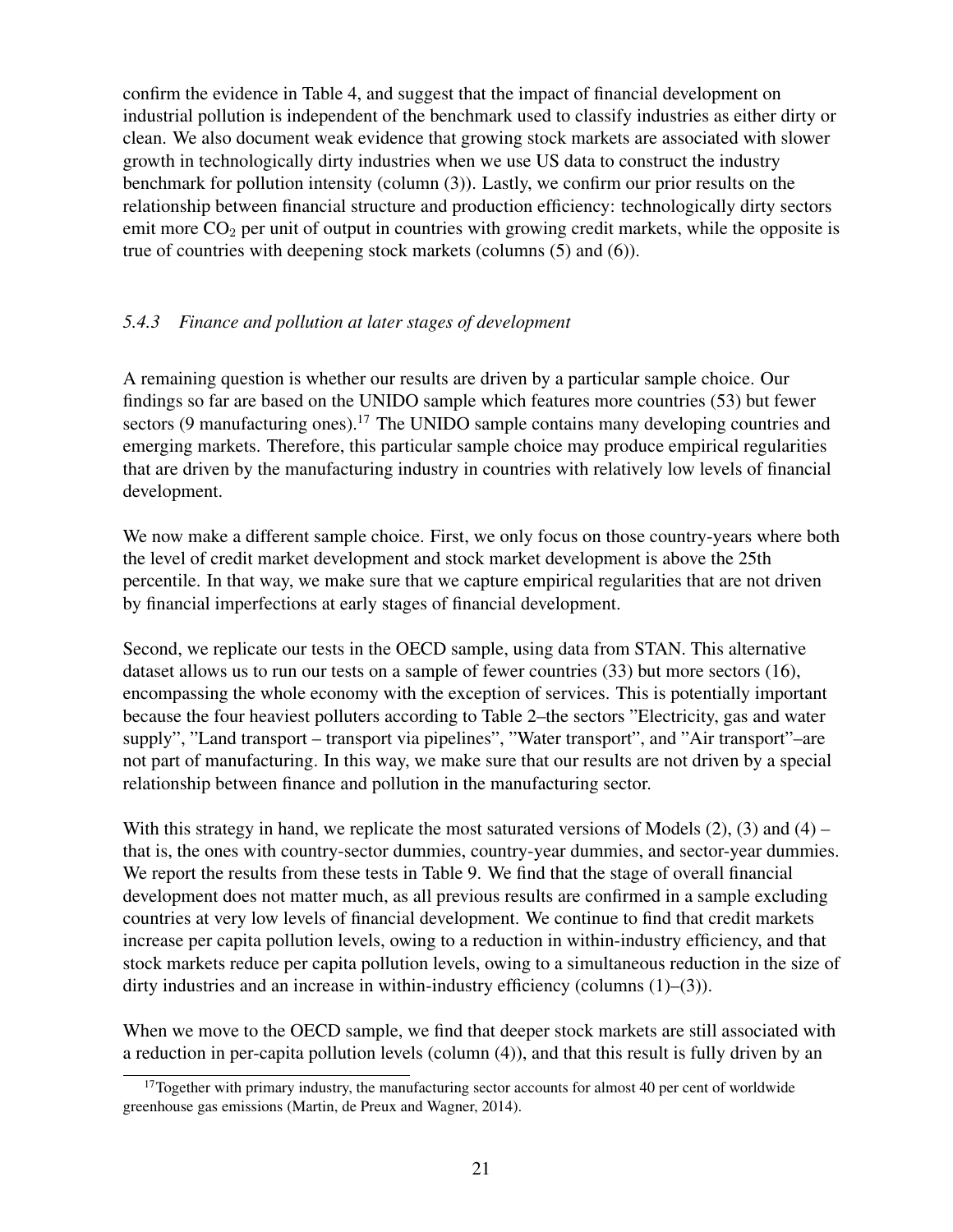confirm the evidence in Table 4, and suggest that the impact of financial development on industrial pollution is independent of the benchmark used to classify industries as either dirty or clean. We also document weak evidence that growing stock markets are associated with slower growth in technologically dirty industries when we use US data to construct the industry benchmark for pollution intensity (column (3)). Lastly, we confirm our prior results on the relationship between financial structure and production efficiency: technologically dirty sectors emit more $CO_2$ per unit of output in countries with growing credit markets, while the opposite is true of countries with deepening stock markets (columns (5) and (6)).

### *5.4.3 Finance and pollution at later stages of development*

A remaining question is whether our results are driven by a particular sample choice. Our findings so far are based on the UNIDO sample which features more countries (53) but fewer sectors (9 manufacturing ones).[17] The UNIDO sample contains many developing countries and emerging markets. Therefore, this particular sample choice may produce empirical regularities that are driven by the manufacturing industry in countries with relatively low levels of financial development.

We now make a different sample choice. First, we only focus on those country-years where both the level of credit market development and stock market development is above the 25th percentile. In that way, we make sure that we capture empirical regularities that are not driven by financial imperfections at early stages of financial development.

Second, we replicate our tests in the OECD sample, using data from STAN. This alternative dataset allows us to run our tests on a sample of fewer countries (33) but more sectors (16), encompassing the whole economy with the exception of services. This is potentially important because the four heaviest polluters according to Table 2–the sectors "Electricity, gas and water supply", "Land transport – transport via pipelines", "Water transport", and "Air transport"–are not part of manufacturing. In this way, we make sure that our results are not driven by a special relationship between finance and pollution in the manufacturing sector.

With this strategy in hand, we replicate the most saturated versions of Models (2), (3) and (4) – that is, the ones with country-sector dummies, country-year dummies, and sector-year dummies. We report the results from these tests in Table 9. We find that the stage of overall financial development does not matter much, as all previous results are confirmed in a sample excluding countries at very low levels of financial development. We continue to find that credit markets increase per capita pollution levels, owing to a reduction in within-industry efficiency, and that stock markets reduce per capita pollution levels, owing to a simultaneous reduction in the size of dirty industries and an increase in within-industry efficiency (columns (1)–(3)).

When we move to the OECD sample, we find that deeper stock markets are still associated with a reduction in per-capita pollution levels (column (4)), and that this result is fully driven by an

[17] Together with primary industry, the manufacturing sector accounts for almost 40 per cent of worldwide greenhouse gas emissions (Martin, de Preux and Wagner, 2014).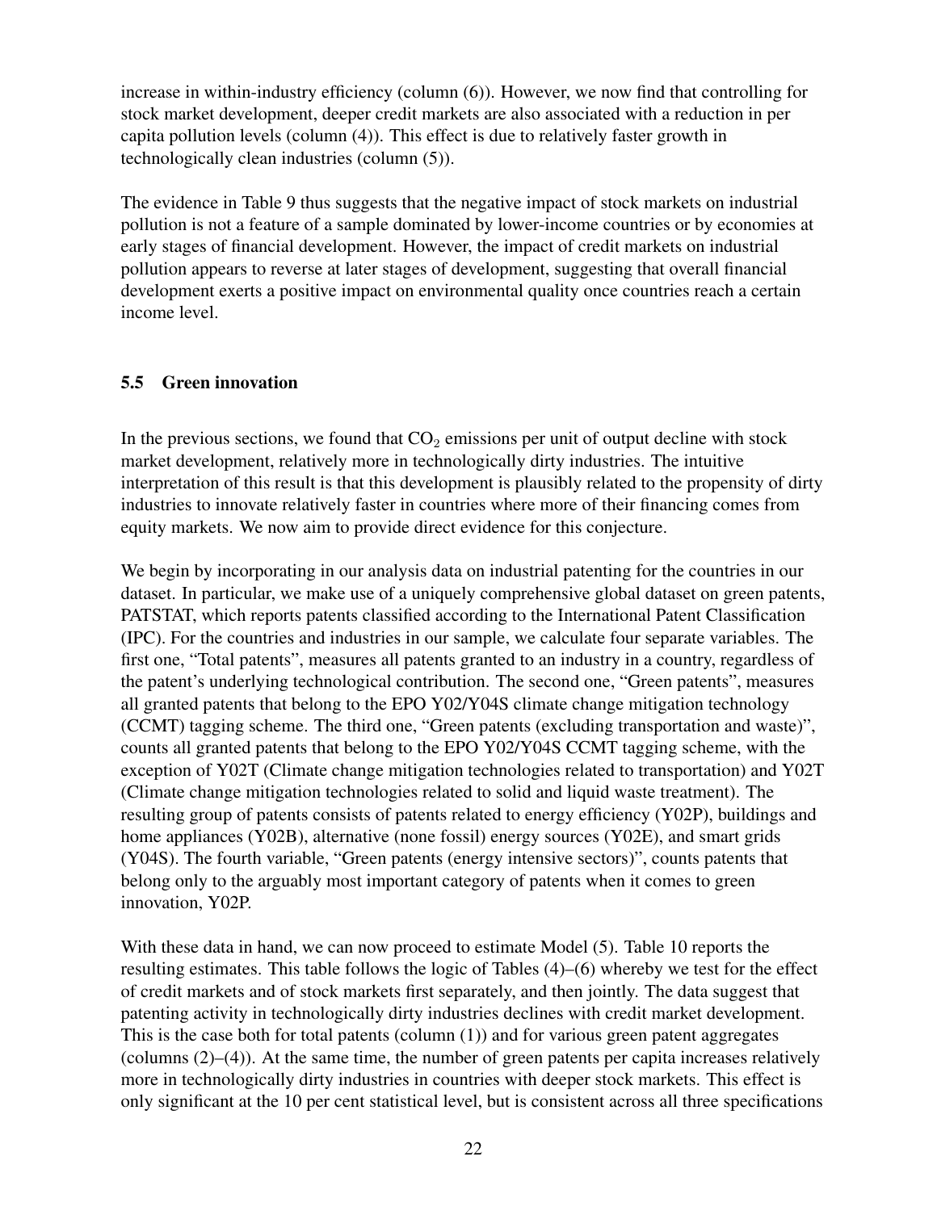increase in within-industry efficiency (column (6)). However, we now find that controlling for stock market development, deeper credit markets are also associated with a reduction in per capita pollution levels (column (4)). This effect is due to relatively faster growth in technologically clean industries (column (5)).

The evidence in Table 9 thus suggests that the negative impact of stock markets on industrial pollution is not a feature of a sample dominated by lower-income countries or by economies at early stages of financial development. However, the impact of credit markets on industrial pollution appears to reverse at later stages of development, suggesting that overall financial development exerts a positive impact on environmental quality once countries reach a certain income level.

### 5.5 Green innovation

In the previous sections, we found that $CO_2$ emissions per unit of output decline with stock market development, relatively more in technologically dirty industries. The intuitive interpretation of this result is that this development is plausibly related to the propensity of dirty industries to innovate relatively faster in countries where more of their financing comes from equity markets. We now aim to provide direct evidence for this conjecture.

We begin by incorporating in our analysis data on industrial patenting for the countries in our dataset. In particular, we make use of a uniquely comprehensive global dataset on green patents, PATSTAT, which reports patents classified according to the International Patent Classification (IPC). For the countries and industries in our sample, we calculate four separate variables. The first one, "Total patents", measures all patents granted to an industry in a country, regardless of the patent's underlying technological contribution. The second one, "Green patents", measures all granted patents that belong to the EPO Y02/Y04S climate change mitigation technology (CCMT) tagging scheme. The third one, "Green patents (excluding transportation and waste)", counts all granted patents that belong to the EPO Y02/Y04S CCMT tagging scheme, with the exception of Y02T (Climate change mitigation technologies related to transportation) and Y02T (Climate change mitigation technologies related to solid and liquid waste treatment). The resulting group of patents consists of patents related to energy efficiency (Y02P), buildings and home appliances (Y02B), alternative (none fossil) energy sources (Y02E), and smart grids (Y04S). The fourth variable, "Green patents (energy intensive sectors)", counts patents that belong only to the arguably most important category of patents when it comes to green innovation, Y02P.

With these data in hand, we can now proceed to estimate Model (5). Table 10 reports the resulting estimates. This table follows the logic of Tables (4)–(6) whereby we test for the effect of credit markets and of stock markets first separately, and then jointly. The data suggest that patenting activity in technologically dirty industries declines with credit market development. This is the case both for total patents (column (1)) and for various green patent aggregates (columns (2)–(4)). At the same time, the number of green patents per capita increases relatively more in technologically dirty industries in countries with deeper stock markets. This effect is only significant at the 10 per cent statistical level, but is consistent across all three specifications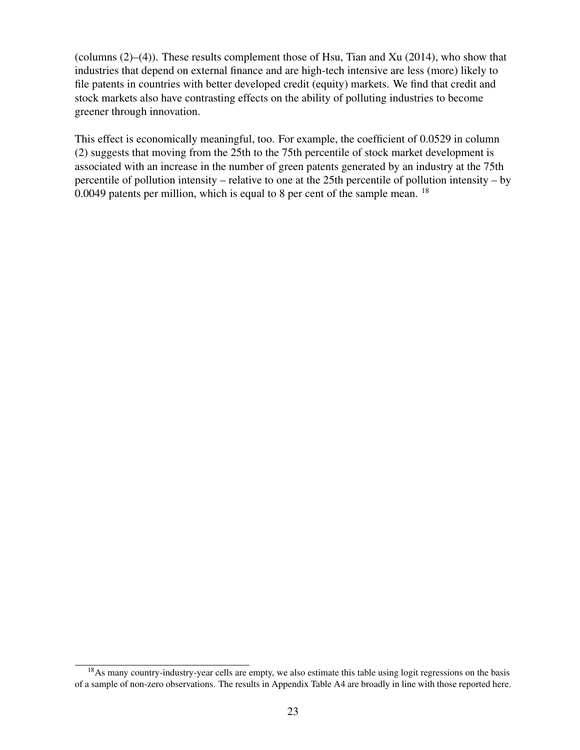(columns (2)–(4)). These results complement those of Hsu, Tian and Xu (2014), who show that industries that depend on external finance and are high-tech intensive are less (more) likely to file patents in countries with better developed credit (equity) markets. We find that credit and stock markets also have contrasting effects on the ability of polluting industries to become greener through innovation.

This effect is economically meaningful, too. For example, the coefficient of 0.0529 in column (2) suggests that moving from the 25th to the 75th percentile of stock market development is associated with an increase in the number of green patents generated by an industry at the 75th percentile of pollution intensity – relative to one at the 25th percentile of pollution intensity – by 0.0049 patents per million, which is equal to 8 per cent of the sample mean. [18]

[18] As many country-industry-year cells are empty, we also estimate this table using logit regressions on the basis of a sample of non-zero observations. The results in Appendix Table A4 are broadly in line with those reported here.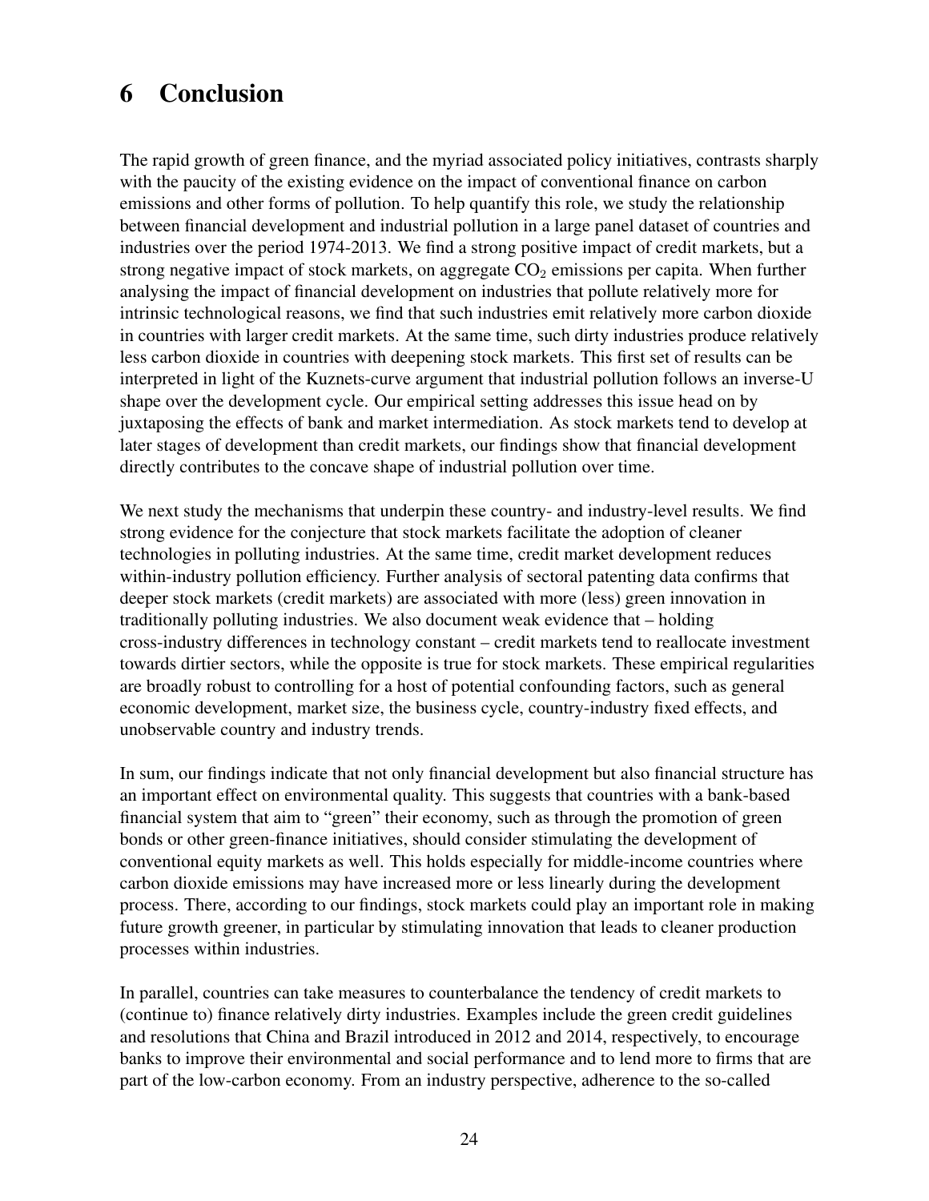# 6 Conclusion

The rapid growth of green finance, and the myriad associated policy initiatives, contrasts sharply with the paucity of the existing evidence on the impact of conventional finance on carbon emissions and other forms of pollution. To help quantify this role, we study the relationship between financial development and industrial pollution in a large panel dataset of countries and industries over the period 1974-2013. We find a strong positive impact of credit markets, but a strong negative impact of stock markets, on aggregate $CO_2$ emissions per capita. When further analysing the impact of financial development on industries that pollute relatively more for intrinsic technological reasons, we find that such industries emit relatively more carbon dioxide in countries with larger credit markets. At the same time, such dirty industries produce relatively less carbon dioxide in countries with deepening stock markets. This first set of results can be interpreted in light of the Kuznets-curve argument that industrial pollution follows an inverse-U shape over the development cycle. Our empirical setting addresses this issue head on by juxtaposing the effects of bank and market intermediation. As stock markets tend to develop at later stages of development than credit markets, our findings show that financial development directly contributes to the concave shape of industrial pollution over time.

We next study the mechanisms that underpin these country- and industry-level results. We find strong evidence for the conjecture that stock markets facilitate the adoption of cleaner technologies in polluting industries. At the same time, credit market development reduces within-industry pollution efficiency. Further analysis of sectoral patenting data confirms that deeper stock markets (credit markets) are associated with more (less) green innovation in traditionally polluting industries. We also document weak evidence that – holding cross-industry differences in technology constant – credit markets tend to reallocate investment towards dirtier sectors, while the opposite is true for stock markets. These empirical regularities are broadly robust to controlling for a host of potential confounding factors, such as general economic development, market size, the business cycle, country-industry fixed effects, and unobservable country and industry trends.

In sum, our findings indicate that not only financial development but also financial structure has an important effect on environmental quality. This suggests that countries with a bank-based financial system that aim to "green" their economy, such as through the promotion of green bonds or other green-finance initiatives, should consider stimulating the development of conventional equity markets as well. This holds especially for middle-income countries where carbon dioxide emissions may have increased more or less linearly during the development process. There, according to our findings, stock markets could play an important role in making future growth greener, in particular by stimulating innovation that leads to cleaner production processes within industries.

In parallel, countries can take measures to counterbalance the tendency of credit markets to (continue to) finance relatively dirty industries. Examples include the green credit guidelines and resolutions that China and Brazil introduced in 2012 and 2014, respectively, to encourage banks to improve their environmental and social performance and to lend more to firms that are part of the low-carbon economy. From an industry perspective, adherence to the so-called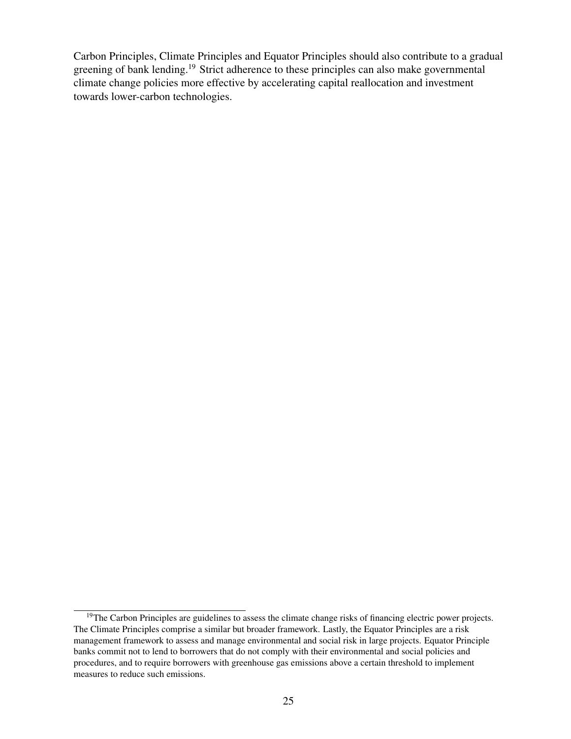Carbon Principles, Climate Principles and Equator Principles should also contribute to a gradual greening of bank lending.[19] Strict adherence to these principles can also make governmental climate change policies more effective by accelerating capital reallocation and investment towards lower-carbon technologies.

---

[19]The Carbon Principles are guidelines to assess the climate change risks of financing electric power projects. The Climate Principles comprise a similar but broader framework. Lastly, the Equator Principles are a risk management framework to assess and manage environmental and social risk in large projects. Equator Principle banks commit not to lend to borrowers that do not comply with their environmental and social policies and procedures, and to require borrowers with greenhouse gas emissions above a certain threshold to implement measures to reduce such emissions.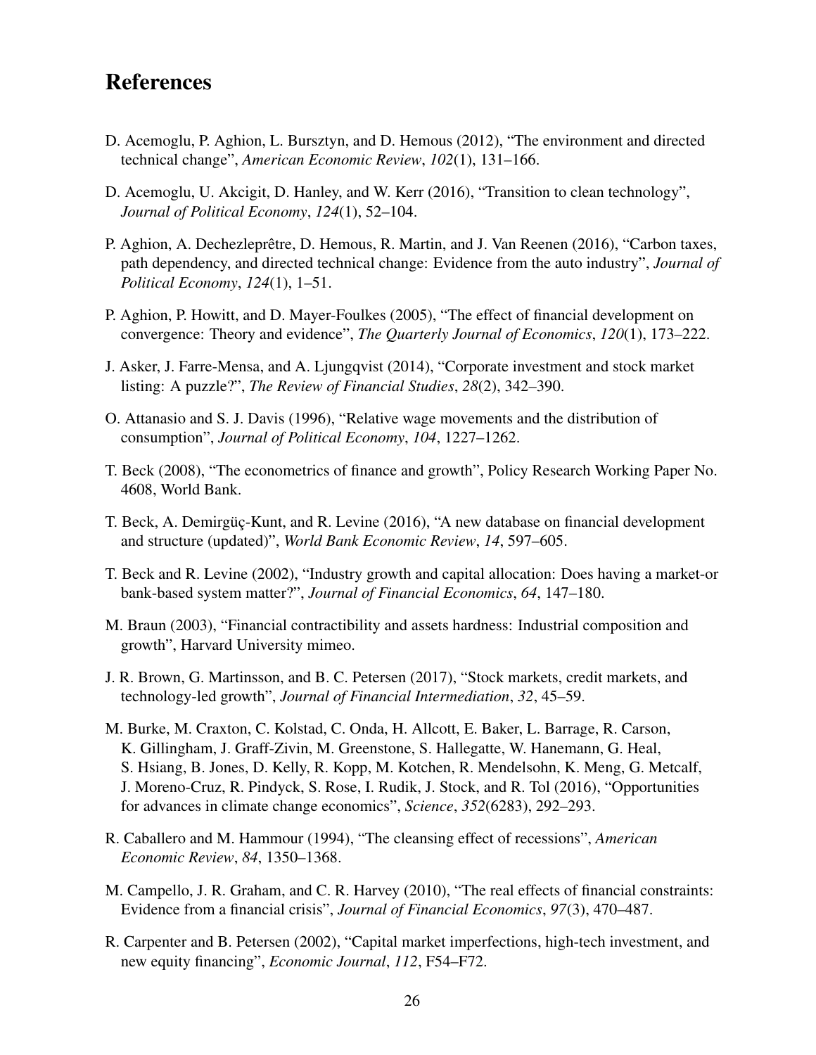# References

D. Acemoglu, P. Aghion, L. Bursztyn, and D. Hemous (2012), "The environment and directed technical change", *American Economic Review*, *102*(1), 131–166.

D. Acemoglu, U. Akcigit, D. Hanley, and W. Kerr (2016), "Transition to clean technology", *Journal of Political Economy*, *124*(1), 52–104.

P. Aghion, A. Dechezleprêtre, D. Hemous, R. Martin, and J. Van Reenen (2016), "Carbon taxes, path dependency, and directed technical change: Evidence from the auto industry", *Journal of Political Economy*, *124*(1), 1–51.

P. Aghion, P. Howitt, and D. Mayer-Foulkes (2005), "The effect of financial development on convergence: Theory and evidence", *The Quarterly Journal of Economics*, *120*(1), 173–222.

J. Asker, J. Farre-Mensa, and A. Ljungqvist (2014), "Corporate investment and stock market listing: A puzzle?", *The Review of Financial Studies*, *28*(2), 342–390.

O. Attanasio and S. J. Davis (1996), "Relative wage movements and the distribution of consumption", *Journal of Political Economy*, *104*, 1227–1262.

T. Beck (2008), "The econometrics of finance and growth", Policy Research Working Paper No. 4608, World Bank.

T. Beck, A. Demirgüç-Kunt, and R. Levine (2016), "A new database on financial development and structure (updated)", *World Bank Economic Review*, *14*, 597–605.

T. Beck and R. Levine (2002), "Industry growth and capital allocation: Does having a market-or bank-based system matter?", *Journal of Financial Economics*, *64*, 147–180.

M. Braun (2003), "Financial contractibility and assets hardness: Industrial composition and growth", Harvard University mimeo.

J. R. Brown, G. Martinsson, and B. C. Petersen (2017), "Stock markets, credit markets, and technology-led growth", *Journal of Financial Intermediation*, *32*, 45–59.

M. Burke, M. Craxton, C. Kolstad, C. Onda, H. Allcott, E. Baker, L. Barrage, R. Carson, K. Gillingham, J. Graff-Zivin, M. Greenstone, S. Hallegatte, W. Hanemann, G. Heal, S. Hsiang, B. Jones, D. Kelly, R. Kopp, M. Kotchen, R. Mendelsohn, K. Meng, G. Metcalf, J. Moreno-Cruz, R. Pindyck, S. Rose, I. Rudik, J. Stock, and R. Tol (2016), "Opportunities for advances in climate change economics", *Science*, *352*(6283), 292–293.

R. Caballero and M. Hammour (1994), "The cleansing effect of recessions", *American Economic Review*, *84*, 1350–1368.

M. Campello, J. R. Graham, and C. R. Harvey (2010), "The real effects of financial constraints: Evidence from a financial crisis", *Journal of Financial Economics*, *97*(3), 470–487.

R. Carpenter and B. Petersen (2002), "Capital market imperfections, high-tech investment, and new equity financing", *Economic Journal*, *112*, F54–F72.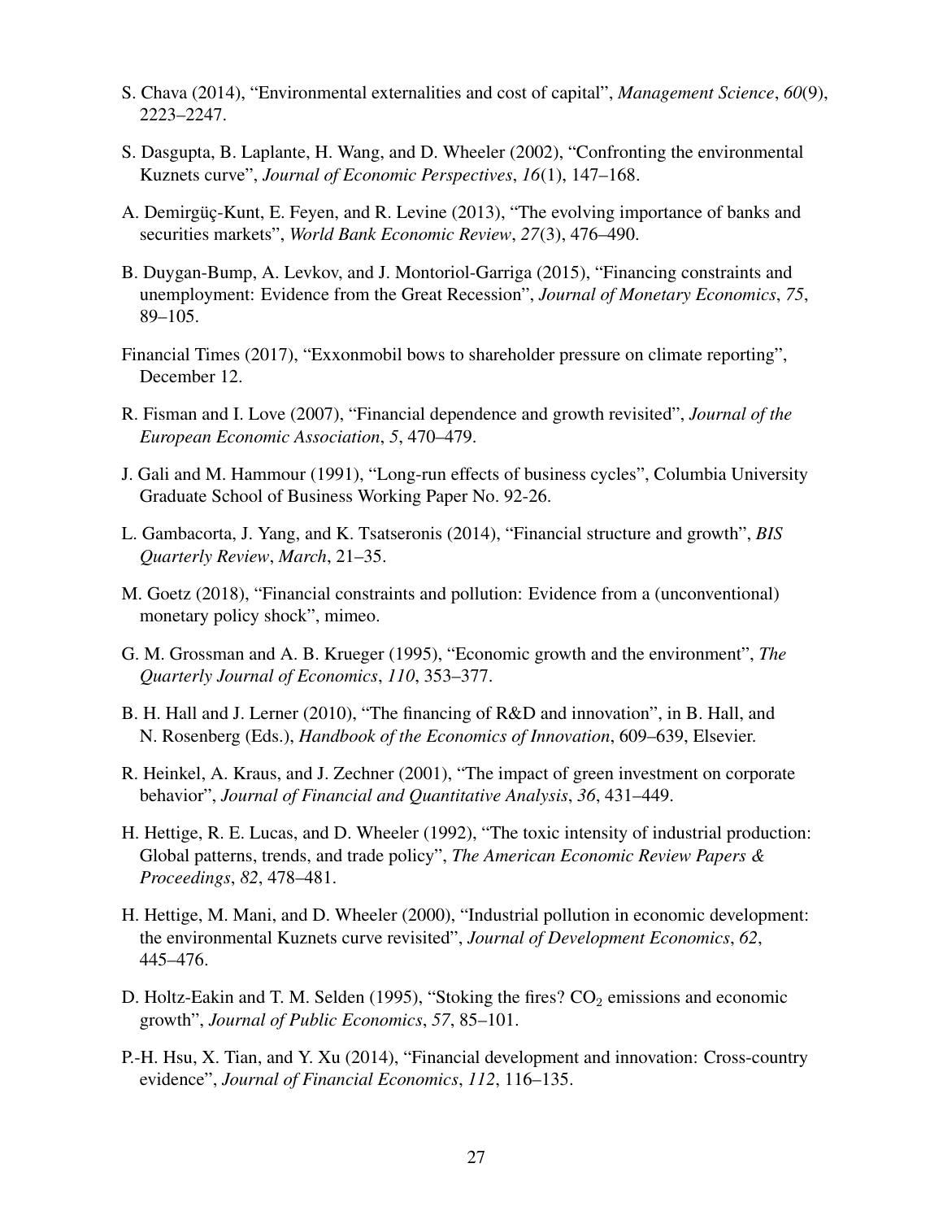S. Chava (2014), "Environmental externalities and cost of capital", *Management Science*, *60*(9), 2223–2247.

S. Dasgupta, B. Laplante, H. Wang, and D. Wheeler (2002), "Confronting the environmental Kuznets curve", *Journal of Economic Perspectives*, *16*(1), 147–168.

A. Demirgüç-Kunt, E. Feyen, and R. Levine (2013), "The evolving importance of banks and securities markets", *World Bank Economic Review*, *27*(3), 476–490.

B. Duygan-Bump, A. Levkov, and J. Montoriol-Garriga (2015), "Financing constraints and unemployment: Evidence from the Great Recession", *Journal of Monetary Economics*, *75*, 89–105.

Financial Times (2017), "Exxonmobil bows to shareholder pressure on climate reporting", December 12.

R. Fisman and I. Love (2007), "Financial dependence and growth revisited", *Journal of the European Economic Association*, *5*, 470–479.

J. Gali and M. Hammour (1991), "Long-run effects of business cycles", Columbia University Graduate School of Business Working Paper No. 92-26.

L. Gambacorta, J. Yang, and K. Tsatseronis (2014), "Financial structure and growth", *BIS Quarterly Review*, *March*, 21–35.

M. Goetz (2018), "Financial constraints and pollution: Evidence from a (unconventional) monetary policy shock", mimeo.

G. M. Grossman and A. B. Krueger (1995), "Economic growth and the environment", *The Quarterly Journal of Economics*, *110*, 353–377.

B. H. Hall and J. Lerner (2010), "The financing of R&D and innovation", in B. Hall, and N. Rosenberg (Eds.), *Handbook of the Economics of Innovation*, 609–639, Elsevier.

R. Heinkel, A. Kraus, and J. Zechner (2001), "The impact of green investment on corporate behavior", *Journal of Financial and Quantitative Analysis*, *36*, 431–449.

H. Hettige, R. E. Lucas, and D. Wheeler (1992), "The toxic intensity of industrial production: Global patterns, trends, and trade policy", *The American Economic Review Papers & Proceedings*, *82*, 478–481.

H. Hettige, M. Mani, and D. Wheeler (2000), "Industrial pollution in economic development: the environmental Kuznets curve revisited", *Journal of Development Economics*, *62*, 445–476.

D. Holtz-Eakin and T. M. Selden (1995), "Stoking the fires? $CO_2$ emissions and economic growth", *Journal of Public Economics*, *57*, 85–101.

P.-H. Hsu, X. Tian, and Y. Xu (2014), "Financial development and innovation: Cross-country evidence", *Journal of Financial Economics*, *112*, 116–135.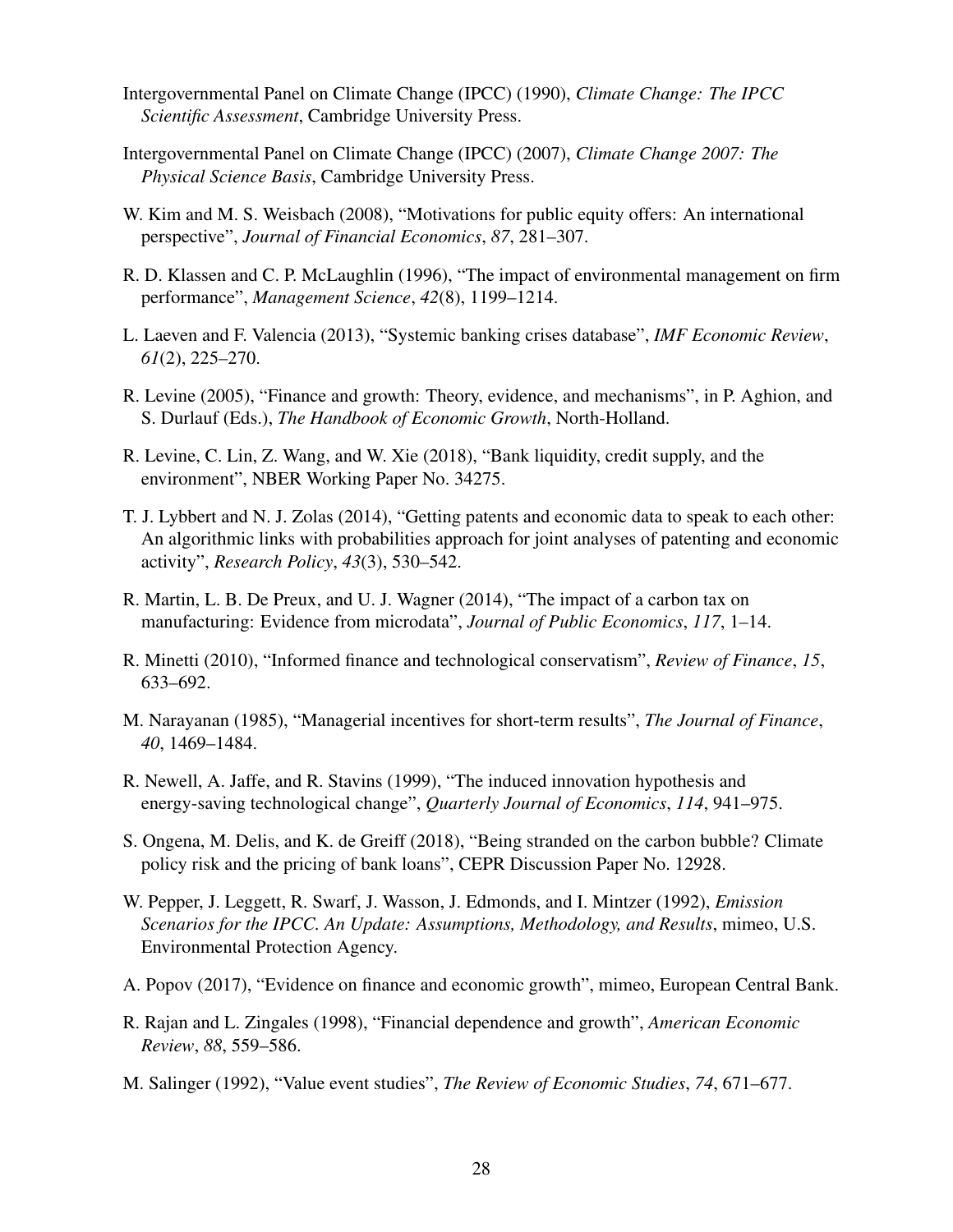Intergovernmental Panel on Climate Change (IPCC) (1990), *Climate Change: The IPCC Scientific Assessment*, Cambridge University Press.

Intergovernmental Panel on Climate Change (IPCC) (2007), *Climate Change 2007: The Physical Science Basis*, Cambridge University Press.

W. Kim and M. S. Weisbach (2008), "Motivations for public equity offers: An international perspective", *Journal of Financial Economics*, *87*, 281–307.

R. D. Klassen and C. P. McLaughlin (1996), "The impact of environmental management on firm performance", *Management Science*, *42*(8), 1199–1214.

L. Laeven and F. Valencia (2013), "Systemic banking crises database", *IMF Economic Review*, *61*(2), 225–270.

R. Levine (2005), "Finance and growth: Theory, evidence, and mechanisms", in P. Aghion, and S. Durlauf (Eds.), *The Handbook of Economic Growth*, North-Holland.

R. Levine, C. Lin, Z. Wang, and W. Xie (2018), "Bank liquidity, credit supply, and the environment", NBER Working Paper No. 34275.

T. J. Lybbert and N. J. Zolas (2014), "Getting patents and economic data to speak to each other: An algorithmic links with probabilities approach for joint analyses of patenting and economic activity", *Research Policy*, *43*(3), 530–542.

R. Martin, L. B. De Preux, and U. J. Wagner (2014), "The impact of a carbon tax on manufacturing: Evidence from microdata", *Journal of Public Economics*, *117*, 1–14.

R. Minetti (2010), "Informed finance and technological conservatism", *Review of Finance*, *15*, 633–692.

M. Narayanan (1985), "Managerial incentives for short-term results", *The Journal of Finance*, *40*, 1469–1484.

R. Newell, A. Jaffe, and R. Stavins (1999), "The induced innovation hypothesis and energy-saving technological change", *Quarterly Journal of Economics*, *114*, 941–975.

S. Ongena, M. Delis, and K. de Greiff (2018), "Being stranded on the carbon bubble? Climate policy risk and the pricing of bank loans", CEPR Discussion Paper No. 12928.

W. Pepper, J. Leggett, R. Swarf, J. Wasson, J. Edmonds, and I. Mintzer (1992), *Emission Scenarios for the IPCC. An Update: Assumptions, Methodology, and Results*, mimeo, U.S. Environmental Protection Agency.

A. Popov (2017), "Evidence on finance and economic growth", mimeo, European Central Bank.

R. Rajan and L. Zingales (1998), "Financial dependence and growth", *American Economic Review*, *88*, 559–586.

M. Salinger (1992), "Value event studies", *The Review of Economic Studies*, *74*, 671–677.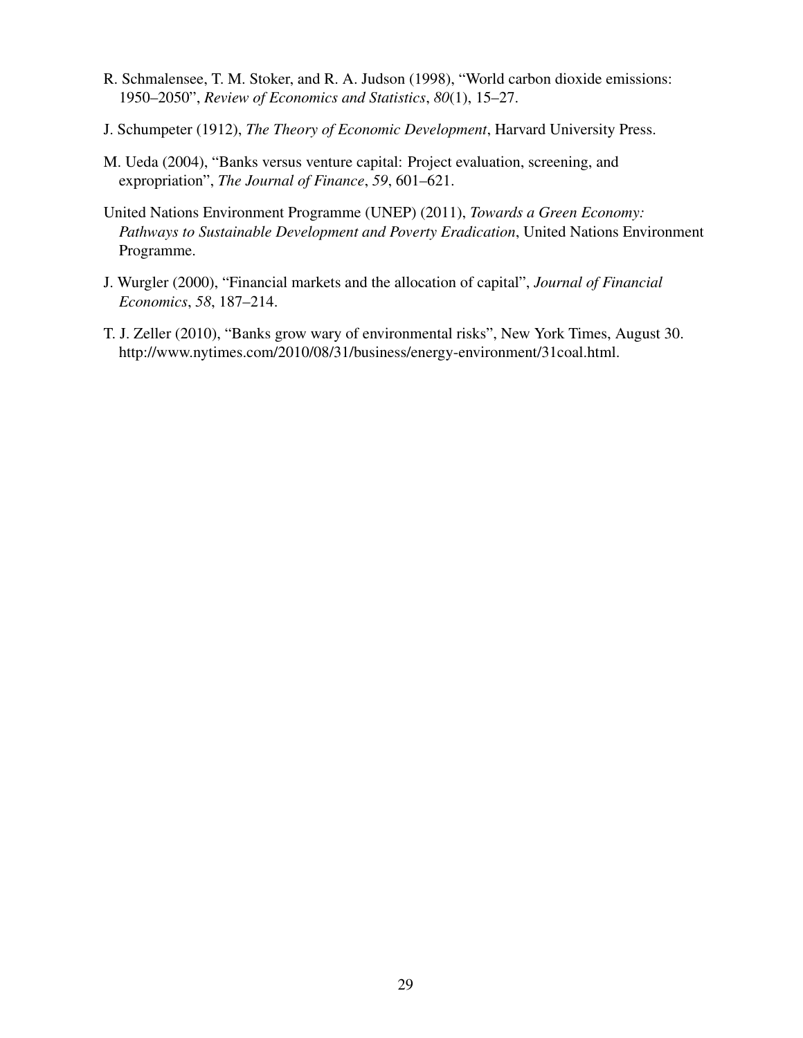R. Schmalensee, T. M. Stoker, and R. A. Judson (1998), "World carbon dioxide emissions: 1950–2050", *Review of Economics and Statistics*, *80*(1), 15–27.

J. Schumpeter (1912), *The Theory of Economic Development*, Harvard University Press.

M. Ueda (2004), "Banks versus venture capital: Project evaluation, screening, and expropriation", *The Journal of Finance*, *59*, 601–621.

United Nations Environment Programme (UNEP) (2011), *Towards a Green Economy: Pathways to Sustainable Development and Poverty Eradication*, United Nations Environment Programme.

J. Wurgler (2000), "Financial markets and the allocation of capital", *Journal of Financial Economics*, *58*, 187–214.

T. J. Zeller (2010), "Banks grow wary of environmental risks", New York Times, August 30. http://www.nytimes.com/2010/08/31/business/energy-environment/31coal.html.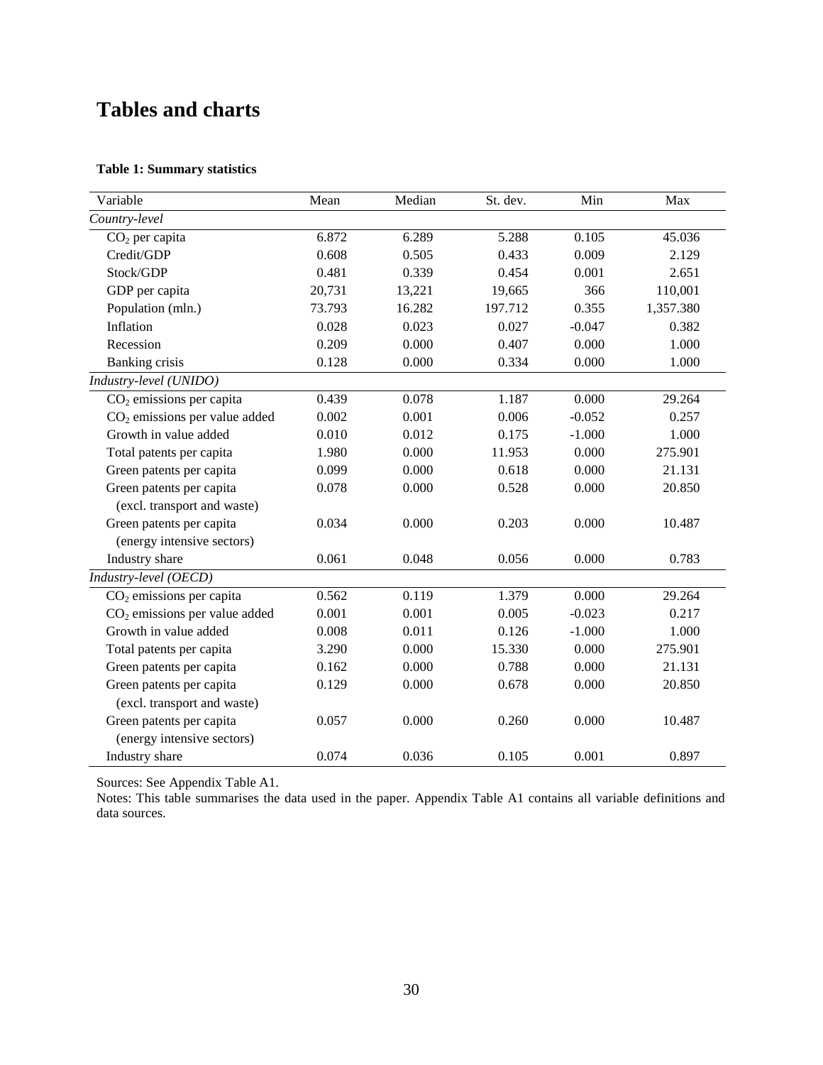# Tables and charts

**Table 1: Summary statistics**

| Variable | Mean | Median | St. dev. | Min | Max |
|---|---|---|---|---|---|
| *Country-level* | | | | | |
| $CO_2$ per capita | 6.872 | 6.289 | 5.288 | 0.105 | 45.036 |
| Credit/GDP | 0.608 | 0.505 | 0.433 | 0.009 | 2.129 |
| Stock/GDP | 0.481 | 0.339 | 0.454 | 0.001 | 2.651 |
| GDP per capita | 20,731 | 13,221 | 19,665 | 366 | 110,001 |
| Population (mln.) | 73.793 | 16.282 | 197.712 | 0.355 | 1,357.380 |
| Inflation | 0.028 | 0.023 | 0.027 | -0.047 | 0.382 |
| Recession | 0.209 | 0.000 | 0.407 | 0.000 | 1.000 |
| Banking crisis | 0.128 | 0.000 | 0.334 | 0.000 | 1.000 |
| *Industry-level (UNIDO)* | | | | | |
| $CO_2$ emissions per capita | 0.439 | 0.078 | 1.187 | 0.000 | 29.264 |
| $CO_2$ emissions per value added | 0.002 | 0.001 | 0.006 | -0.052 | 0.257 |
| Growth in value added | 0.010 | 0.012 | 0.175 | -1.000 | 1.000 |
| Total patents per capita | 1.980 | 0.000 | 11.953 | 0.000 | 275.901 |
| Green patents per capita | 0.099 | 0.000 | 0.618 | 0.000 | 21.131 |
| Green patents per capita (excl. transport and waste) | 0.078 | 0.000 | 0.528 | 0.000 | 20.850 |
| Green patents per capita (energy intensive sectors) | 0.034 | 0.000 | 0.203 | 0.000 | 10.487 |
| Industry share | 0.061 | 0.048 | 0.056 | 0.000 | 0.783 |
| *Industry-level (OECD)* | | | | | |
| $CO_2$ emissions per capita | 0.562 | 0.119 | 1.379 | 0.000 | 29.264 |
| $CO_2$ emissions per value added | 0.001 | 0.001 | 0.005 | -0.023 | 0.217 |
| Growth in value added | 0.008 | 0.011 | 0.126 | -1.000 | 1.000 |
| Total patents per capita | 3.290 | 0.000 | 15.330 | 0.000 | 275.901 |
| Green patents per capita | 0.162 | 0.000 | 0.788 | 0.000 | 21.131 |
| Green patents per capita (excl. transport and waste) | 0.129 | 0.000 | 0.678 | 0.000 | 20.850 |
| Green patents per capita (energy intensive sectors) | 0.057 | 0.000 | 0.260 | 0.000 | 10.487 |
| Industry share | 0.074 | 0.036 | 0.105 | 0.001 | 0.897 |

Sources: See Appendix Table A1.

Notes: This table summarises the data used in the paper. Appendix Table A1 contains all variable definitions and data sources.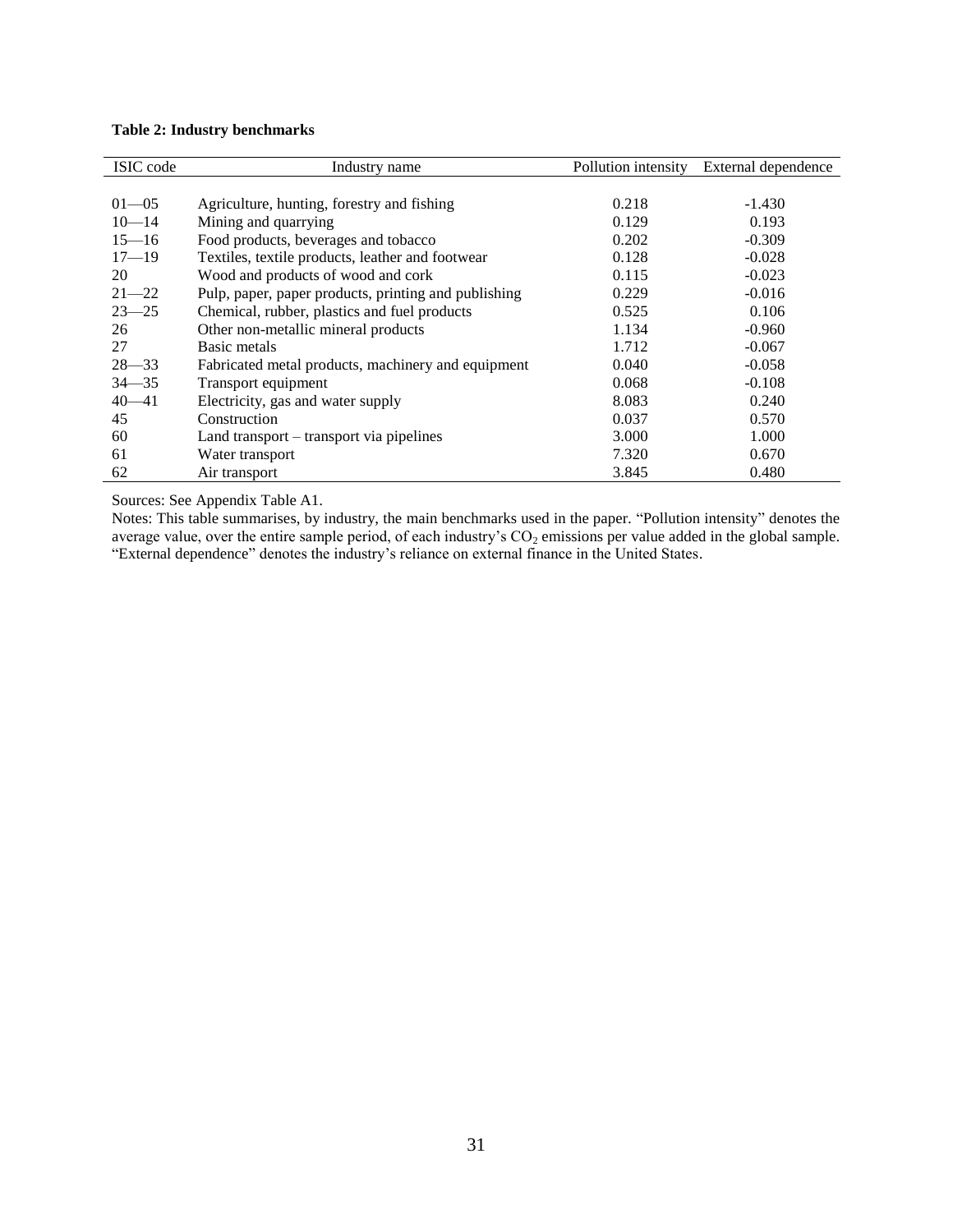**Table 2: Industry benchmarks**

| ISIC code | Industry name | Pollution intensity | External dependence |
|---|---|---|---|
| 01—05 | Agriculture, hunting, forestry and fishing | 0.218 | -1.430 |
| 10—14 | Mining and quarrying | 0.129 | 0.193 |
| 15—16 | Food products, beverages and tobacco | 0.202 | -0.309 |
| 17—19 | Textiles, textile products, leather and footwear | 0.128 | -0.028 |
| 20 | Wood and products of wood and cork | 0.115 | -0.023 |
| 21—22 | Pulp, paper, paper products, printing and publishing | 0.229 | -0.016 |
| 23—25 | Chemical, rubber, plastics and fuel products | 0.525 | 0.106 |
| 26 | Other non-metallic mineral products | 1.134 | -0.960 |
| 27 | Basic metals | 1.712 | -0.067 |
| 28—33 | Fabricated metal products, machinery and equipment | 0.040 | -0.058 |
| 34—35 | Transport equipment | 0.068 | -0.108 |
| 40—41 | Electricity, gas and water supply | 8.083 | 0.240 |
| 45 | Construction | 0.037 | 0.570 |
| 60 | Land transport – transport via pipelines | 3.000 | 1.000 |
| 61 | Water transport | 7.320 | 0.670 |
| 62 | Air transport | 3.845 | 0.480 |

Sources: See Appendix Table A1.

Notes: This table summarises, by industry, the main benchmarks used in the paper. "Pollution intensity" denotes the average value, over the entire sample period, of each industry's $CO_2$ emissions per value added in the global sample. "External dependence" denotes the industry's reliance on external finance in the United States.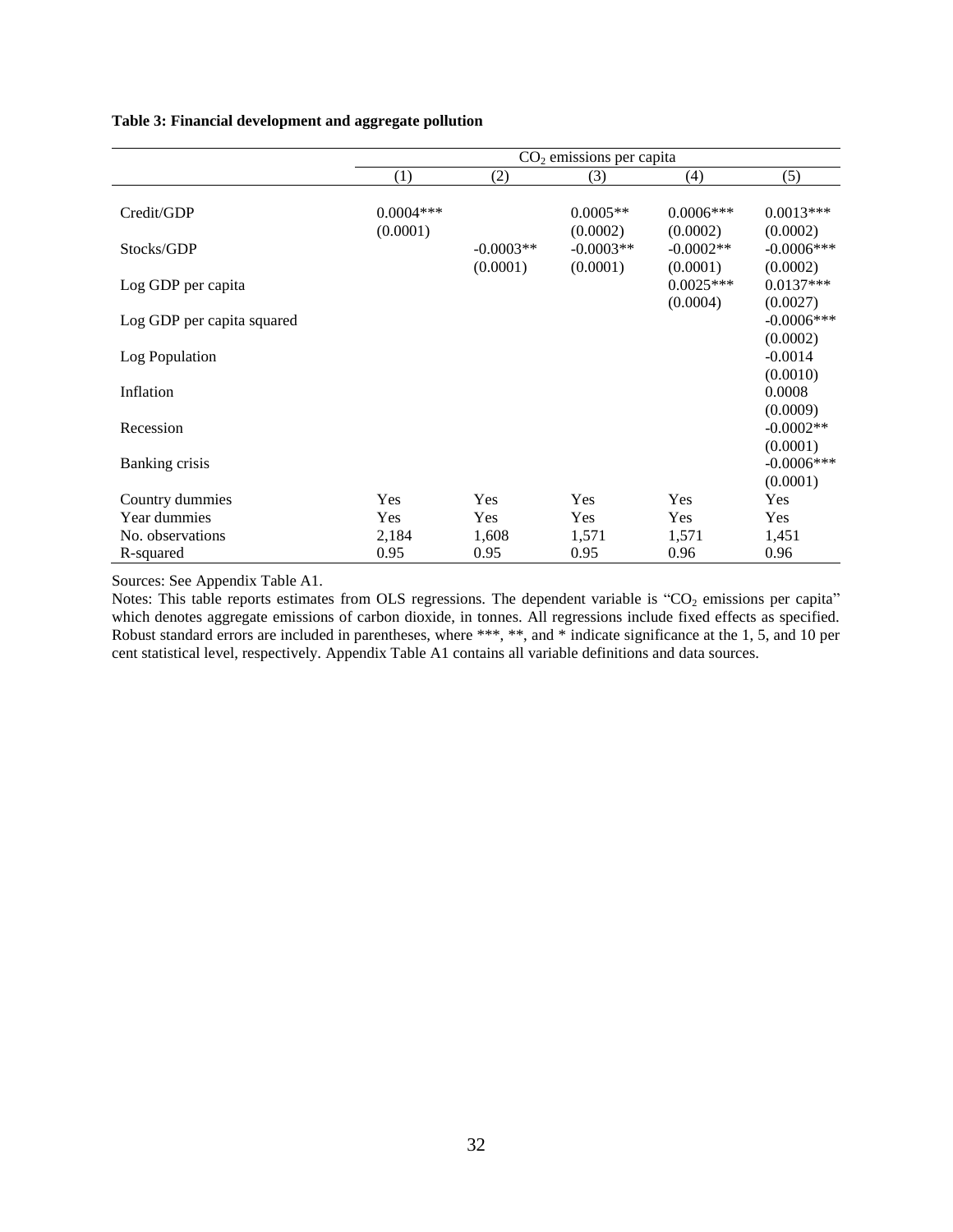**Table 3: Financial development and aggregate pollution**

| | $CO_2$ emissions per capita | | | | |
|---|---|---|---|---|---|
| | (1) | (2) | (3) | (4) | (5) |
| Credit/GDP | 0.0004*** | | 0.0005** | 0.0006*** | 0.0013*** |
| | (0.0001) | | (0.0002) | (0.0002) | (0.0002) |
| Stocks/GDP | | -0.0003** | -0.0003** | -0.0002** | -0.0006*** |
| | | (0.0001) | (0.0001) | (0.0001) | (0.0002) |
| Log GDP per capita | | | | 0.0025*** | 0.0137*** |
| | | | | (0.0004) | (0.0027) |
| Log GDP per capita squared | | | | | -0.0006*** |
| | | | | | (0.0002) |
| Log Population | | | | | -0.0014 |
| | | | | | (0.0010) |
| Inflation | | | | | 0.0008 |
| | | | | | (0.0009) |
| Recession | | | | | -0.0002** |
| | | | | | (0.0001) |
| Banking crisis | | | | | -0.0006*** |
| | | | | | (0.0001) |
| Country dummies | Yes | Yes | Yes | Yes | Yes |
| Year dummies | Yes | Yes | Yes | Yes | Yes |
| No. observations | 2,184 | 1,608 | 1,571 | 1,571 | 1,451 |
| R-squared | 0.95 | 0.95 | 0.95 | 0.96 | 0.96 |

Sources: See Appendix Table A1.

Notes: This table reports estimates from OLS regressions. The dependent variable is "$CO_2$ emissions per capita" which denotes aggregate emissions of carbon dioxide, in tonnes. All regressions include fixed effects as specified. Robust standard errors are included in parentheses, where ***, **, and * indicate significance at the 1, 5, and 10 per cent statistical level, respectively. Appendix Table A1 contains all variable definitions and data sources.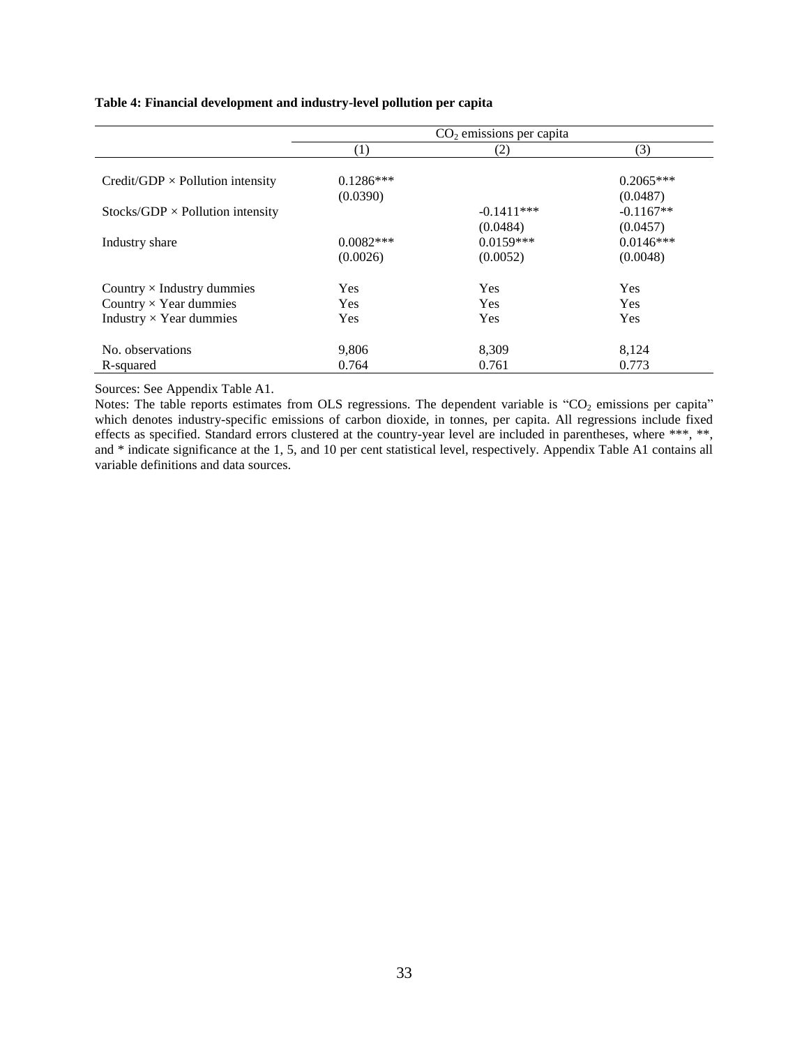**Table 4: Financial development and industry-level pollution per capita**

| | $CO_2$ emissions per capita | | |
|---|---|---|---|
| | (1) | (2) | (3) |
| Credit/GDP × Pollution intensity | 0.1286*** | | 0.2065*** |
| | (0.0390) | | (0.0487) |
| Stocks/GDP × Pollution intensity | | -0.1411*** | -0.1167** |
| | | (0.0484) | (0.0457) |
| Industry share | 0.0082*** | 0.0159*** | 0.0146*** |
| | (0.0026) | (0.0052) | (0.0048) |
| Country × Industry dummies | Yes | Yes | Yes |
| Country × Year dummies | Yes | Yes | Yes |
| Industry × Year dummies | Yes | Yes | Yes |
| No. observations | 9,806 | 8,309 | 8,124 |
| R-squared | 0.764 | 0.761 | 0.773 |

Sources: See Appendix Table A1.

Notes: The table reports estimates from OLS regressions. The dependent variable is "$CO_2$ emissions per capita" which denotes industry-specific emissions of carbon dioxide, in tonnes, per capita. All regressions include fixed effects as specified. Standard errors clustered at the country-year level are included in parentheses, where ***, **, and * indicate significance at the 1, 5, and 10 per cent statistical level, respectively. Appendix Table A1 contains all variable definitions and data sources.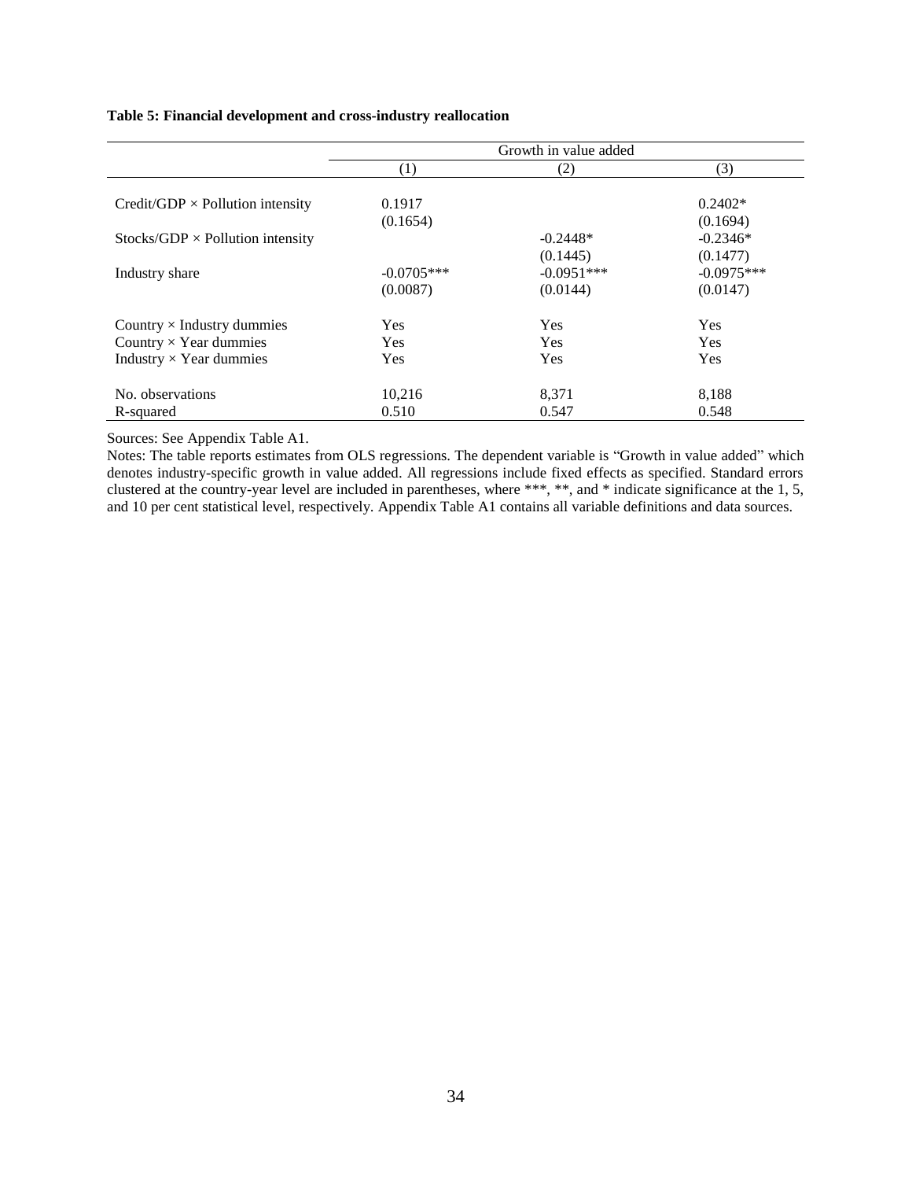**Table 5: Financial development and cross-industry reallocation**

| | Growth in value added | | |
|---|---|---|---|
| | (1) | (2) | (3) |
| Credit/GDP × Pollution intensity | 0.1917 | | 0.2402* |
| | (0.1654) | | (0.1694) |
| Stocks/GDP × Pollution intensity | | -0.2448* | -0.2346* |
| | | (0.1445) | (0.1477) |
| Industry share | -0.0705*** | -0.0951*** | -0.0975*** |
| | (0.0087) | (0.0144) | (0.0147) |
| Country × Industry dummies | Yes | Yes | Yes |
| Country × Year dummies | Yes | Yes | Yes |
| Industry × Year dummies | Yes | Yes | Yes |
| No. observations | 10,216 | 8,371 | 8,188 |
| R-squared | 0.510 | 0.547 | 0.548 |

Sources: See Appendix Table A1.

Notes: The table reports estimates from OLS regressions. The dependent variable is "Growth in value added" which denotes industry-specific growth in value added. All regressions include fixed effects as specified. Standard errors clustered at the country-year level are included in parentheses, where ***, **, and * indicate significance at the 1, 5, and 10 per cent statistical level, respectively. Appendix Table A1 contains all variable definitions and data sources.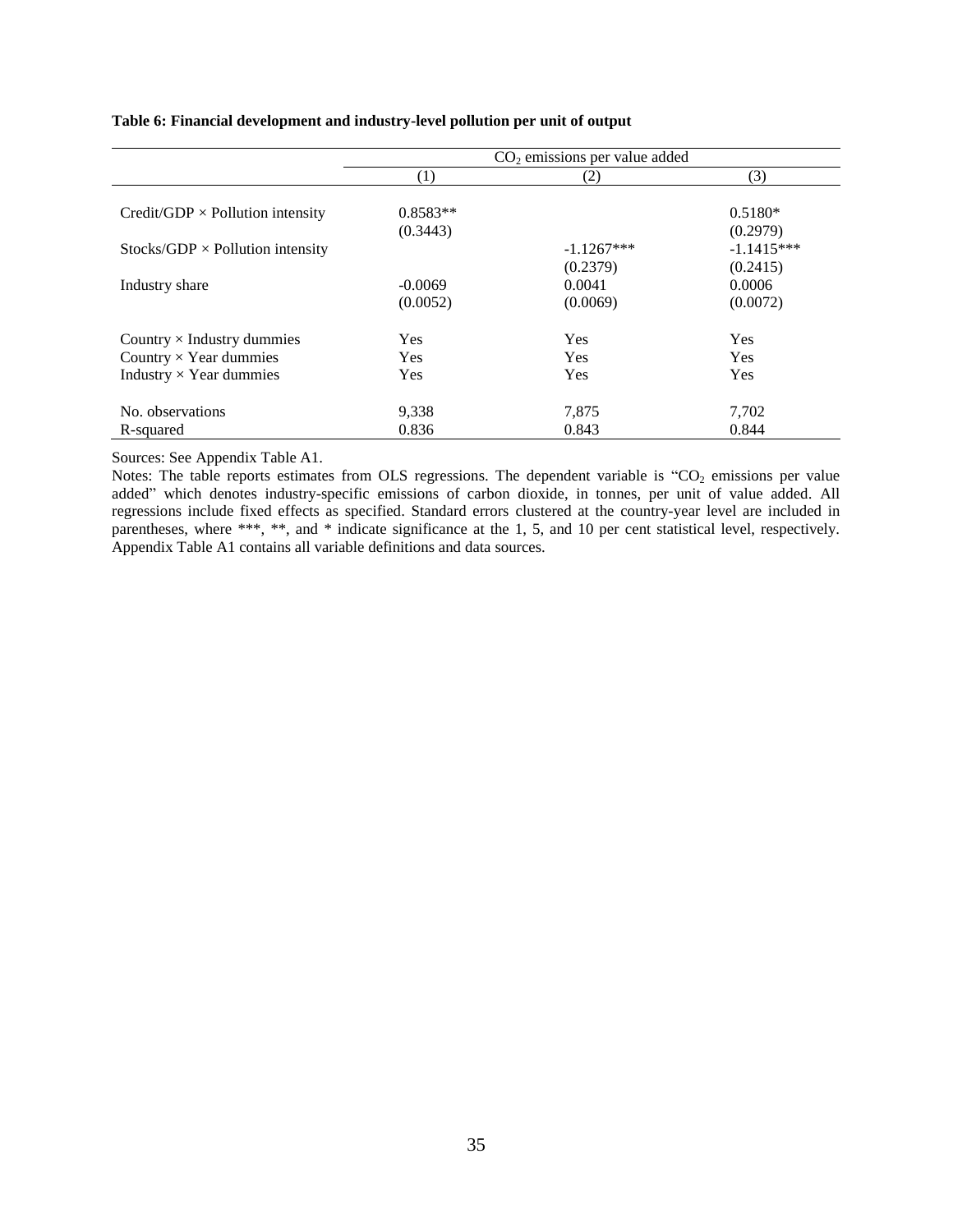**Table 6: Financial development and industry-level pollution per unit of output**

| | $CO_2$ emissions per value added | | |
|---|---|---|---|
| | (1) | (2) | (3) |
| Credit/GDP × Pollution intensity | 0.8583** | | 0.5180* |
| | (0.3443) | | (0.2979) |
| Stocks/GDP × Pollution intensity | | -1.1267*** | -1.1415*** |
| | | (0.2379) | (0.2415) |
| Industry share | -0.0069 | 0.0041 | 0.0006 |
| | (0.0052) | (0.0069) | (0.0072) |
| Country × Industry dummies | Yes | Yes | Yes |
| Country × Year dummies | Yes | Yes | Yes |
| Industry × Year dummies | Yes | Yes | Yes |
| No. observations | 9,338 | 7,875 | 7,702 |
| R-squared | 0.836 | 0.843 | 0.844 |

Sources: See Appendix Table A1.

Notes: The table reports estimates from OLS regressions. The dependent variable is "$CO_2$ emissions per value added" which denotes industry-specific emissions of carbon dioxide, in tonnes, per unit of value added. All regressions include fixed effects as specified. Standard errors clustered at the country-year level are included in parentheses, where ***, **, and * indicate significance at the 1, 5, and 10 per cent statistical level, respectively. Appendix Table A1 contains all variable definitions and data sources.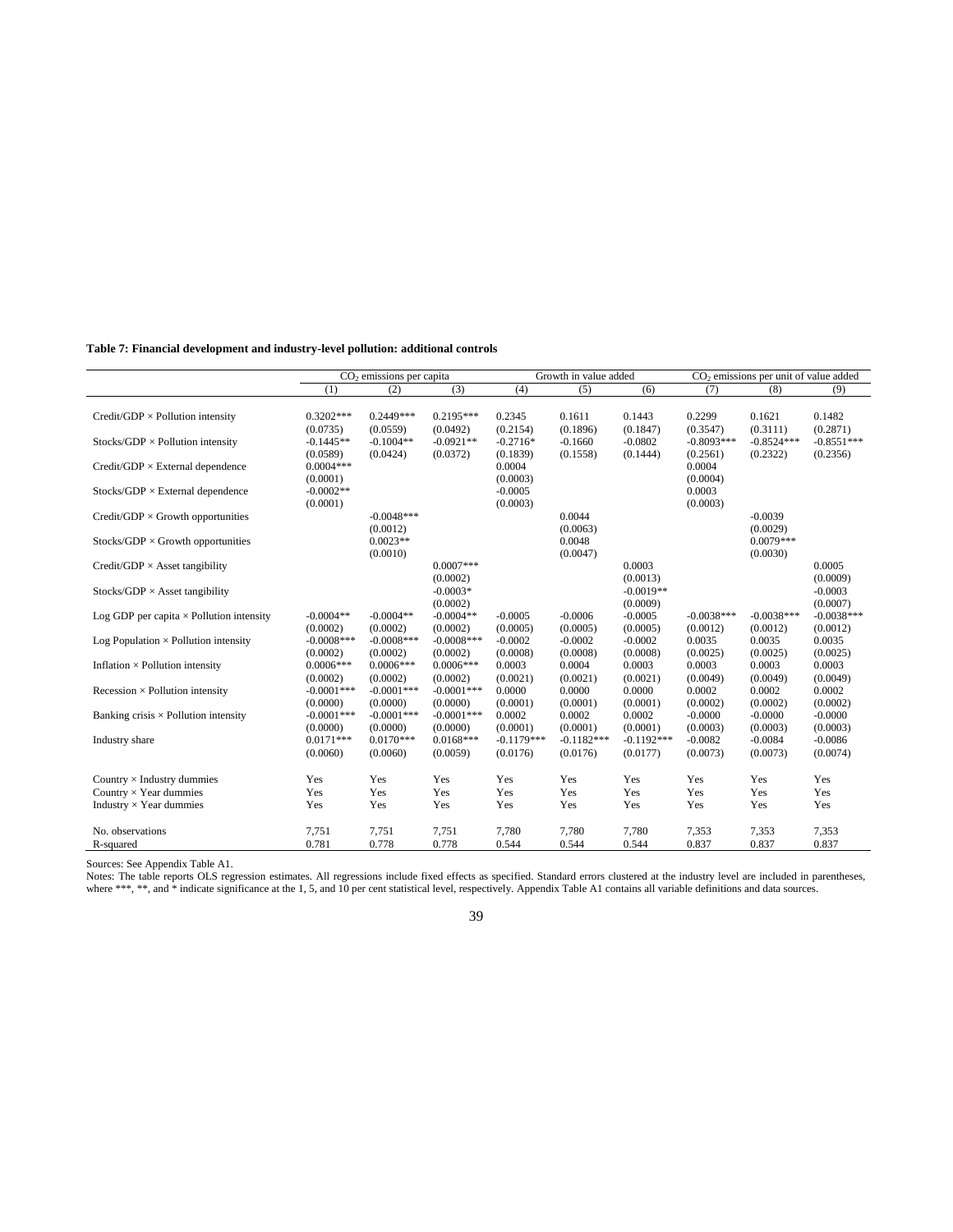**Table 7: Financial development and industry-level pollution: additional controls**

| | $CO_2$ emissions per capita | | | Growth in value added | | | $CO_2$ emissions per unit of value added | | |
|---|---|---|---|---|---|---|---|---|---|
| | (1) | (2) | (3) | (4) | (5) | (6) | (7) | (8) | (9) |
| Credit/GDP × Pollution intensity | 0.3202*** | 0.2449*** | 0.2195*** | 0.2345 | 0.1611 | 0.1443 | 0.2299 | 0.1621 | 0.1482 |
| | (0.0735) | (0.0559) | (0.0492) | (0.2154) | (0.1896) | (0.1847) | (0.3547) | (0.3111) | (0.2871) |
| Stocks/GDP × Pollution intensity | -0.1445** | -0.1004** | -0.0921** | -0.2716* | -0.1660 | -0.0802 | -0.8093*** | -0.8524*** | -0.8551*** |
| | (0.0589) | (0.0424) | (0.0372) | (0.1839) | (0.1558) | (0.1444) | (0.2561) | (0.2322) | (0.2356) |
| Credit/GDP × External dependence | 0.0004*** | | | 0.0004 | | | 0.0004 | | |
| | (0.0001) | | | (0.0003) | | | (0.0004) | | |
| Stocks/GDP × External dependence | -0.0002** | | | -0.0005 | | | 0.0003 | | |
| | (0.0001) | | | (0.0003) | | | (0.0003) | | |
| Credit/GDP × Growth opportunities | | -0.0048*** | | | 0.0044 | | | -0.0039 | |
| | | (0.0012) | | | (0.0063) | | | (0.0029) | |
| Stocks/GDP × Growth opportunities | | 0.0023** | | | 0.0048 | | | 0.0079*** | |
| | | (0.0010) | | | (0.0047) | | | (0.0030) | |
| Credit/GDP × Asset tangibility | | | 0.0007*** | | | 0.0003 | | | 0.0005 |
| | | | (0.0002) | | | (0.0013) | | | (0.0009) |
| Stocks/GDP × Asset tangibility | | | -0.0003* | | | -0.0019** | | | -0.0003 |
| | | | (0.0002) | | | (0.0009) | | | (0.0007) |
| Log GDP per capita × Pollution intensity | -0.0004** | -0.0004** | -0.0004** | -0.0005 | -0.0006 | -0.0005 | -0.0038*** | -0.0038*** | -0.0038*** |
| | (0.0002) | (0.0002) | (0.0002) | (0.0005) | (0.0005) | (0.0005) | (0.0012) | (0.0012) | (0.0012) |
| Log Population × Pollution intensity | -0.0008*** | -0.0008*** | -0.0008*** | -0.0002 | -0.0002 | -0.0002 | 0.0035 | 0.0035 | 0.0035 |
| | (0.0002) | (0.0002) | (0.0002) | (0.0008) | (0.0008) | (0.0008) | (0.0025) | (0.0025) | (0.0025) |
| Inflation × Pollution intensity | 0.0006*** | 0.0006*** | 0.0006*** | 0.0003 | 0.0004 | 0.0003 | 0.0003 | 0.0003 | 0.0003 |
| | (0.0002) | (0.0002) | (0.0002) | (0.0021) | (0.0021) | (0.0021) | (0.0049) | (0.0049) | (0.0049) |
| Recession × Pollution intensity | -0.0001*** | -0.0001*** | -0.0001*** | 0.0000 | 0.0000 | 0.0000 | 0.0002 | 0.0002 | 0.0002 |
| | (0.0000) | (0.0000) | (0.0000) | (0.0001) | (0.0001) | (0.0001) | (0.0002) | (0.0002) | (0.0002) |
| Banking crisis × Pollution intensity | -0.0001*** | -0.0001*** | -0.0001*** | 0.0002 | 0.0002 | 0.0002 | -0.0000 | -0.0000 | -0.0000 |
| | (0.0000) | (0.0000) | (0.0000) | (0.0001) | (0.0001) | (0.0001) | (0.0003) | (0.0003) | (0.0003) |
| Industry share | 0.0171*** | 0.0170*** | 0.0168*** | -0.1179*** | -0.1182*** | -0.1192*** | -0.0082 | -0.0084 | -0.0086 |
| | (0.0060) | (0.0060) | (0.0059) | (0.0176) | (0.0176) | (0.0177) | (0.0073) | (0.0073) | (0.0074) |
| Country × Industry dummies | Yes | Yes | Yes | Yes | Yes | Yes | Yes | Yes | Yes |
| Country × Year dummies | Yes | Yes | Yes | Yes | Yes | Yes | Yes | Yes | Yes |
| Industry × Year dummies | Yes | Yes | Yes | Yes | Yes | Yes | Yes | Yes | Yes |
| No. observations | 7,751 | 7,751 | 7,751 | 7,780 | 7,780 | 7,780 | 7,353 | 7,353 | 7,353 |
| R-squared | 0.781 | 0.778 | 0.778 | 0.544 | 0.544 | 0.544 | 0.837 | 0.837 | 0.837 |

Sources: See Appendix Table A1.

Notes: The table reports OLS regression estimates. All regressions include fixed effects as specified. Standard errors clustered at the industry level are included in parentheses, where ***, **, and * indicate significance at the 1, 5, and 10 per cent statistical level, respectively. Appendix Table A1 contains all variable definitions and data sources.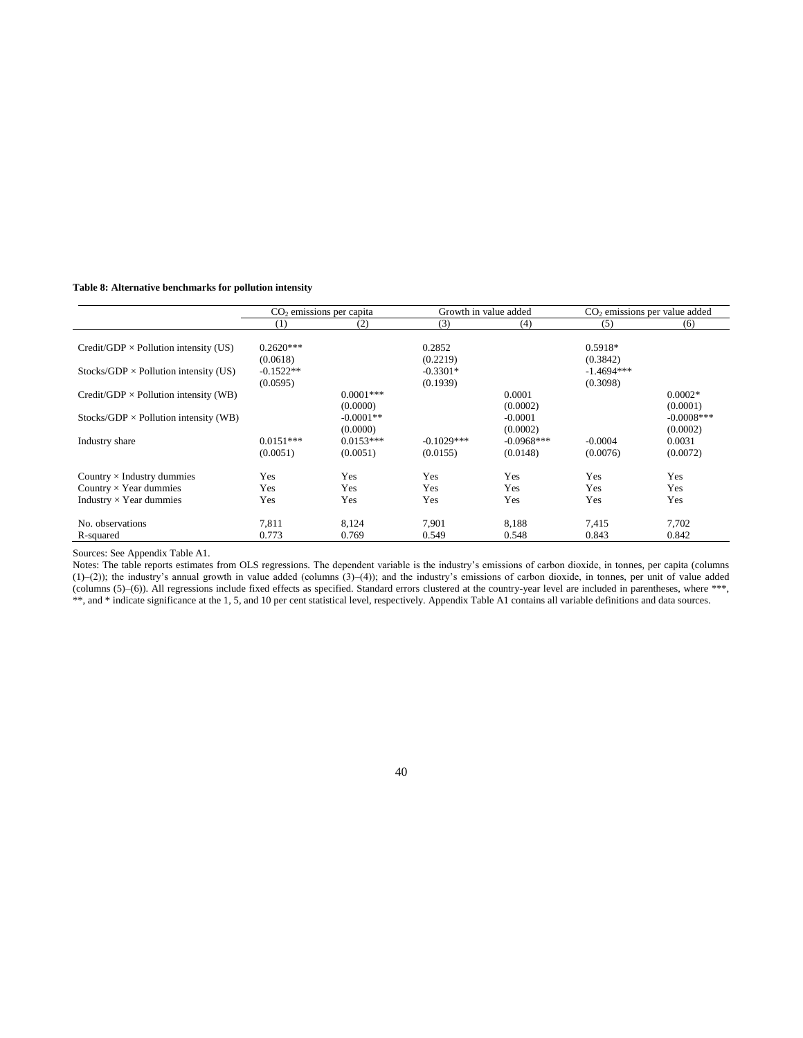**Table 8: Alternative benchmarks for pollution intensity**

| | $CO_2$ emissions per capita | | Growth in value added | | $CO_2$ emissions per value added | |
|---|---|---|---|---|---|---|
| | (1) | (2) | (3) | (4) | (5) | (6) |
| Credit/GDP × Pollution intensity (US) | 0.2620*** | | 0.2852 | | 0.5918* | |
| | (0.0618) | | (0.2219) | | (0.3842) | |
| Stocks/GDP × Pollution intensity (US) | -0.1522** | | -0.3301* | | -1.4694*** | |
| | (0.0595) | | (0.1939) | | (0.3098) | |
| Credit/GDP × Pollution intensity (WB) | | 0.0001*** | | 0.0001 | | 0.0002* |
| | | (0.0000) | | (0.0002) | | (0.0001) |
| Stocks/GDP × Pollution intensity (WB) | | -0.0001** | | -0.0001 | | -0.0008*** |
| | | (0.0000) | | (0.0002) | | (0.0002) |
| Industry share | 0.0151*** | 0.0153*** | -0.1029*** | -0.0968*** | -0.0004 | 0.0031 |
| | (0.0051) | (0.0051) | (0.0155) | (0.0148) | (0.0076) | (0.0072) |
| Country × Industry dummies | Yes | Yes | Yes | Yes | Yes | Yes |
| Country × Year dummies | Yes | Yes | Yes | Yes | Yes | Yes |
| Industry × Year dummies | Yes | Yes | Yes | Yes | Yes | Yes |
| No. observations | 7,811 | 8,124 | 7,901 | 8,188 | 7,415 | 7,702 |
| R-squared | 0.773 | 0.769 | 0.549 | 0.548 | 0.843 | 0.842 |

Sources: See Appendix Table A1.

Notes: The table reports estimates from OLS regressions. The dependent variable is the industry's emissions of carbon dioxide, in tonnes, per capita (columns (1)–(2)); the industry's annual growth in value added (columns (3)–(4)); and the industry's emissions of carbon dioxide, in tonnes, per unit of value added (columns (5)–(6)). All regressions include fixed effects as specified. Standard errors clustered at the country-year level are included in parentheses, where ***, **, and * indicate significance at the 1, 5, and 10 per cent statistical level, respectively. Appendix Table A1 contains all variable definitions and data sources.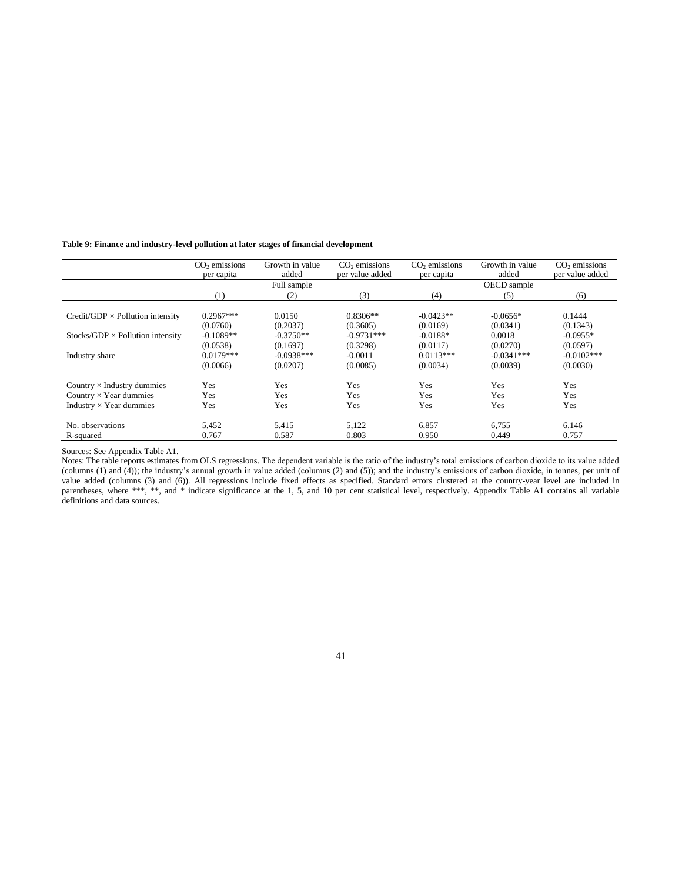**Table 9: Finance and industry-level pollution at later stages of financial development**

| | $CO_2$ emissions per capita | Growth in value added | $CO_2$ emissions per value added | $CO_2$ emissions per capita | Growth in value added | $CO_2$ emissions per value added |
|---|---|---|---|---|---|---|
| | Full sample | | | OECD sample | | |
| | (1) | (2) | (3) | (4) | (5) | (6) |
| Credit/GDP × Pollution intensity | 0.2967*** | 0.0150 | 0.8306** | -0.0423** | -0.0656* | 0.1444 |
| | (0.0760) | (0.2037) | (0.3605) | (0.0169) | (0.0341) | (0.1343) |
| Stocks/GDP × Pollution intensity | -0.1089** | -0.3750** | -0.9731*** | -0.0188* | 0.0018 | -0.0955* |
| | (0.0538) | (0.1697) | (0.3298) | (0.0117) | (0.0270) | (0.0597) |
| Industry share | 0.0179*** | -0.0938*** | -0.0011 | 0.0113*** | -0.0341*** | -0.0102*** |
| | (0.0066) | (0.0207) | (0.0085) | (0.0034) | (0.0039) | (0.0030) |
| Country × Industry dummies | Yes | Yes | Yes | Yes | Yes | Yes |
| Country × Year dummies | Yes | Yes | Yes | Yes | Yes | Yes |
| Industry × Year dummies | Yes | Yes | Yes | Yes | Yes | Yes |
| No. observations | 5,452 | 5,415 | 5,122 | 6,857 | 6,755 | 6,146 |
| R-squared | 0.767 | 0.587 | 0.803 | 0.950 | 0.449 | 0.757 |

Sources: See Appendix Table A1.

Notes: The table reports estimates from OLS regressions. The dependent variable is the ratio of the industry's total emissions of carbon dioxide to its value added (columns (1) and (4)); the industry's annual growth in value added (columns (2) and (5)); and the industry's emissions of carbon dioxide, in tonnes, per unit of value added (columns (3) and (6)). All regressions include fixed effects as specified. Standard errors clustered at the country-year level are included in parentheses, where ***, **, and * indicate significance at the 1, 5, and 10 per cent statistical level, respectively. Appendix Table A1 contains all variable definitions and data sources.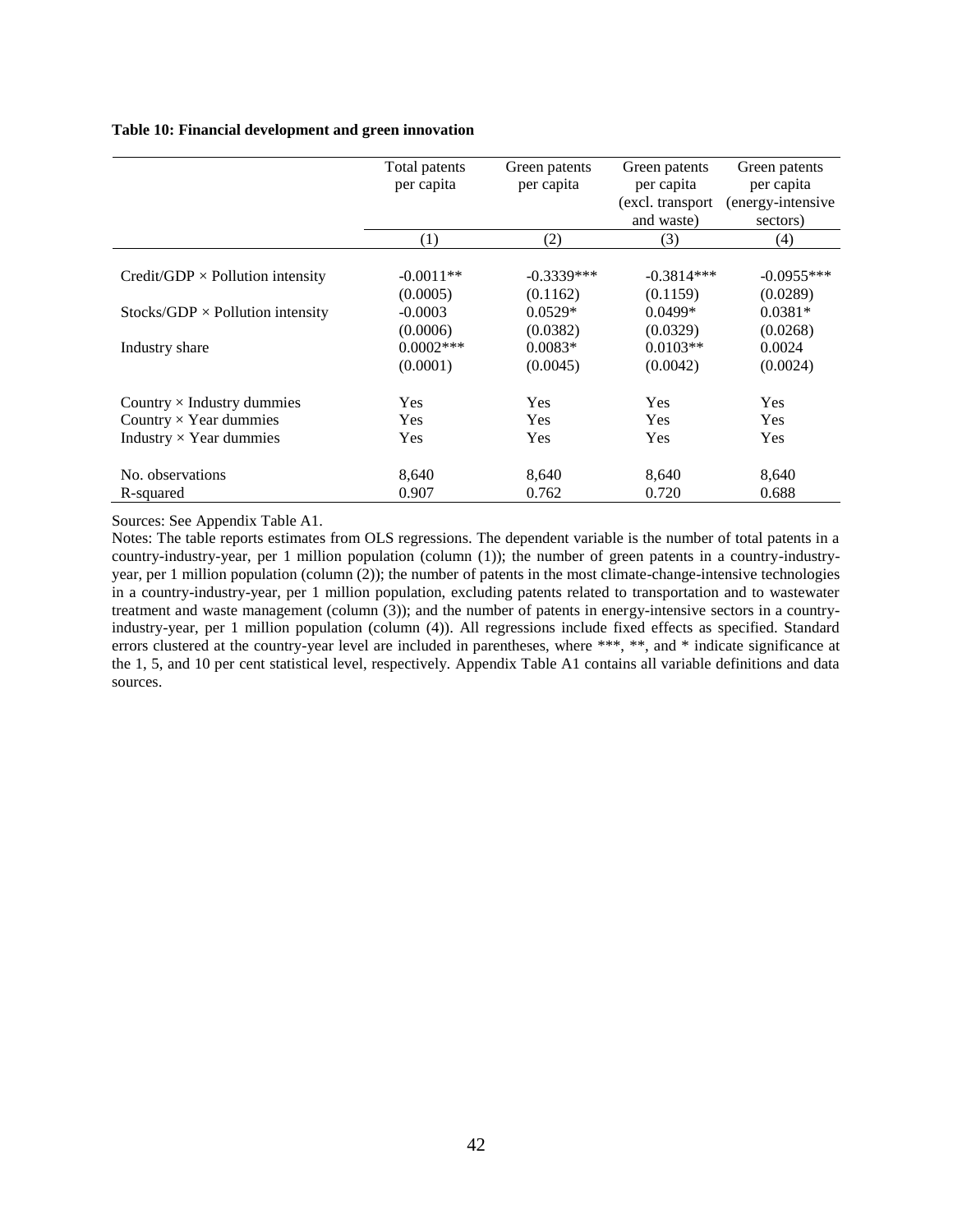**Table 10: Financial development and green innovation**

| | Total patents per capita | Green patents per capita | Green patents per capita (excl. transport and waste) | Green patents per capita (energy-intensive sectors) |
|---|---|---|---|---|
| | (1) | (2) | (3) | (4) |
| Credit/GDP × Pollution intensity | -0.0011** | -0.3339*** | -0.3814*** | -0.0955*** |
| | (0.0005) | (0.1162) | (0.1159) | (0.0289) |
| Stocks/GDP × Pollution intensity | -0.0003 | 0.0529* | 0.0499* | 0.0381* |
| | (0.0006) | (0.0382) | (0.0329) | (0.0268) |
| Industry share | 0.0002*** | 0.0083* | 0.0103** | 0.0024 |
| | (0.0001) | (0.0045) | (0.0042) | (0.0024) |
| Country × Industry dummies | Yes | Yes | Yes | Yes |
| Country × Year dummies | Yes | Yes | Yes | Yes |
| Industry × Year dummies | Yes | Yes | Yes | Yes |
| No. observations | 8,640 | 8,640 | 8,640 | 8,640 |
| R-squared | 0.907 | 0.762 | 0.720 | 0.688 |

Sources: See Appendix Table A1.

Notes: The table reports estimates from OLS regressions. The dependent variable is the number of total patents in a country-industry-year, per 1 million population (column (1)); the number of green patents in a country-industry-year, per 1 million population (column (2)); the number of patents in the most climate-change-intensive technologies in a country-industry-year, per 1 million population, excluding patents related to transportation and to wastewater treatment and waste management (column (3)); and the number of patents in energy-intensive sectors in a country-industry-year, per 1 million population (column (4)). All regressions include fixed effects as specified. Standard errors clustered at the country-year level are included in parentheses, where ***, **, and * indicate significance at the 1, 5, and 10 per cent statistical level, respectively. Appendix Table A1 contains all variable definitions and data sources.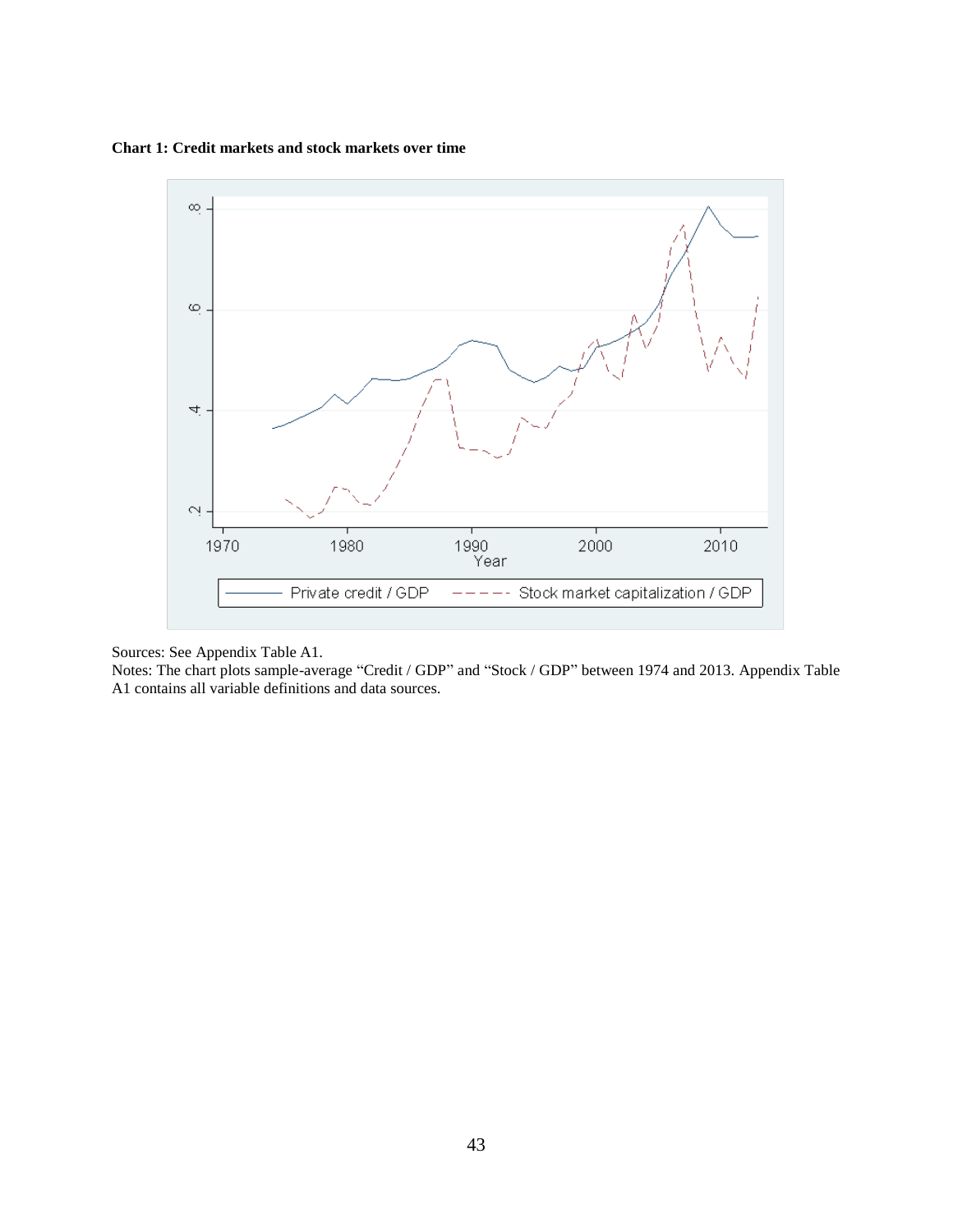**Chart 1: Credit markets and stock markets over time**

Sources: See Appendix Table A1.

Notes: The chart plots sample-average "Credit / GDP" and "Stock / GDP" between 1974 and 2013. Appendix Table A1 contains all variable definitions and data sources.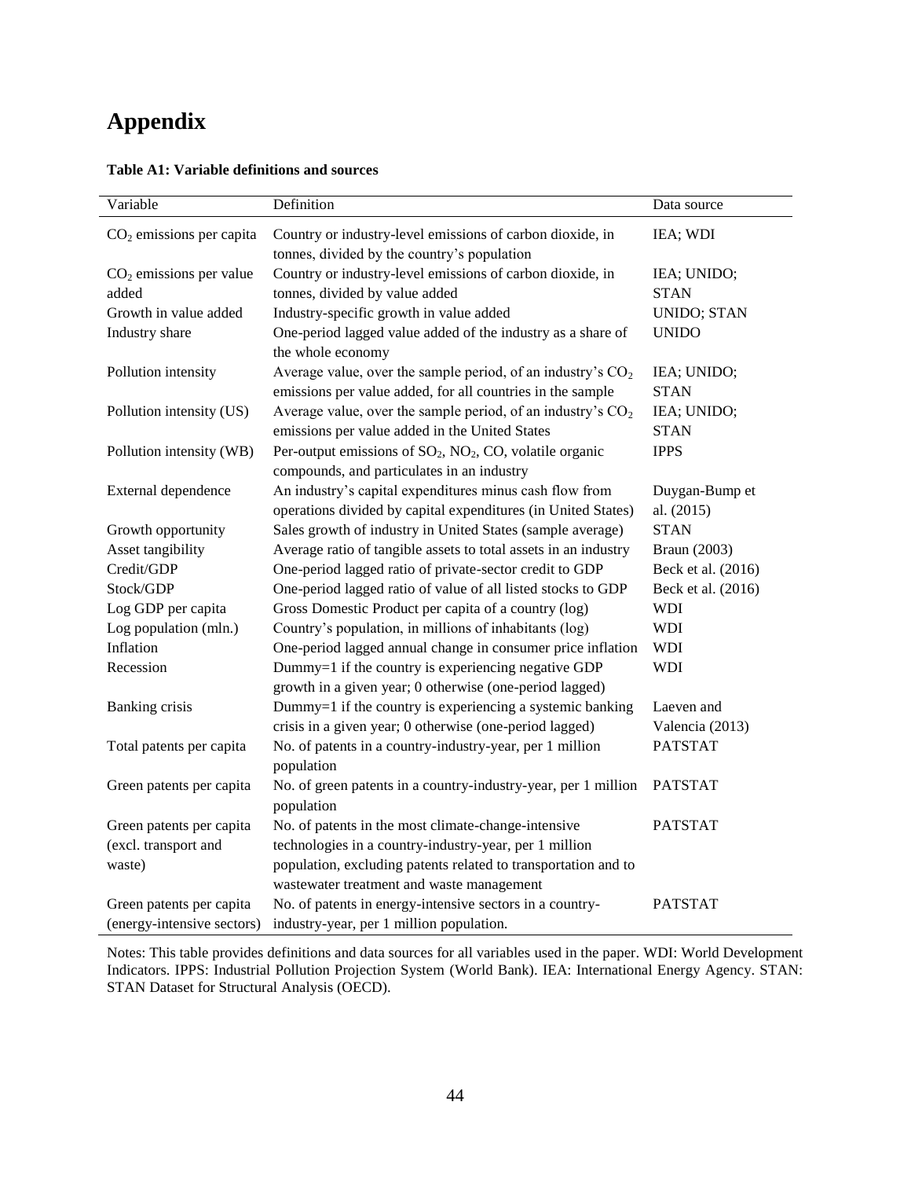# Appendix

**Table A1: Variable definitions and sources**

| Variable | Definition | Data source |
|---|---|---|
| $CO_2$ emissions per capita | Country or industry-level emissions of carbon dioxide, in tonnes, divided by the country's population | IEA; WDI |
| $CO_2$ emissions per value added | Country or industry-level emissions of carbon dioxide, in tonnes, divided by value added | IEA; UNIDO; STAN |
| Growth in value added | Industry-specific growth in value added | UNIDO; STAN |
| Industry share | One-period lagged value added of the industry as a share of the whole economy | UNIDO |
| Pollution intensity | Average value, over the sample period, of an industry's $CO_2$ emissions per value added, for all countries in the sample | IEA; UNIDO; STAN |
| Pollution intensity (US) | Average value, over the sample period, of an industry's $CO_2$ emissions per value added in the United States | IEA; UNIDO; STAN |
| Pollution intensity (WB) | Per-output emissions of $SO_2$, $NO_2$, CO, volatile organic compounds, and particulates in an industry | IPPS |
| External dependence | An industry's capital expenditures minus cash flow from operations divided by capital expenditures (in United States) | Duygan-Bump et al. (2015) |
| Growth opportunity | Sales growth of industry in United States (sample average) | STAN |
| Asset tangibility | Average ratio of tangible assets to total assets in an industry | Braun (2003) |
| Credit/GDP | One-period lagged ratio of private-sector credit to GDP | Beck et al. (2016) |
| Stock/GDP | One-period lagged ratio of value of all listed stocks to GDP | Beck et al. (2016) |
| Log GDP per capita | Gross Domestic Product per capita of a country (log) | WDI |
| Log population (mln.) | Country's population, in millions of inhabitants (log) | WDI |
| Inflation | One-period lagged annual change in consumer price inflation | WDI |
| Recession | Dummy=1 if the country is experiencing negative GDP growth in a given year; 0 otherwise (one-period lagged) | WDI |
| Banking crisis | Dummy=1 if the country is experiencing a systemic banking crisis in a given year; 0 otherwise (one-period lagged) | Laeven and Valencia (2013) |
| Total patents per capita | No. of patents in a country-industry-year, per 1 million population | PATSTAT |
| Green patents per capita | No. of green patents in a country-industry-year, per 1 million population | PATSTAT |
| Green patents per capita (excl. transport and waste) | No. of patents in the most climate-change-intensive technologies in a country-industry-year, per 1 million population, excluding patents related to transportation and to wastewater treatment and waste management | PATSTAT |
| Green patents per capita (energy-intensive sectors) | No. of patents in energy-intensive sectors in a country-industry-year, per 1 million population. | PATSTAT |

Notes: This table provides definitions and data sources for all variables used in the paper. WDI: World Development Indicators. IPPS: Industrial Pollution Projection System (World Bank). IEA: International Energy Agency. STAN: STAN Dataset for Structural Analysis (OECD).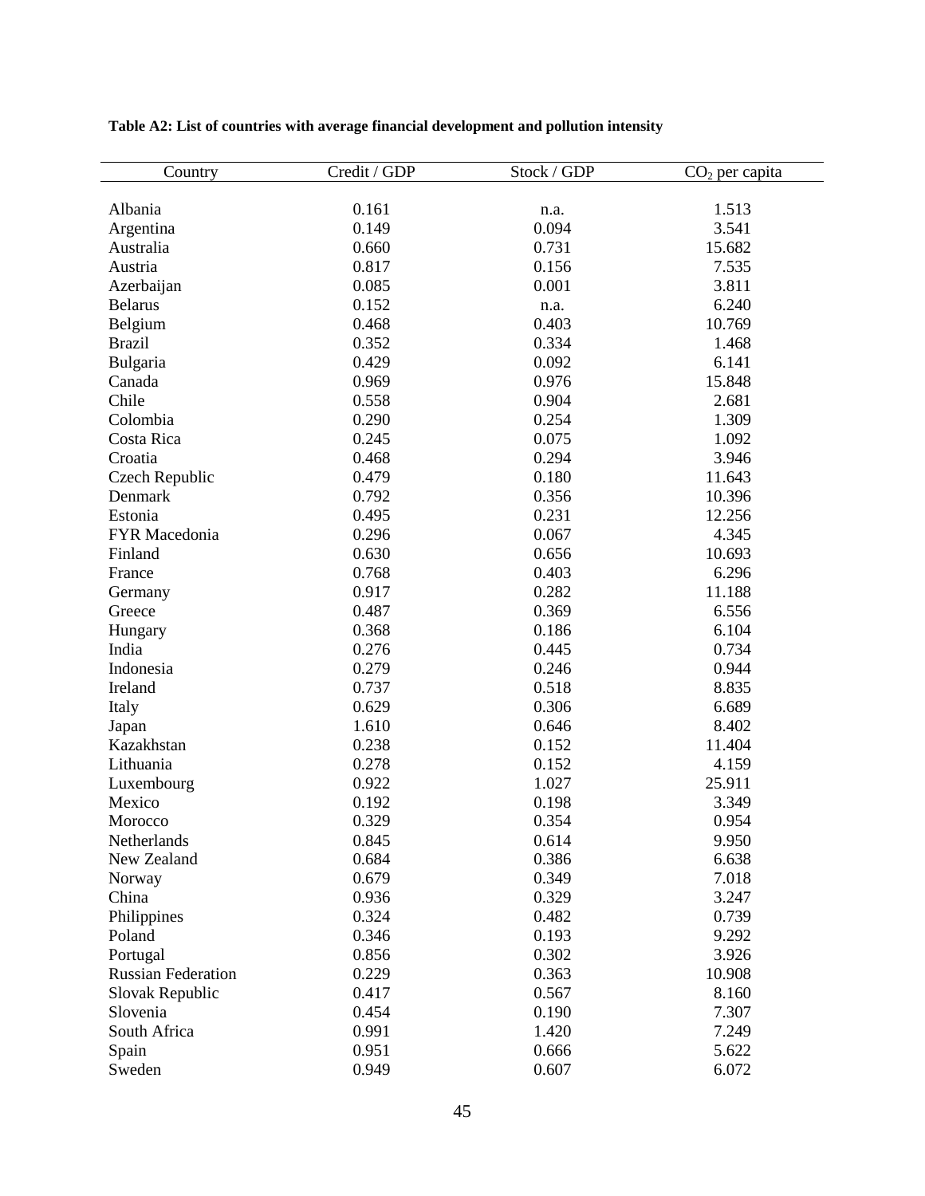**Table A2: List of countries with average financial development and pollution intensity**

| Country | Credit / GDP | Stock / GDP | $CO_2$ per capita |
|---|---|---|---|
| Albania | 0.161 | n.a. | 1.513 |
| Argentina | 0.149 | 0.094 | 3.541 |
| Australia | 0.660 | 0.731 | 15.682 |
| Austria | 0.817 | 0.156 | 7.535 |
| Azerbaijan | 0.085 | 0.001 | 3.811 |
| Belarus | 0.152 | n.a. | 6.240 |
| Belgium | 0.468 | 0.403 | 10.769 |
| Brazil | 0.352 | 0.334 | 1.468 |
| Bulgaria | 0.429 | 0.092 | 6.141 |
| Canada | 0.969 | 0.976 | 15.848 |
| Chile | 0.558 | 0.904 | 2.681 |
| Colombia | 0.290 | 0.254 | 1.309 |
| Costa Rica | 0.245 | 0.075 | 1.092 |
| Croatia | 0.468 | 0.294 | 3.946 |
| Czech Republic | 0.479 | 0.180 | 11.643 |
| Denmark | 0.792 | 0.356 | 10.396 |
| Estonia | 0.495 | 0.231 | 12.256 |
| FYR Macedonia | 0.296 | 0.067 | 4.345 |
| Finland | 0.630 | 0.656 | 10.693 |
| France | 0.768 | 0.403 | 6.296 |
| Germany | 0.917 | 0.282 | 11.188 |
| Greece | 0.487 | 0.369 | 6.556 |
| Hungary | 0.368 | 0.186 | 6.104 |
| India | 0.276 | 0.445 | 0.734 |
| Indonesia | 0.279 | 0.246 | 0.944 |
| Ireland | 0.737 | 0.518 | 8.835 |
| Italy | 0.629 | 0.306 | 6.689 |
| Japan | 1.610 | 0.646 | 8.402 |
| Kazakhstan | 0.238 | 0.152 | 11.404 |
| Lithuania | 0.278 | 0.152 | 4.159 |
| Luxembourg | 0.922 | 1.027 | 25.911 |
| Mexico | 0.192 | 0.198 | 3.349 |
| Morocco | 0.329 | 0.354 | 0.954 |
| Netherlands | 0.845 | 0.614 | 9.950 |
| New Zealand | 0.684 | 0.386 | 6.638 |
| Norway | 0.679 | 0.349 | 7.018 |
| China | 0.936 | 0.329 | 3.247 |
| Philippines | 0.324 | 0.482 | 0.739 |
| Poland | 0.346 | 0.193 | 9.292 |
| Portugal | 0.856 | 0.302 | 3.926 |
| Russian Federation | 0.229 | 0.363 | 10.908 |
| Slovak Republic | 0.417 | 0.567 | 8.160 |
| Slovenia | 0.454 | 0.190 | 7.307 |
| South Africa | 0.991 | 1.420 | 7.249 |
| Spain | 0.951 | 0.666 | 5.622 |
| Sweden | 0.949 | 0.607 | 6.072 |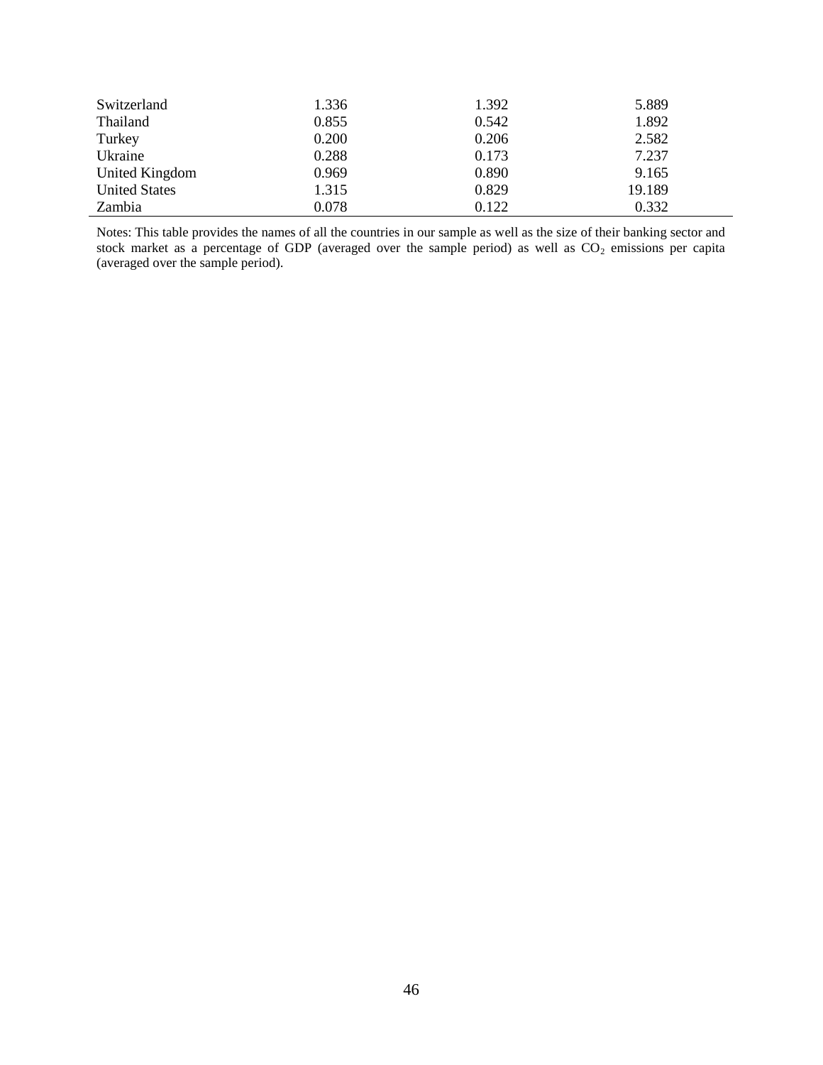| | | | |
|---|---|---|---|
| Switzerland | 1.336 | 1.392 | 5.889 |
| Thailand | 0.855 | 0.542 | 1.892 |
| Turkey | 0.200 | 0.206 | 2.582 |
| Ukraine | 0.288 | 0.173 | 7.237 |
| United Kingdom | 0.969 | 0.890 | 9.165 |
| United States | 1.315 | 0.829 | 19.189 |
| Zambia | 0.078 | 0.122 | 0.332 |

Notes: This table provides the names of all the countries in our sample as well as the size of their banking sector and stock market as a percentage of GDP (averaged over the sample period) as well as $CO_2$ emissions per capita (averaged over the sample period).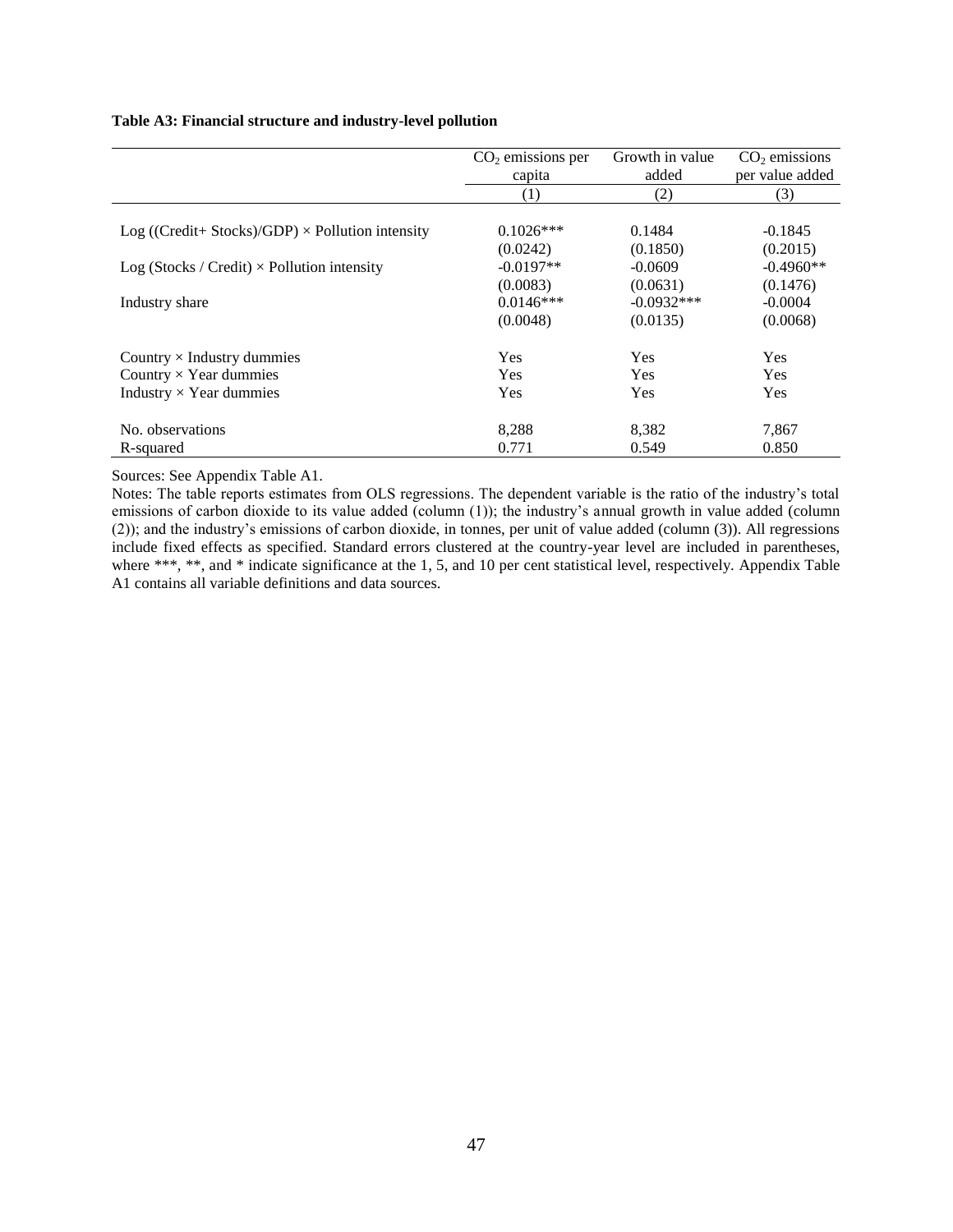**Table A3: Financial structure and industry-level pollution**

| | $CO_2$ emissions per capita | Growth in value added | $CO_2$ emissions per value added |
|---|---|---|---|
| | (1) | (2) | (3) |
| Log ((Credit+ Stocks)/GDP) × Pollution intensity | 0.1026*** | 0.1484 | -0.1845 |
| | (0.0242) | (0.1850) | (0.2015) |
| Log (Stocks / Credit) × Pollution intensity | -0.0197** | -0.0609 | -0.4960** |
| | (0.0083) | (0.0631) | (0.1476) |
| Industry share | 0.0146*** | -0.0932*** | -0.0004 |
| | (0.0048) | (0.0135) | (0.0068) |
| Country × Industry dummies | Yes | Yes | Yes |
| Country × Year dummies | Yes | Yes | Yes |
| Industry × Year dummies | Yes | Yes | Yes |
| No. observations | 8,288 | 8,382 | 7,867 |
| R-squared | 0.771 | 0.549 | 0.850 |

Sources: See Appendix Table A1.

Notes: The table reports estimates from OLS regressions. The dependent variable is the ratio of the industry's total emissions of carbon dioxide to its value added (column (1)); the industry's annual growth in value added (column (2)); and the industry's emissions of carbon dioxide, in tonnes, per unit of value added (column (3)). All regressions include fixed effects as specified. Standard errors clustered at the country-year level are included in parentheses, where ***, **, and * indicate significance at the 1, 5, and 10 per cent statistical level, respectively. Appendix Table A1 contains all variable definitions and data sources.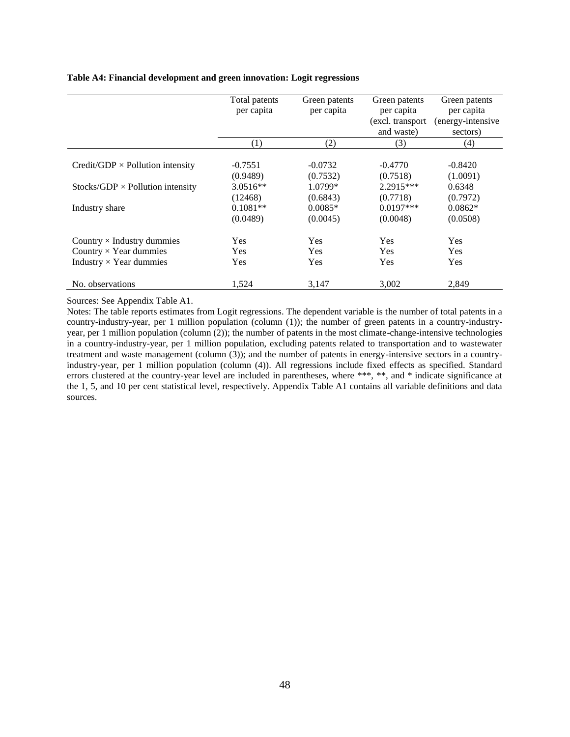**Table A4: Financial development and green innovation: Logit regressions**

| | Total patents per capita | Green patents per capita | Green patents per capita (excl. transport and waste) | Green patents per capita (energy-intensive sectors) |
|---|---|---|---|---|
| | (1) | (2) | (3) | (4) |
| Credit/GDP × Pollution intensity | -0.7551 | -0.0732 | -0.4770 | -0.8420 |
| | (0.9489) | (0.7532) | (0.7518) | (1.0091) |
| Stocks/GDP × Pollution intensity | 3.0516** | 1.0799* | 2.2915*** | 0.6348 |
| | (12468) | (0.6843) | (0.7718) | (0.7972) |
| Industry share | 0.1081** | 0.0085* | 0.0197*** | 0.0862* |
| | (0.0489) | (0.0045) | (0.0048) | (0.0508) |
| Country × Industry dummies | Yes | Yes | Yes | Yes |
| Country × Year dummies | Yes | Yes | Yes | Yes |
| Industry × Year dummies | Yes | Yes | Yes | Yes |
| No. observations | 1,524 | 3,147 | 3,002 | 2,849 |

Sources: See Appendix Table A1.

Notes: The table reports estimates from Logit regressions. The dependent variable is the number of total patents in a country-industry-year, per 1 million population (column (1)); the number of green patents in a country-industry-year, per 1 million population (column (2)); the number of patents in the most climate-change-intensive technologies in a country-industry-year, per 1 million population, excluding patents related to transportation and to wastewater treatment and waste management (column (3)); and the number of patents in energy-intensive sectors in a country-industry-year, per 1 million population (column (4)). All regressions include fixed effects as specified. Standard errors clustered at the country-year level are included in parentheses, where ***, **, and * indicate significance at the 1, 5, and 10 per cent statistical level, respectively. Appendix Table A1 contains all variable definitions and data sources.